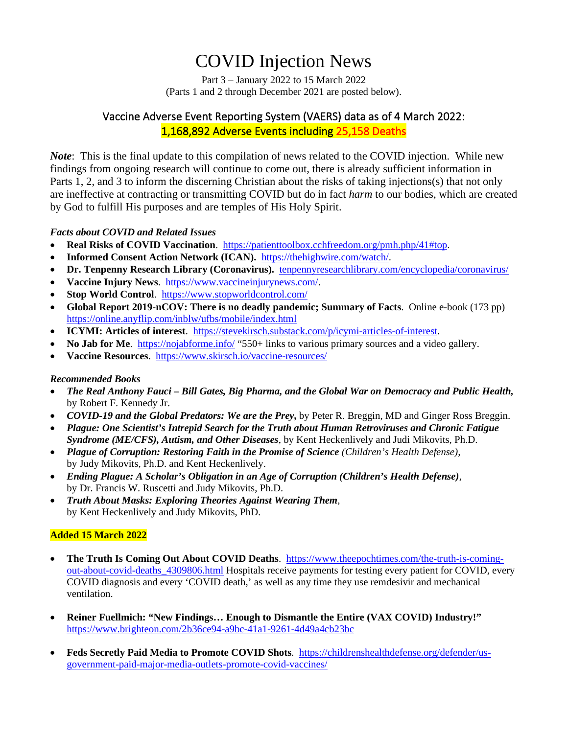# COVID Injection News

Part 3 – January 2022 to 15 March 2022
(Parts 1 and 2 through December 2021 are posted below).

## Vaccine Adverse Event Reporting System (VAERS) data as of 4 March 2022: 1,168,892 Adverse Events including 25,158 Deaths

***Note***: This is the final update to this compilation of news related to the COVID injection. While new findings from ongoing research will continue to come out, there is already sufficient information in Parts 1, 2, and 3 to inform the discerning Christian about the risks of taking injections(s) that not only are ineffective at contracting or transmitting COVID but do in fact *harm* to our bodies, which are created by God to fulfill His purposes and are temples of His Holy Spirit.

### *Facts about COVID and Related Issues*

- **Real Risks of COVID Vaccination**. https://patienttoolbox.cchfreedom.org/pmh.php/41#top.
- **Informed Consent Action Network (ICAN).** https://thehighwire.com/watch/.
- **Dr. Tenpenny Research Library (Coronavirus).** tenpennyresearchlibrary.com/encyclopedia/coronavirus/
- **Vaccine Injury News**. https://www.vaccineinjurynews.com/.
- **Stop World Control**. https://www.stopworldcontrol.com/
- **Global Report 2019-nCOV: There is no deadly pandemic; Summary of Facts**. Online e-book (173 pp) https://online.anyflip.com/inblw/ufbs/mobile/index.html
- **ICYMI: Articles of interest**. https://stevekirsch.substack.com/p/icymi-articles-of-interest.
- **No Jab for Me**. https://nojabforme.info/ "550+ links to various primary sources and a video gallery.
- **Vaccine Resources**. https://www.skirsch.io/vaccine-resources/

### *Recommended Books*

- ***The Real Anthony Fauci – Bill Gates, Big Pharma, and the Global War on Democracy and Public Health,*** by Robert F. Kennedy Jr.
- ***COVID-19 and the Global Predators: We are the Prey,*** by Peter R. Breggin, MD and Ginger Ross Breggin.
- ***Plague: One Scientist's Intrepid Search for the Truth about Human Retroviruses and Chronic Fatigue Syndrome (ME/CFS), Autism, and Other Diseases***, by Kent Heckenlively and Judi Mikovits, Ph.D.
- ***Plague of Corruption: Restoring Faith in the Promise of Science*** *(Children's Health Defense)*, by Judy Mikovits, Ph.D. and Kent Heckenlively.
- ***Ending Plague: A Scholar's Obligation in an Age of Corruption (Children's Health Defense)***, by Dr. Francis W. Ruscetti and Judy Mikovits, Ph.D.
- ***Truth About Masks: Exploring Theories Against Wearing Them***, by Kent Heckenlively and Judy Mikovits, PhD.

### **Added 15 March 2022**

- **The Truth Is Coming Out About COVID Deaths**. https://www.theepochtimes.com/the-truth-is-coming-out-about-covid-deaths_4309806.html Hospitals receive payments for testing every patient for COVID, every COVID diagnosis and every 'COVID death,' as well as any time they use remdesivir and mechanical ventilation.

- **Reiner Fuellmich: "New Findings… Enough to Dismantle the Entire (VAX COVID) Industry!"** https://www.brighteon.com/2b36ce94-a9bc-41a1-9261-4d49a4cb23bc

- **Feds Secretly Paid Media to Promote COVID Shots**. https://childrenshealthdefense.org/defender/us-government-paid-major-media-outlets-promote-covid-vaccines/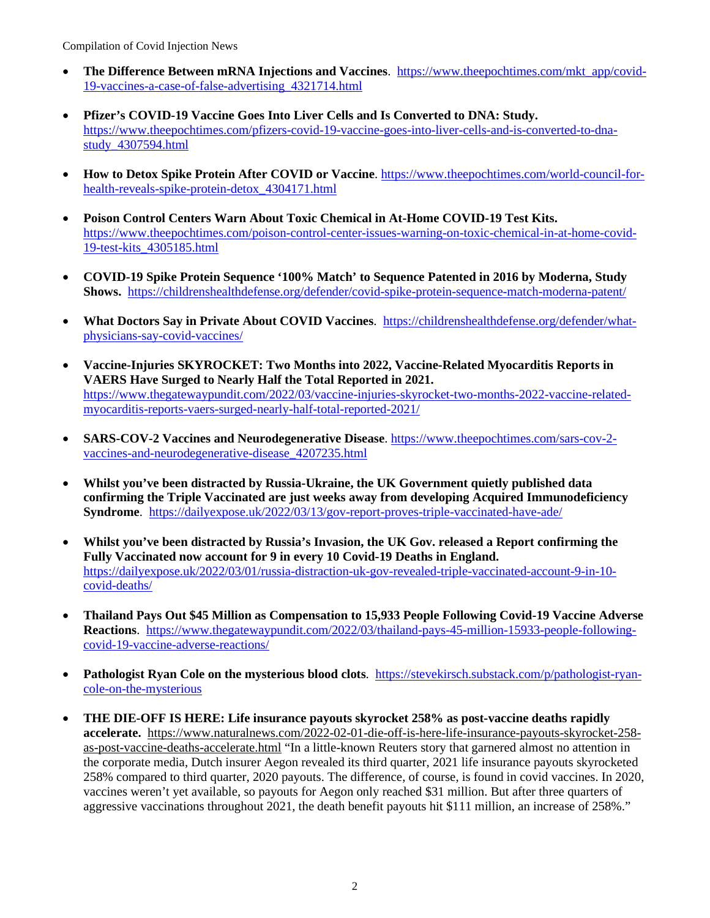- **The Difference Between mRNA Injections and Vaccines**. https://www.theepochtimes.com/mkt_app/covid-19-vaccines-a-case-of-false-advertising_4321714.html

- **Pfizer's COVID-19 Vaccine Goes Into Liver Cells and Is Converted to DNA: Study.** https://www.theepochtimes.com/pfizers-covid-19-vaccine-goes-into-liver-cells-and-is-converted-to-dna-study_4307594.html

- **How to Detox Spike Protein After COVID or Vaccine**. https://www.theepochtimes.com/world-council-for-health-reveals-spike-protein-detox_4304171.html

- **Poison Control Centers Warn About Toxic Chemical in At-Home COVID-19 Test Kits.** https://www.theepochtimes.com/poison-control-center-issues-warning-on-toxic-chemical-in-at-home-covid-19-test-kits_4305185.html

- **COVID-19 Spike Protein Sequence '100% Match' to Sequence Patented in 2016 by Moderna, Study Shows.** https://childrenshealthdefense.org/defender/covid-spike-protein-sequence-match-moderna-patent/

- **What Doctors Say in Private About COVID Vaccines**. https://childrenshealthdefense.org/defender/what-physicians-say-covid-vaccines/

- **Vaccine-Injuries SKYROCKET: Two Months into 2022, Vaccine-Related Myocarditis Reports in VAERS Have Surged to Nearly Half the Total Reported in 2021.** https://www.thegatewaypundit.com/2022/03/vaccine-injuries-skyrocket-two-months-2022-vaccine-related-myocarditis-reports-vaers-surged-nearly-half-total-reported-2021/

- **SARS-COV-2 Vaccines and Neurodegenerative Disease**. https://www.theepochtimes.com/sars-cov-2-vaccines-and-neurodegenerative-disease_4207235.html

- **Whilst you've been distracted by Russia-Ukraine, the UK Government quietly published data confirming the Triple Vaccinated are just weeks away from developing Acquired Immunodeficiency Syndrome**. https://dailyexpose.uk/2022/03/13/gov-report-proves-triple-vaccinated-have-ade/

- **Whilst you've been distracted by Russia's Invasion, the UK Gov. released a Report confirming the Fully Vaccinated now account for 9 in every 10 Covid-19 Deaths in England.** https://dailyexpose.uk/2022/03/01/russia-distraction-uk-gov-revealed-triple-vaccinated-account-9-in-10-covid-deaths/

- **Thailand Pays Out $45 Million as Compensation to 15,933 People Following Covid-19 Vaccine Adverse Reactions**. https://www.thegatewaypundit.com/2022/03/thailand-pays-45-million-15933-people-following-covid-19-vaccine-adverse-reactions/

- **Pathologist Ryan Cole on the mysterious blood clots**. https://stevekirsch.substack.com/p/pathologist-ryan-cole-on-the-mysterious

- **THE DIE-OFF IS HERE: Life insurance payouts skyrocket 258% as post-vaccine deaths rapidly accelerate.** https://www.naturalnews.com/2022-02-01-die-off-is-here-life-insurance-payouts-skyrocket-258-as-post-vaccine-deaths-accelerate.html "In a little-known Reuters story that garnered almost no attention in the corporate media, Dutch insurer Aegon revealed its third quarter, 2021 life insurance payouts skyrocketed 258% compared to third quarter, 2020 payouts. The difference, of course, is found in covid vaccines. In 2020, vaccines weren't yet available, so payouts for Aegon only reached $31 million. But after three quarters of aggressive vaccinations throughout 2021, the death benefit payouts hit $111 million, an increase of 258%."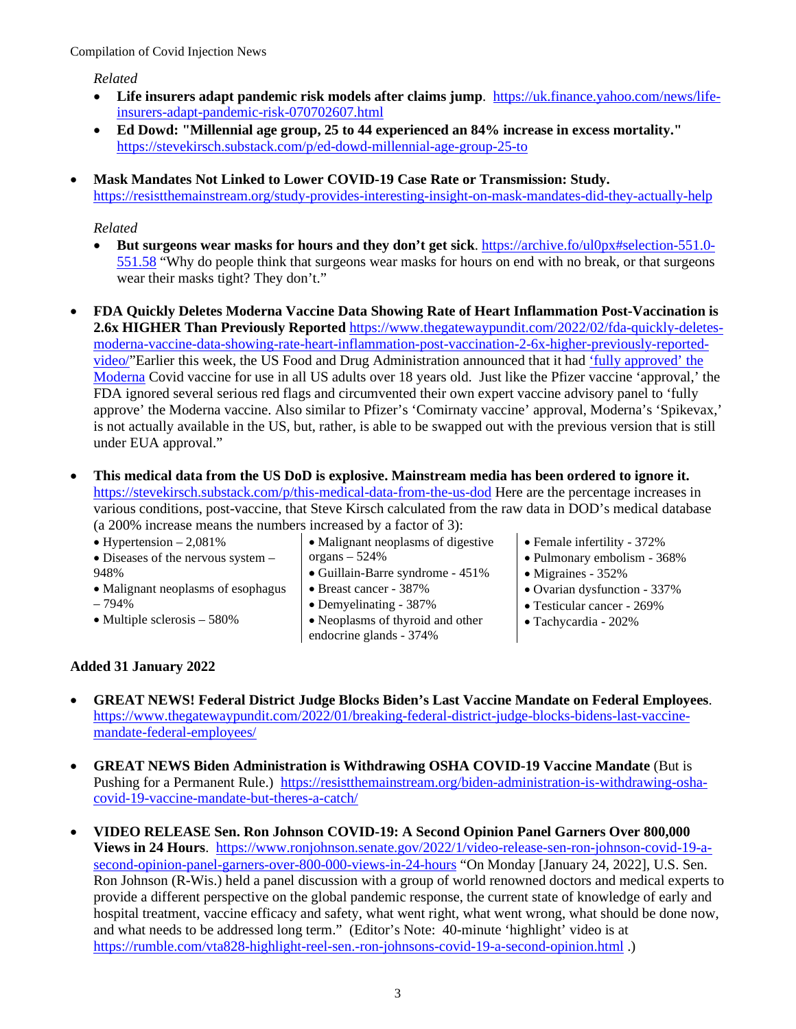*Related*

- **Life insurers adapt pandemic risk models after claims jump**. https://uk.finance.yahoo.com/news/life-insurers-adapt-pandemic-risk-070702607.html
- **Ed Dowd: "Millennial age group, 25 to 44 experienced an 84% increase in excess mortality."** https://stevekirsch.substack.com/p/ed-dowd-millennial-age-group-25-to

- **Mask Mandates Not Linked to Lower COVID-19 Case Rate or Transmission: Study.** https://resistthemainstream.org/study-provides-interesting-insight-on-mask-mandates-did-they-actually-help

  *Related*

  - **But surgeons wear masks for hours and they don't get sick**. https://archive.fo/ul0px#selection-551.0-551.58 "Why do people think that surgeons wear masks for hours on end with no break, or that surgeons wear their masks tight? They don't."

- **FDA Quickly Deletes Moderna Vaccine Data Showing Rate of Heart Inflammation Post-Vaccination is 2.6x HIGHER Than Previously Reported** https://www.thegatewaypundit.com/2022/02/fda-quickly-deletes-moderna-vaccine-data-showing-rate-heart-inflammation-post-vaccination-2-6x-higher-previously-reported-video/"Earlier this week, the US Food and Drug Administration announced that it had 'fully approved' the Moderna Covid vaccine for use in all US adults over 18 years old. Just like the Pfizer vaccine 'approval,' the FDA ignored several serious red flags and circumvented their own expert vaccine advisory panel to 'fully approve' the Moderna vaccine. Also similar to Pfizer's 'Comirnaty vaccine' approval, Moderna's 'Spikevax,' is not actually available in the US, but, rather, is able to be swapped out with the previous version that is still under EUA approval."

- **This medical data from the US DoD is explosive. Mainstream media has been ordered to ignore it.** https://stevekirsch.substack.com/p/this-medical-data-from-the-us-dod Here are the percentage increases in various conditions, post-vaccine, that Steve Kirsch calculated from the raw data in DOD's medical database (a 200% increase means the numbers increased by a factor of 3):
  - Hypertension – 2,081%
  - Diseases of the nervous system – 948%
  - Malignant neoplasms of esophagus – 794%
  - Multiple sclerosis – 580%
  - Malignant neoplasms of digestive organs – 524%
  - Guillain-Barre syndrome - 451%
  - Breast cancer - 387%
  - Demyelinating - 387%
  - Neoplasms of thyroid and other endocrine glands - 374%
  - Female infertility - 372%
  - Pulmonary embolism - 368%
  - Migraines - 352%
  - Ovarian dysfunction - 337%
  - Testicular cancer - 269%
  - Tachycardia - 202%

**Added 31 January 2022**

- **GREAT NEWS! Federal District Judge Blocks Biden's Last Vaccine Mandate on Federal Employees**. https://www.thegatewaypundit.com/2022/01/breaking-federal-district-judge-blocks-bidens-last-vaccine-mandate-federal-employees/

- **GREAT NEWS Biden Administration is Withdrawing OSHA COVID-19 Vaccine Mandate** (But is Pushing for a Permanent Rule.) https://resistthemainstream.org/biden-administration-is-withdrawing-osha-covid-19-vaccine-mandate-but-theres-a-catch/

- **VIDEO RELEASE Sen. Ron Johnson COVID-19: A Second Opinion Panel Garners Over 800,000 Views in 24 Hours**. https://www.ronjohnson.senate.gov/2022/1/video-release-sen-ron-johnson-covid-19-a-second-opinion-panel-garners-over-800-000-views-in-24-hours "On Monday [January 24, 2022], U.S. Sen. Ron Johnson (R-Wis.) held a panel discussion with a group of world renowned doctors and medical experts to provide a different perspective on the global pandemic response, the current state of knowledge of early and hospital treatment, vaccine efficacy and safety, what went right, what went wrong, what should be done now, and what needs to be addressed long term." (Editor's Note: 40-minute 'highlight' video is at https://rumble.com/vta828-highlight-reel-sen.-ron-johnsons-covid-19-a-second-opinion.html .)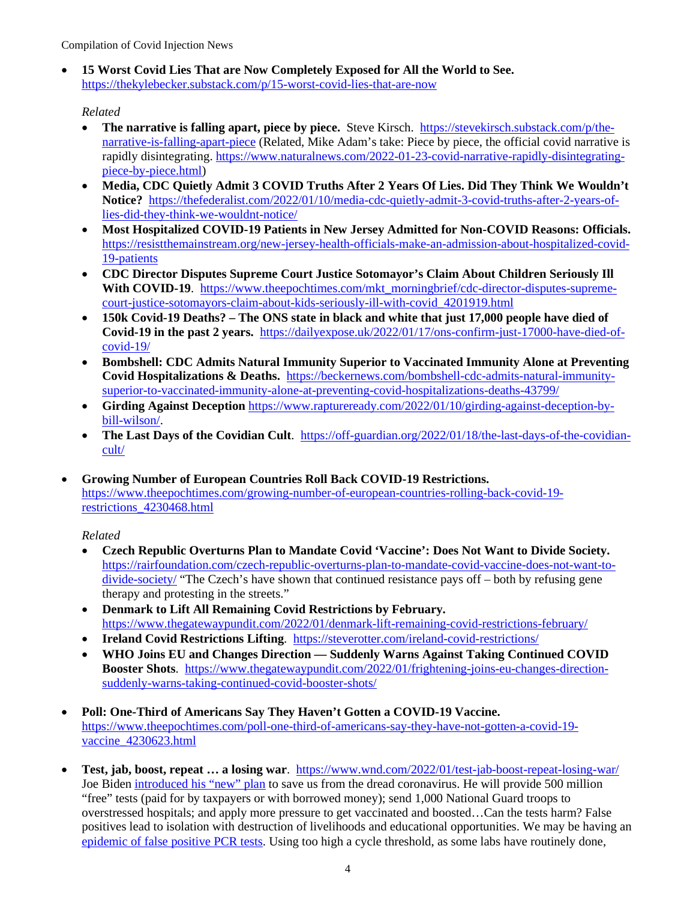- **15 Worst Covid Lies That are Now Completely Exposed for All the World to See.** https://thekylebecker.substack.com/p/15-worst-covid-lies-that-are-now

  *Related*

  - **The narrative is falling apart, piece by piece.** Steve Kirsch. https://stevekirsch.substack.com/p/the-narrative-is-falling-apart-piece (Related, Mike Adam's take: Piece by piece, the official covid narrative is rapidly disintegrating. https://www.naturalnews.com/2022-01-23-covid-narrative-rapidly-disintegrating-piece-by-piece.html)
  - **Media, CDC Quietly Admit 3 COVID Truths After 2 Years Of Lies. Did They Think We Wouldn't Notice?** https://thefederalist.com/2022/01/10/media-cdc-quietly-admit-3-covid-truths-after-2-years-of-lies-did-they-think-we-wouldnt-notice/
  - **Most Hospitalized COVID-19 Patients in New Jersey Admitted for Non-COVID Reasons: Officials.** https://resistthemainstream.org/new-jersey-health-officials-make-an-admission-about-hospitalized-covid-19-patients
  - **CDC Director Disputes Supreme Court Justice Sotomayor's Claim About Children Seriously Ill With COVID-19**. https://www.theepochtimes.com/mkt_morningbrief/cdc-director-disputes-supreme-court-justice-sotomayors-claim-about-kids-seriously-ill-with-covid_4201919.html
  - **150k Covid-19 Deaths? – The ONS state in black and white that just 17,000 people have died of Covid-19 in the past 2 years.** https://dailyexpose.uk/2022/01/17/ons-confirm-just-17000-have-died-of-covid-19/
  - **Bombshell: CDC Admits Natural Immunity Superior to Vaccinated Immunity Alone at Preventing Covid Hospitalizations & Deaths.** https://beckernews.com/bombshell-cdc-admits-natural-immunity-superior-to-vaccinated-immunity-alone-at-preventing-covid-hospitalizations-deaths-43799/
  - **Girding Against Deception** https://www.raptureready.com/2022/01/10/girding-against-deception-by-bill-wilson/.
  - **The Last Days of the Covidian Cult**. https://off-guardian.org/2022/01/18/the-last-days-of-the-covidian-cult/

- **Growing Number of European Countries Roll Back COVID-19 Restrictions.** https://www.theepochtimes.com/growing-number-of-european-countries-rolling-back-covid-19-restrictions_4230468.html

  *Related*

  - **Czech Republic Overturns Plan to Mandate Covid 'Vaccine': Does Not Want to Divide Society.** https://rairfoundation.com/czech-republic-overturns-plan-to-mandate-covid-vaccine-does-not-want-to-divide-society/ "The Czech's have shown that continued resistance pays off – both by refusing gene therapy and protesting in the streets."
  - **Denmark to Lift All Remaining Covid Restrictions by February.** https://www.thegatewaypundit.com/2022/01/denmark-lift-remaining-covid-restrictions-february/
  - **Ireland Covid Restrictions Lifting**. https://steverotter.com/ireland-covid-restrictions/
  - **WHO Joins EU and Changes Direction — Suddenly Warns Against Taking Continued COVID Booster Shots**. https://www.thegatewaypundit.com/2022/01/frightening-joins-eu-changes-direction-suddenly-warns-taking-continued-covid-booster-shots/

- **Poll: One-Third of Americans Say They Haven't Gotten a COVID-19 Vaccine.** https://www.theepochtimes.com/poll-one-third-of-americans-say-they-have-not-gotten-a-covid-19-vaccine_4230623.html

- **Test, jab, boost, repeat … a losing war**. https://www.wnd.com/2022/01/test-jab-boost-repeat-losing-war/ Joe Biden introduced his "new" plan to save us from the dread coronavirus. He will provide 500 million "free" tests (paid for by taxpayers or with borrowed money); send 1,000 National Guard troops to overstressed hospitals; and apply more pressure to get vaccinated and boosted…Can the tests harm? False positives lead to isolation with destruction of livelihoods and educational opportunities. We may be having an epidemic of false positive PCR tests. Using too high a cycle threshold, as some labs have routinely done,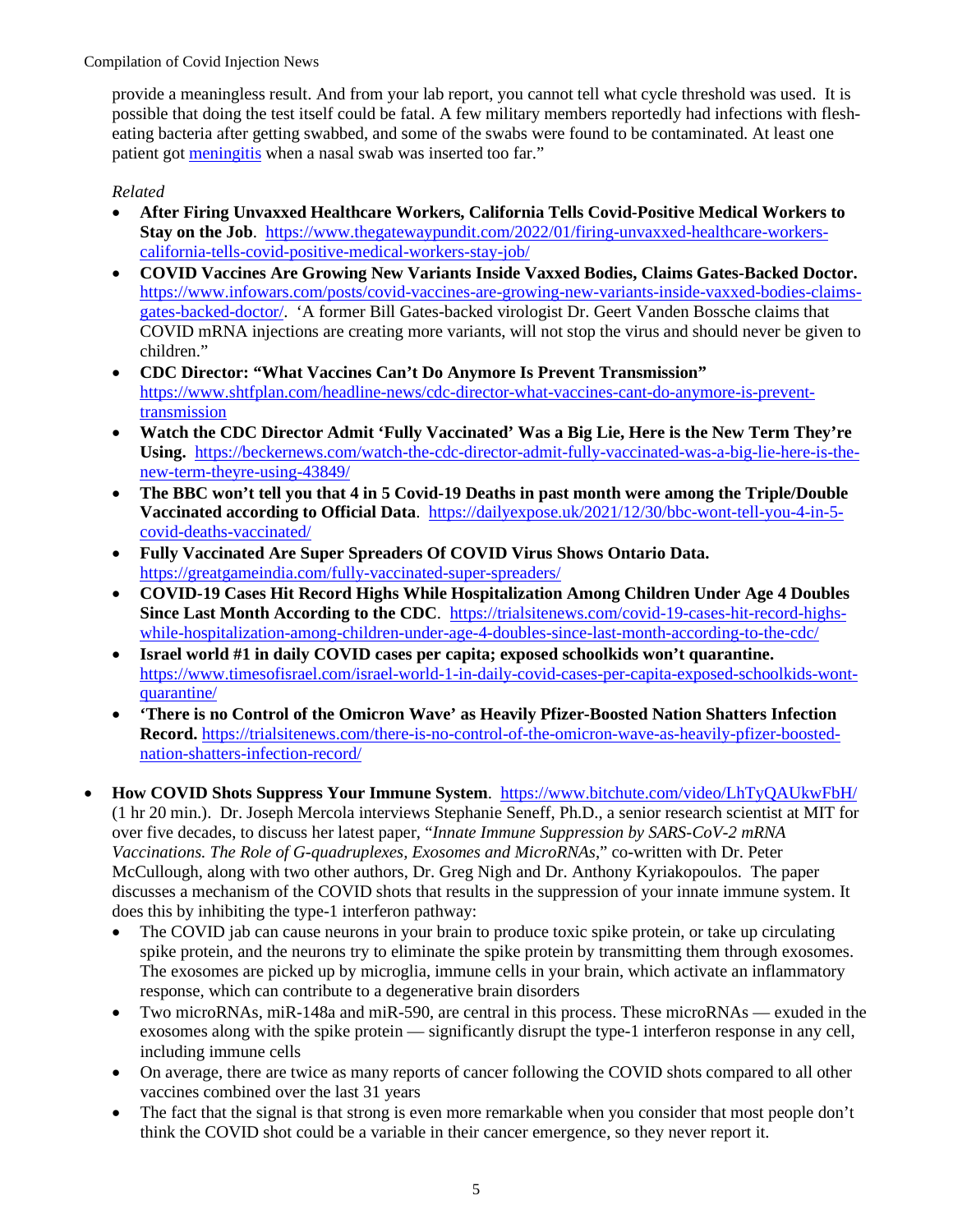provide a meaningless result. And from your lab report, you cannot tell what cycle threshold was used. It is possible that doing the test itself could be fatal. A few military members reportedly had infections with flesh-eating bacteria after getting swabbed, and some of the swabs were found to be contaminated. At least one patient got [meningitis](meningitis) when a nasal swab was inserted too far."

*Related*

- **After Firing Unvaxxed Healthcare Workers, California Tells Covid-Positive Medical Workers to Stay on the Job**. https://www.thegatewaypundit.com/2022/01/firing-unvaxxed-healthcare-workers-california-tells-covid-positive-medical-workers-stay-job/
- **COVID Vaccines Are Growing New Variants Inside Vaxxed Bodies, Claims Gates-Backed Doctor.** https://www.infowars.com/posts/covid-vaccines-are-growing-new-variants-inside-vaxxed-bodies-claims-gates-backed-doctor/. 'A former Bill Gates-backed virologist Dr. Geert Vanden Bossche claims that COVID mRNA injections are creating more variants, will not stop the virus and should never be given to children."
- **CDC Director: "What Vaccines Can't Do Anymore Is Prevent Transmission"** https://www.shtfplan.com/headline-news/cdc-director-what-vaccines-cant-do-anymore-is-prevent-transmission
- **Watch the CDC Director Admit 'Fully Vaccinated' Was a Big Lie, Here is the New Term They're Using.** https://beckernews.com/watch-the-cdc-director-admit-fully-vaccinated-was-a-big-lie-here-is-the-new-term-theyre-using-43849/
- **The BBC won't tell you that 4 in 5 Covid-19 Deaths in past month were among the Triple/Double Vaccinated according to Official Data**. https://dailyexpose.uk/2021/12/30/bbc-wont-tell-you-4-in-5-covid-deaths-vaccinated/
- **Fully Vaccinated Are Super Spreaders Of COVID Virus Shows Ontario Data.** https://greatgameindia.com/fully-vaccinated-super-spreaders/
- **COVID-19 Cases Hit Record Highs While Hospitalization Among Children Under Age 4 Doubles Since Last Month According to the CDC**. https://trialsitenews.com/covid-19-cases-hit-record-highs-while-hospitalization-among-children-under-age-4-doubles-since-last-month-according-to-the-cdc/
- **Israel world #1 in daily COVID cases per capita; exposed schoolkids won't quarantine.** https://www.timesofisrael.com/israel-world-1-in-daily-covid-cases-per-capita-exposed-schoolkids-wont-quarantine/
- **'There is no Control of the Omicron Wave' as Heavily Pfizer-Boosted Nation Shatters Infection Record.** https://trialsitenews.com/there-is-no-control-of-the-omicron-wave-as-heavily-pfizer-boosted-nation-shatters-infection-record/

- **How COVID Shots Suppress Your Immune System**. https://www.bitchute.com/video/LhTyQAUkwFbH/ (1 hr 20 min.). Dr. Joseph Mercola interviews Stephanie Seneff, Ph.D., a senior research scientist at MIT for over five decades, to discuss her latest paper, "*Innate Immune Suppression by SARS-CoV-2 mRNA Vaccinations. The Role of G-quadruplexes, Exosomes and MicroRNAs*," co-written with Dr. Peter McCullough, along with two other authors, Dr. Greg Nigh and Dr. Anthony Kyriakopoulos. The paper discusses a mechanism of the COVID shots that results in the suppression of your innate immune system. It does this by inhibiting the type-1 interferon pathway:
  - The COVID jab can cause neurons in your brain to produce toxic spike protein, or take up circulating spike protein, and the neurons try to eliminate the spike protein by transmitting them through exosomes. The exosomes are picked up by microglia, immune cells in your brain, which activate an inflammatory response, which can contribute to a degenerative brain disorders
  - Two microRNAs, miR-148a and miR-590, are central in this process. These microRNAs — exuded in the exosomes along with the spike protein — significantly disrupt the type-1 interferon response in any cell, including immune cells
  - On average, there are twice as many reports of cancer following the COVID shots compared to all other vaccines combined over the last 31 years
  - The fact that the signal is that strong is even more remarkable when you consider that most people don't think the COVID shot could be a variable in their cancer emergence, so they never report it.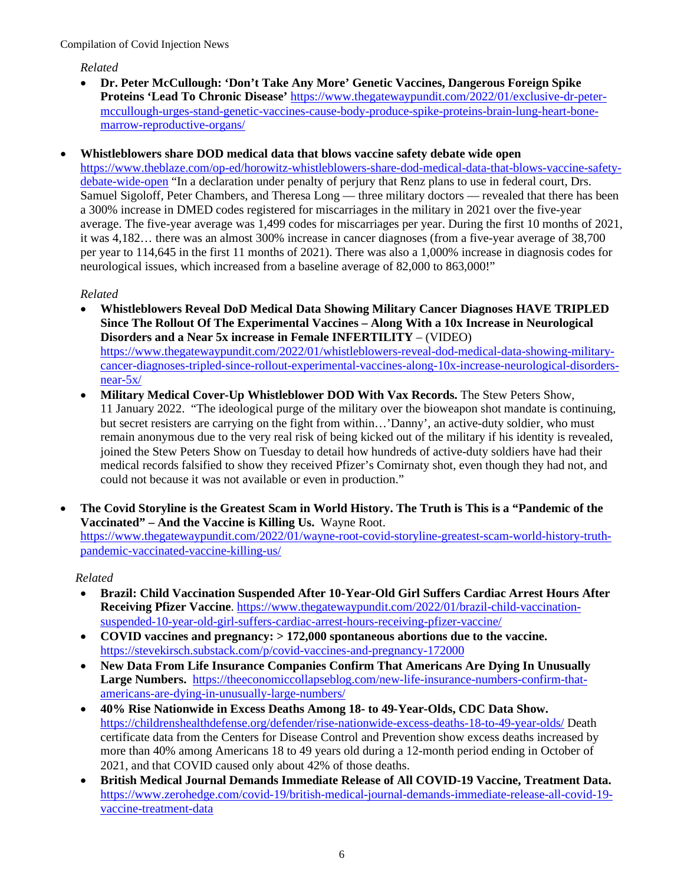*Related*

- **Dr. Peter McCullough: 'Don't Take Any More' Genetic Vaccines, Dangerous Foreign Spike Proteins 'Lead To Chronic Disease'** https://www.thegatewaypundit.com/2022/01/exclusive-dr-peter-mccullough-urges-stand-genetic-vaccines-cause-body-produce-spike-proteins-brain-lung-heart-bone-marrow-reproductive-organs/

- **Whistleblowers share DOD medical data that blows vaccine safety debate wide open** https://www.theblaze.com/op-ed/horowitz-whistleblowers-share-dod-medical-data-that-blows-vaccine-safety-debate-wide-open "In a declaration under penalty of perjury that Renz plans to use in federal court, Drs. Samuel Sigoloff, Peter Chambers, and Theresa Long — three military doctors — revealed that there has been a 300% increase in DMED codes registered for miscarriages in the military in 2021 over the five-year average. The five-year average was 1,499 codes for miscarriages per year. During the first 10 months of 2021, it was 4,182… there was an almost 300% increase in cancer diagnoses (from a five-year average of 38,700 per year to 114,645 in the first 11 months of 2021). There was also a 1,000% increase in diagnosis codes for neurological issues, which increased from a baseline average of 82,000 to 863,000!"

  *Related*

  - **Whistleblowers Reveal DoD Medical Data Showing Military Cancer Diagnoses HAVE TRIPLED Since The Rollout Of The Experimental Vaccines – Along With a 10x Increase in Neurological Disorders and a Near 5x increase in Female INFERTILITY** – (VIDEO) https://www.thegatewaypundit.com/2022/01/whistleblowers-reveal-dod-medical-data-showing-military-cancer-diagnoses-tripled-since-rollout-experimental-vaccines-along-10x-increase-neurological-disorders-near-5x/
  - **Military Medical Cover-Up Whistleblower DOD With Vax Records.** The Stew Peters Show, 11 January 2022. "The ideological purge of the military over the bioweapon shot mandate is continuing, but secret resisters are carrying on the fight from within…'Danny', an active-duty soldier, who must remain anonymous due to the very real risk of being kicked out of the military if his identity is revealed, joined the Stew Peters Show on Tuesday to detail how hundreds of active-duty soldiers have had their medical records falsified to show they received Pfizer's Comirnaty shot, even though they had not, and could not because it was not available or even in production."

- **The Covid Storyline is the Greatest Scam in World History. The Truth is This is a "Pandemic of the Vaccinated" – And the Vaccine is Killing Us.** Wayne Root. https://www.thegatewaypundit.com/2022/01/wayne-root-covid-storyline-greatest-scam-world-history-truth-pandemic-vaccinated-vaccine-killing-us/

  *Related*

  - **Brazil: Child Vaccination Suspended After 10-Year-Old Girl Suffers Cardiac Arrest Hours After Receiving Pfizer Vaccine**. https://www.thegatewaypundit.com/2022/01/brazil-child-vaccination-suspended-10-year-old-girl-suffers-cardiac-arrest-hours-receiving-pfizer-vaccine/
  - **COVID vaccines and pregnancy: > 172,000 spontaneous abortions due to the vaccine.** https://stevekirsch.substack.com/p/covid-vaccines-and-pregnancy-172000
  - **New Data From Life Insurance Companies Confirm That Americans Are Dying In Unusually Large Numbers.** https://theeconomiccollapseblog.com/new-life-insurance-numbers-confirm-that-americans-are-dying-in-unusually-large-numbers/
  - **40% Rise Nationwide in Excess Deaths Among 18- to 49-Year-Olds, CDC Data Show.** https://childrenshealthdefense.org/defender/rise-nationwide-excess-deaths-18-to-49-year-olds/ Death certificate data from the Centers for Disease Control and Prevention show excess deaths increased by more than 40% among Americans 18 to 49 years old during a 12-month period ending in October of 2021, and that COVID caused only about 42% of those deaths.
  - **British Medical Journal Demands Immediate Release of All COVID-19 Vaccine, Treatment Data.** https://www.zerohedge.com/covid-19/british-medical-journal-demands-immediate-release-all-covid-19-vaccine-treatment-data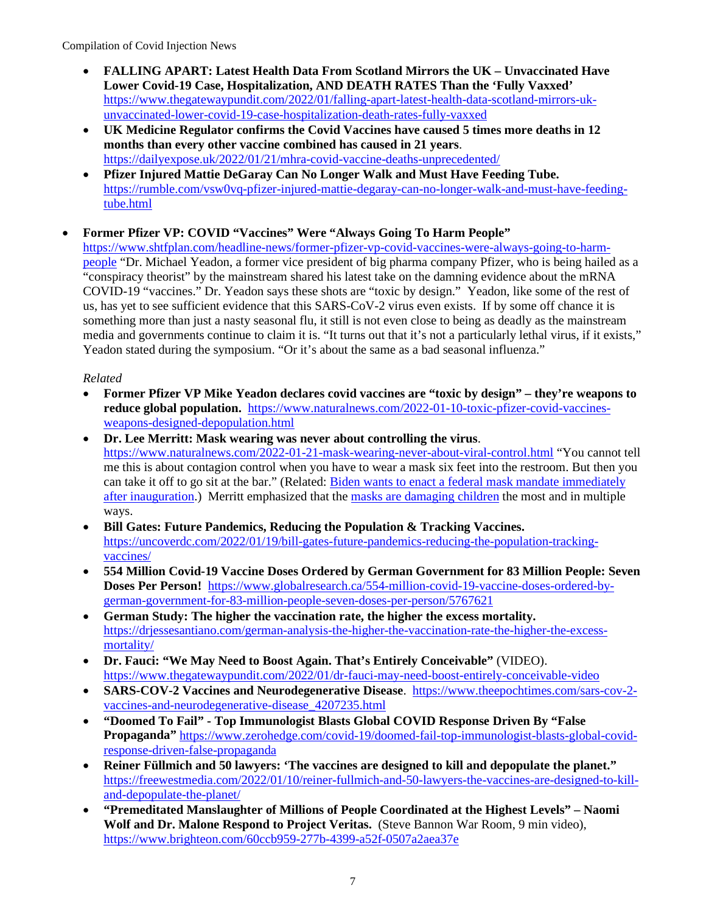- **FALLING APART: Latest Health Data From Scotland Mirrors the UK – Unvaccinated Have Lower Covid-19 Case, Hospitalization, AND DEATH RATES Than the 'Fully Vaxxed'** https://www.thegatewaypundit.com/2022/01/falling-apart-latest-health-data-scotland-mirrors-uk-unvaccinated-lower-covid-19-case-hospitalization-death-rates-fully-vaxxed
- **UK Medicine Regulator confirms the Covid Vaccines have caused 5 times more deaths in 12 months than every other vaccine combined has caused in 21 years**. https://dailyexpose.uk/2022/01/21/mhra-covid-vaccine-deaths-unprecedented/
- **Pfizer Injured Mattie DeGaray Can No Longer Walk and Must Have Feeding Tube.** https://rumble.com/vsw0vq-pfizer-injured-mattie-degaray-can-no-longer-walk-and-must-have-feeding-tube.html

- **Former Pfizer VP: COVID "Vaccines" Were "Always Going To Harm People"** https://www.shtfplan.com/headline-news/former-pfizer-vp-covid-vaccines-were-always-going-to-harm-people "Dr. Michael Yeadon, a former vice president of big pharma company Pfizer, who is being hailed as a "conspiracy theorist" by the mainstream shared his latest take on the damning evidence about the mRNA COVID-19 "vaccines." Dr. Yeadon says these shots are "toxic by design." Yeadon, like some of the rest of us, has yet to see sufficient evidence that this SARS-CoV-2 virus even exists. If by some off chance it is something more than just a nasty seasonal flu, it still is not even close to being as deadly as the mainstream media and governments continue to claim it is. "It turns out that it's not a particularly lethal virus, if it exists," Yeadon stated during the symposium. "Or it's about the same as a bad seasonal influenza."

  *Related*
  - **Former Pfizer VP Mike Yeadon declares covid vaccines are "toxic by design" – they're weapons to reduce global population.** https://www.naturalnews.com/2022-01-10-toxic-pfizer-covid-vaccines-weapons-designed-depopulation.html
  - **Dr. Lee Merritt: Mask wearing was never about controlling the virus**. https://www.naturalnews.com/2022-01-21-mask-wearing-never-about-viral-control.html "You cannot tell me this is about contagion control when you have to wear a mask six feet into the restroom. But then you can take it off to go sit at the bar." (Related: Biden wants to enact a federal mask mandate immediately after inauguration.) Merritt emphasized that the masks are damaging children the most and in multiple ways.
  - **Bill Gates: Future Pandemics, Reducing the Population & Tracking Vaccines.** https://uncoverdc.com/2022/01/19/bill-gates-future-pandemics-reducing-the-population-tracking-vaccines/
  - **554 Million Covid-19 Vaccine Doses Ordered by German Government for 83 Million People: Seven Doses Per Person!** https://www.globalresearch.ca/554-million-covid-19-vaccine-doses-ordered-by-german-government-for-83-million-people-seven-doses-per-person/5767621
  - **German Study: The higher the vaccination rate, the higher the excess mortality.** https://drjessesantiano.com/german-analysis-the-higher-the-vaccination-rate-the-higher-the-excess-mortality/
  - **Dr. Fauci: "We May Need to Boost Again. That's Entirely Conceivable"** (VIDEO). https://www.thegatewaypundit.com/2022/01/dr-fauci-may-need-boost-entirely-conceivable-video
  - **SARS-COV-2 Vaccines and Neurodegenerative Disease**. https://www.theepochtimes.com/sars-cov-2-vaccines-and-neurodegenerative-disease_4207235.html
  - **"Doomed To Fail" - Top Immunologist Blasts Global COVID Response Driven By "False Propaganda"** https://www.zerohedge.com/covid-19/doomed-fail-top-immunologist-blasts-global-covid-response-driven-false-propaganda
  - **Reiner Füllmich and 50 lawyers: 'The vaccines are designed to kill and depopulate the planet."** https://freewestmedia.com/2022/01/10/reiner-fullmich-and-50-lawyers-the-vaccines-are-designed-to-kill-and-depopulate-the-planet/
  - **"Premeditated Manslaughter of Millions of People Coordinated at the Highest Levels" – Naomi Wolf and Dr. Malone Respond to Project Veritas.** (Steve Bannon War Room, 9 min video), https://www.brighteon.com/60ccb959-277b-4399-a52f-0507a2aea37e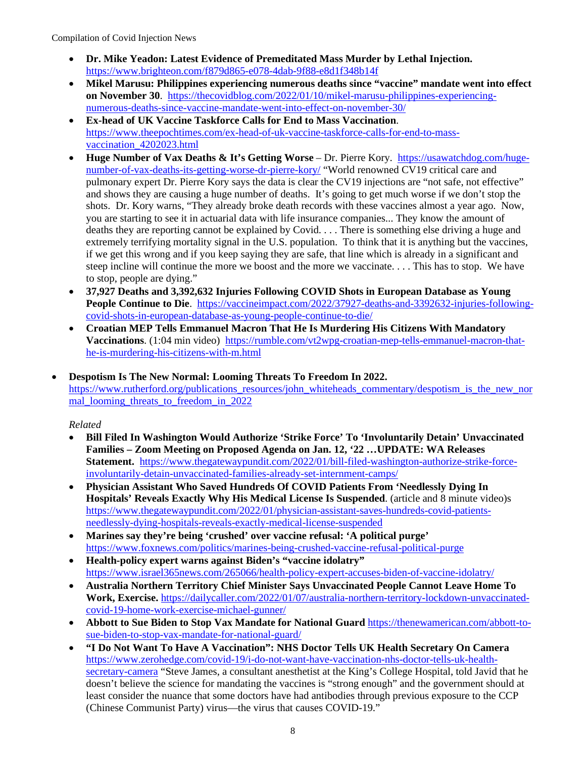- **Dr. Mike Yeadon: Latest Evidence of Premeditated Mass Murder by Lethal Injection.** https://www.brighteon.com/f879d865-e078-4dab-9f88-e8d1f348b14f
- **Mikel Marusu: Philippines experiencing numerous deaths since "vaccine" mandate went into effect on November 30**. https://thecovidblog.com/2022/01/10/mikel-marusu-philippines-experiencing-numerous-deaths-since-vaccine-mandate-went-into-effect-on-november-30/
- **Ex-head of UK Vaccine Taskforce Calls for End to Mass Vaccination**. https://www.theepochtimes.com/ex-head-of-uk-vaccine-taskforce-calls-for-end-to-mass-vaccination_4202023.html
- **Huge Number of Vax Deaths & It's Getting Worse** – Dr. Pierre Kory. https://usawatchdog.com/huge-number-of-vax-deaths-its-getting-worse-dr-pierre-kory/ "World renowned CV19 critical care and pulmonary expert Dr. Pierre Kory says the data is clear the CV19 injections are "not safe, not effective" and shows they are causing a huge number of deaths. It's going to get much worse if we don't stop the shots. Dr. Kory warns, "They already broke death records with these vaccines almost a year ago. Now, you are starting to see it in actuarial data with life insurance companies... They know the amount of deaths they are reporting cannot be explained by Covid. . . . There is something else driving a huge and extremely terrifying mortality signal in the U.S. population. To think that it is anything but the vaccines, if we get this wrong and if you keep saying they are safe, that line which is already in a significant and steep incline will continue the more we boost and the more we vaccinate. . . . This has to stop. We have to stop, people are dying."
- **37,927 Deaths and 3,392,632 Injuries Following COVID Shots in European Database as Young People Continue to Die**. https://vaccineimpact.com/2022/37927-deaths-and-3392632-injuries-following-covid-shots-in-european-database-as-young-people-continue-to-die/
- **Croatian MEP Tells Emmanuel Macron That He Is Murdering His Citizens With Mandatory Vaccinations**. (1:04 min video) https://rumble.com/vt2wpg-croatian-mep-tells-emmanuel-macron-that-he-is-murdering-his-citizens-with-m.html

- **Despotism Is The New Normal: Looming Threats To Freedom In 2022.** https://www.rutherford.org/publications_resources/john_whiteheads_commentary/despotism_is_the_new_normal_looming_threats_to_freedom_in_2022

  *Related*

  - **Bill Filed In Washington Would Authorize 'Strike Force' To 'Involuntarily Detain' Unvaccinated Families – Zoom Meeting on Proposed Agenda on Jan. 12, '22 …UPDATE: WA Releases Statement.** https://www.thegatewaypundit.com/2022/01/bill-filed-washington-authorize-strike-force-involuntarily-detain-unvaccinated-families-already-set-internment-camps/
  - **Physician Assistant Who Saved Hundreds Of COVID Patients From 'Needlessly Dying In Hospitals' Reveals Exactly Why His Medical License Is Suspended**. (article and 8 minute video)s https://www.thegatewaypundit.com/2022/01/physician-assistant-saves-hundreds-covid-patients-needlessly-dying-hospitals-reveals-exactly-medical-license-suspended
  - **Marines say they're being 'crushed' over vaccine refusal: 'A political purge'** https://www.foxnews.com/politics/marines-being-crushed-vaccine-refusal-political-purge
  - **Health-policy expert warns against Biden's "vaccine idolatry"** https://www.israel365news.com/265066/health-policy-expert-accuses-biden-of-vaccine-idolatry/
  - **Australia Northern Territory Chief Minister Says Unvaccinated People Cannot Leave Home To Work, Exercise.** https://dailycaller.com/2022/01/07/australia-northern-territory-lockdown-unvaccinated-covid-19-home-work-exercise-michael-gunner/
  - **Abbott to Sue Biden to Stop Vax Mandate for National Guard** https://thenewamerican.com/abbott-to-sue-biden-to-stop-vax-mandate-for-national-guard/
  - **"I Do Not Want To Have A Vaccination": NHS Doctor Tells UK Health Secretary On Camera** https://www.zerohedge.com/covid-19/i-do-not-want-have-vaccination-nhs-doctor-tells-uk-health-secretary-camera "Steve James, a consultant anesthetist at the King's College Hospital, told Javid that he doesn't believe the science for mandating the vaccines is "strong enough" and the government should at least consider the nuance that some doctors have had antibodies through previous exposure to the CCP (Chinese Communist Party) virus—the virus that causes COVID-19."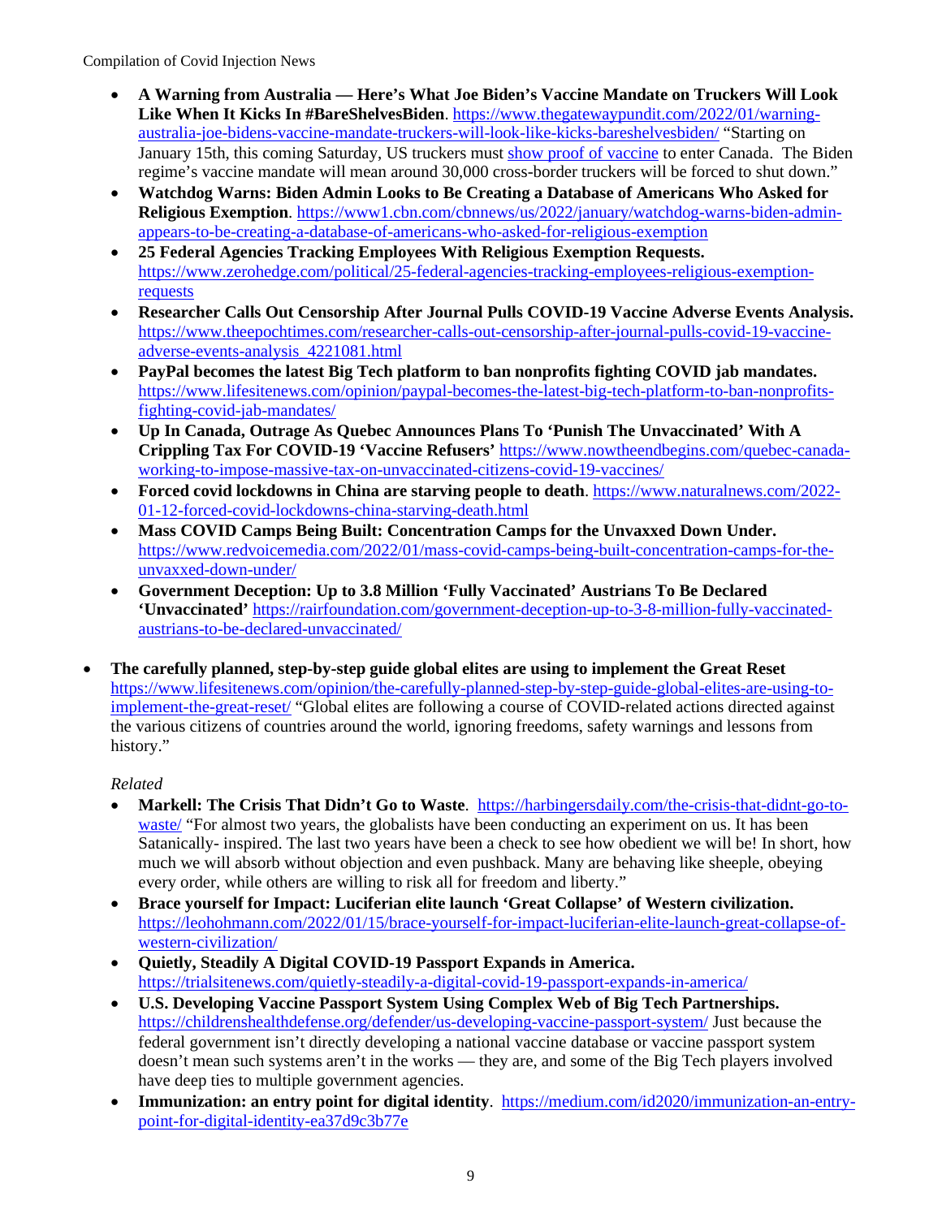- **A Warning from Australia — Here's What Joe Biden's Vaccine Mandate on Truckers Will Look Like When It Kicks In #BareShelvesBiden**. https://www.thegatewaypundit.com/2022/01/warning-australia-joe-bidens-vaccine-mandate-truckers-will-look-like-kicks-bareshelvesbiden/ "Starting on January 15th, this coming Saturday, US truckers must show proof of vaccine to enter Canada. The Biden regime's vaccine mandate will mean around 30,000 cross-border truckers will be forced to shut down."
- **Watchdog Warns: Biden Admin Looks to Be Creating a Database of Americans Who Asked for Religious Exemption**. https://www1.cbn.com/cbnnews/us/2022/january/watchdog-warns-biden-admin-appears-to-be-creating-a-database-of-americans-who-asked-for-religious-exemption
- **25 Federal Agencies Tracking Employees With Religious Exemption Requests.** https://www.zerohedge.com/political/25-federal-agencies-tracking-employees-religious-exemption-requests
- **Researcher Calls Out Censorship After Journal Pulls COVID-19 Vaccine Adverse Events Analysis.** https://www.theepochtimes.com/researcher-calls-out-censorship-after-journal-pulls-covid-19-vaccine-adverse-events-analysis_4221081.html
- **PayPal becomes the latest Big Tech platform to ban nonprofits fighting COVID jab mandates.** https://www.lifesitenews.com/opinion/paypal-becomes-the-latest-big-tech-platform-to-ban-nonprofits-fighting-covid-jab-mandates/
- **Up In Canada, Outrage As Quebec Announces Plans To 'Punish The Unvaccinated' With A Crippling Tax For COVID-19 'Vaccine Refusers'** https://www.nowtheendbegins.com/quebec-canada-working-to-impose-massive-tax-on-unvaccinated-citizens-covid-19-vaccines/
- **Forced covid lockdowns in China are starving people to death**. https://www.naturalnews.com/2022-01-12-forced-covid-lockdowns-china-starving-death.html
- **Mass COVID Camps Being Built: Concentration Camps for the Unvaxxed Down Under.** https://www.redvoicemedia.com/2022/01/mass-covid-camps-being-built-concentration-camps-for-the-unvaxxed-down-under/
- **Government Deception: Up to 3.8 Million 'Fully Vaccinated' Austrians To Be Declared 'Unvaccinated'** https://rairfoundation.com/government-deception-up-to-3-8-million-fully-vaccinated-austrians-to-be-declared-unvaccinated/

- **The carefully planned, step-by-step guide global elites are using to implement the Great Reset** https://www.lifesitenews.com/opinion/the-carefully-planned-step-by-step-guide-global-elites-are-using-to-implement-the-great-reset/ "Global elites are following a course of COVID-related actions directed against the various citizens of countries around the world, ignoring freedoms, safety warnings and lessons from history."

  *Related*

  - **Markell: The Crisis That Didn't Go to Waste**. https://harbingersdaily.com/the-crisis-that-didnt-go-to-waste/ "For almost two years, the globalists have been conducting an experiment on us. It has been Satanically- inspired. The last two years have been a check to see how obedient we will be! In short, how much we will absorb without objection and even pushback. Many are behaving like sheeple, obeying every order, while others are willing to risk all for freedom and liberty."
  - **Brace yourself for Impact: Luciferian elite launch 'Great Collapse' of Western civilization.** https://leohohmann.com/2022/01/15/brace-yourself-for-impact-luciferian-elite-launch-great-collapse-of-western-civilization/
  - **Quietly, Steadily A Digital COVID-19 Passport Expands in America.** https://trialsitenews.com/quietly-steadily-a-digital-covid-19-passport-expands-in-america/
  - **U.S. Developing Vaccine Passport System Using Complex Web of Big Tech Partnerships.** https://childrenshealthdefense.org/defender/us-developing-vaccine-passport-system/ Just because the federal government isn't directly developing a national vaccine database or vaccine passport system doesn't mean such systems aren't in the works — they are, and some of the Big Tech players involved have deep ties to multiple government agencies.
  - **Immunization: an entry point for digital identity**. https://medium.com/id2020/immunization-an-entry-point-for-digital-identity-ea37d9c3b77e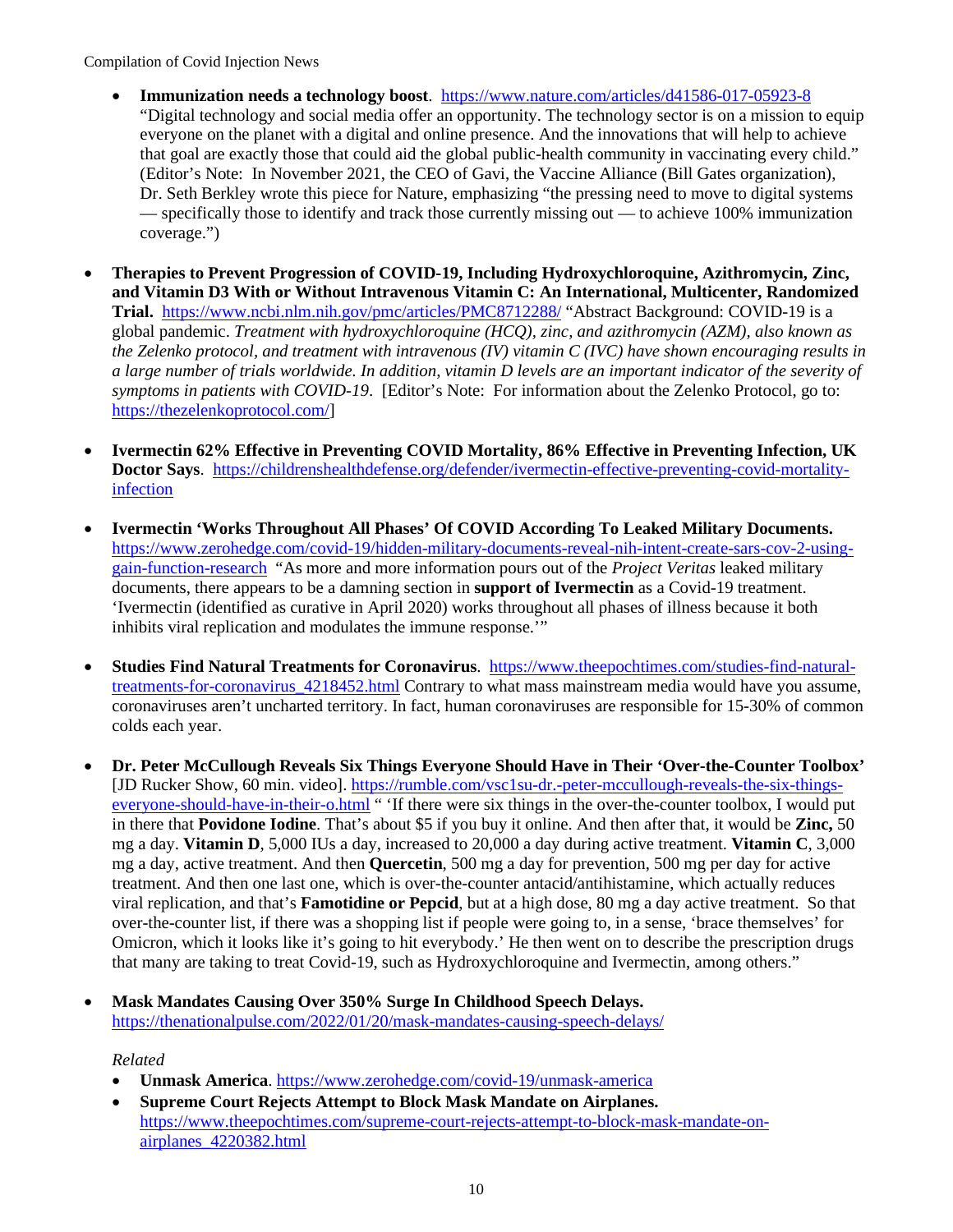- **Immunization needs a technology boost**. https://www.nature.com/articles/d41586-017-05923-8 "Digital technology and social media offer an opportunity. The technology sector is on a mission to equip everyone on the planet with a digital and online presence. And the innovations that will help to achieve that goal are exactly those that could aid the global public-health community in vaccinating every child." (Editor's Note: In November 2021, the CEO of Gavi, the Vaccine Alliance (Bill Gates organization), Dr. Seth Berkley wrote this piece for Nature, emphasizing "the pressing need to move to digital systems — specifically those to identify and track those currently missing out — to achieve 100% immunization coverage.")

- **Therapies to Prevent Progression of COVID-19, Including Hydroxychloroquine, Azithromycin, Zinc, and Vitamin D3 With or Without Intravenous Vitamin C: An International, Multicenter, Randomized Trial.** https://www.ncbi.nlm.nih.gov/pmc/articles/PMC8712288/ "Abstract Background: COVID-19 is a global pandemic. *Treatment with hydroxychloroquine (HCQ), zinc, and azithromycin (AZM), also known as the Zelenko protocol, and treatment with intravenous (IV) vitamin C (IVC) have shown encouraging results in a large number of trials worldwide. In addition, vitamin D levels are an important indicator of the severity of symptoms in patients with COVID-19*. [Editor's Note: For information about the Zelenko Protocol, go to: https://thezelenkoprotocol.com/]

- **Ivermectin 62% Effective in Preventing COVID Mortality, 86% Effective in Preventing Infection, UK Doctor Says**. https://childrenshealthdefense.org/defender/ivermectin-effective-preventing-covid-mortality-infection

- **Ivermectin 'Works Throughout All Phases' Of COVID According To Leaked Military Documents.** https://www.zerohedge.com/covid-19/hidden-military-documents-reveal-nih-intent-create-sars-cov-2-using-gain-function-research "As more and more information pours out of the *Project Veritas* leaked military documents, there appears to be a damning section in **support of Ivermectin** as a Covid-19 treatment. 'Ivermectin (identified as curative in April 2020) works throughout all phases of illness because it both inhibits viral replication and modulates the immune response.'"

- **Studies Find Natural Treatments for Coronavirus**. https://www.theepochtimes.com/studies-find-natural-treatments-for-coronavirus_4218452.html Contrary to what mass mainstream media would have you assume, coronaviruses aren't uncharted territory. In fact, human coronaviruses are responsible for 15-30% of common colds each year.

- **Dr. Peter McCullough Reveals Six Things Everyone Should Have in Their 'Over-the-Counter Toolbox'** [JD Rucker Show, 60 min. video]. https://rumble.com/vsc1su-dr.-peter-mccullough-reveals-the-six-things-everyone-should-have-in-their-o.html " 'If there were six things in the over-the-counter toolbox, I would put in there that **Povidone Iodine**. That's about $5 if you buy it online. And then after that, it would be **Zinc,** 50 mg a day. **Vitamin D**, 5,000 IUs a day, increased to 20,000 a day during active treatment. **Vitamin C**, 3,000 mg a day, active treatment. And then **Quercetin**, 500 mg a day for prevention, 500 mg per day for active treatment. And then one last one, which is over-the-counter antacid/antihistamine, which actually reduces viral replication, and that's **Famotidine or Pepcid**, but at a high dose, 80 mg a day active treatment. So that over-the-counter list, if there was a shopping list if people were going to, in a sense, 'brace themselves' for Omicron, which it looks like it's going to hit everybody.' He then went on to describe the prescription drugs that many are taking to treat Covid-19, such as Hydroxychloroquine and Ivermectin, among others."

- **Mask Mandates Causing Over 350% Surge In Childhood Speech Delays.** https://thenationalpulse.com/2022/01/20/mask-mandates-causing-speech-delays/

  *Related*
  - **Unmask America**. https://www.zerohedge.com/covid-19/unmask-america
  - **Supreme Court Rejects Attempt to Block Mask Mandate on Airplanes.** https://www.theepochtimes.com/supreme-court-rejects-attempt-to-block-mask-mandate-on-airplanes_4220382.html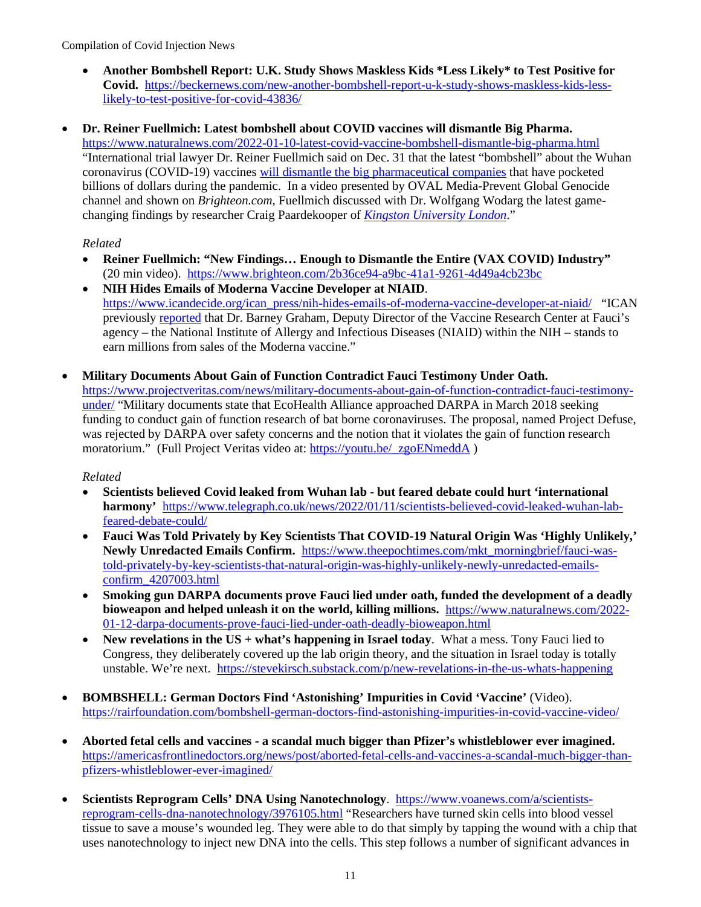- **Another Bombshell Report: U.K. Study Shows Maskless Kids *Less Likely* to Test Positive for Covid.** https://beckernews.com/new-another-bombshell-report-u-k-study-shows-maskless-kids-less-likely-to-test-positive-for-covid-43836/

- **Dr. Reiner Fuellmich: Latest bombshell about COVID vaccines will dismantle Big Pharma.** https://www.naturalnews.com/2022-01-10-latest-covid-vaccine-bombshell-dismantle-big-pharma.html "International trial lawyer Dr. Reiner Fuellmich said on Dec. 31 that the latest "bombshell" about the Wuhan coronavirus (COVID-19) vaccines will dismantle the big pharmaceutical companies that have pocketed billions of dollars during the pandemic. In a video presented by OVAL Media-Prevent Global Genocide channel and shown on *Brighteon.com*, Fuellmich discussed with Dr. Wolfgang Wodarg the latest game-changing findings by researcher Craig Paardekooper of *Kingston University London*."

  *Related*
  - **Reiner Fuellmich: "New Findings… Enough to Dismantle the Entire (VAX COVID) Industry"** (20 min video). https://www.brighteon.com/2b36ce94-a9bc-41a1-9261-4d49a4cb23bc
  - **NIH Hides Emails of Moderna Vaccine Developer at NIAID**. https://www.icandecide.org/ican_press/nih-hides-emails-of-moderna-vaccine-developer-at-niaid/ "ICAN previously reported that Dr. Barney Graham, Deputy Director of the Vaccine Research Center at Fauci's agency – the National Institute of Allergy and Infectious Diseases (NIAID) within the NIH – stands to earn millions from sales of the Moderna vaccine."

- **Military Documents About Gain of Function Contradict Fauci Testimony Under Oath.** https://www.projectveritas.com/news/military-documents-about-gain-of-function-contradict-fauci-testimony-under/ "Military documents state that EcoHealth Alliance approached DARPA in March 2018 seeking funding to conduct gain of function research of bat borne coronaviruses. The proposal, named Project Defuse, was rejected by DARPA over safety concerns and the notion that it violates the gain of function research moratorium." (Full Project Veritas video at: https://youtu.be/_zgoENmeddA )

  *Related*
  - **Scientists believed Covid leaked from Wuhan lab - but feared debate could hurt 'international harmony'** https://www.telegraph.co.uk/news/2022/01/11/scientists-believed-covid-leaked-wuhan-lab-feared-debate-could/
  - **Fauci Was Told Privately by Key Scientists That COVID-19 Natural Origin Was 'Highly Unlikely,' Newly Unredacted Emails Confirm.** https://www.theepochtimes.com/mkt_morningbrief/fauci-was-told-privately-by-key-scientists-that-natural-origin-was-highly-unlikely-newly-unredacted-emails-confirm_4207003.html
  - **Smoking gun DARPA documents prove Fauci lied under oath, funded the development of a deadly bioweapon and helped unleash it on the world, killing millions.** https://www.naturalnews.com/2022-01-12-darpa-documents-prove-fauci-lied-under-oath-deadly-bioweapon.html
  - **New revelations in the US + what's happening in Israel today**. What a mess. Tony Fauci lied to Congress, they deliberately covered up the lab origin theory, and the situation in Israel today is totally unstable. We're next. https://stevekirsch.substack.com/p/new-revelations-in-the-us-whats-happening

- **BOMBSHELL: German Doctors Find 'Astonishing' Impurities in Covid 'Vaccine'** (Video). https://rairfoundation.com/bombshell-german-doctors-find-astonishing-impurities-in-covid-vaccine-video/

- **Aborted fetal cells and vaccines - a scandal much bigger than Pfizer's whistleblower ever imagined.** https://americasfrontlinedoctors.org/news/post/aborted-fetal-cells-and-vaccines-a-scandal-much-bigger-than-pfizers-whistleblower-ever-imagined/

- **Scientists Reprogram Cells' DNA Using Nanotechnology**. https://www.voanews.com/a/scientists-reprogram-cells-dna-nanotechnology/3976105.html "Researchers have turned skin cells into blood vessel tissue to save a mouse's wounded leg. They were able to do that simply by tapping the wound with a chip that uses nanotechnology to inject new DNA into the cells. This step follows a number of significant advances in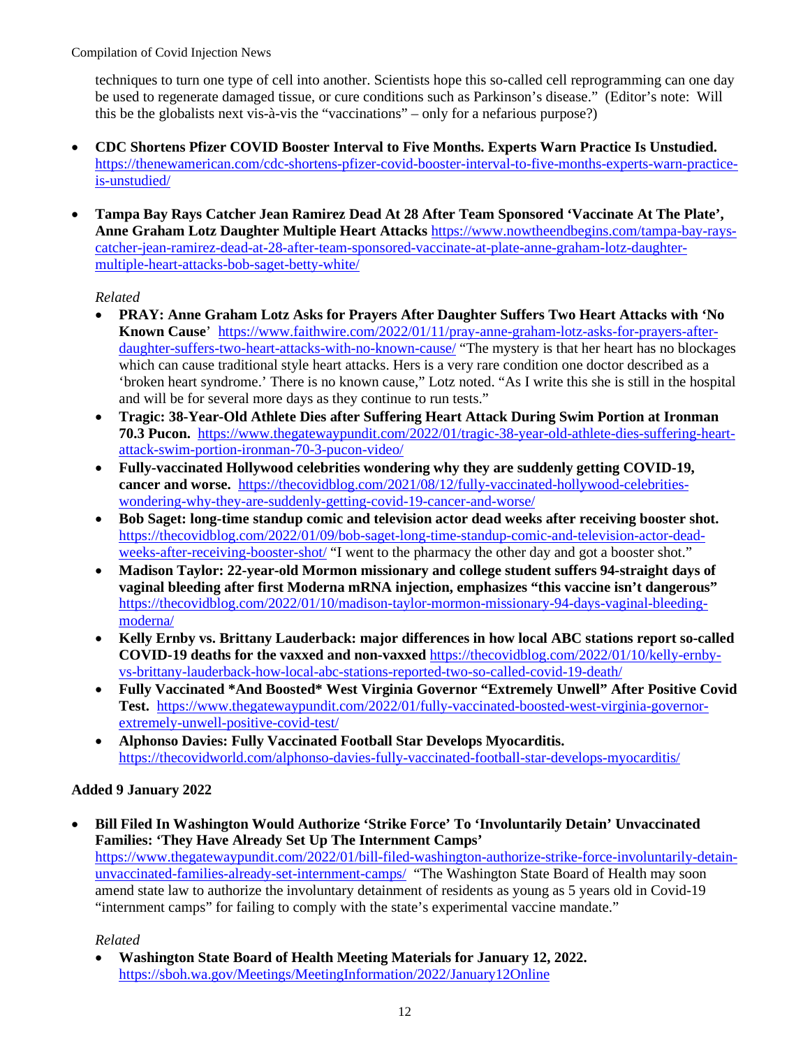techniques to turn one type of cell into another. Scientists hope this so-called cell reprogramming can one day be used to regenerate damaged tissue, or cure conditions such as Parkinson's disease." (Editor's note: Will this be the globalists next vis-à-vis the "vaccinations" – only for a nefarious purpose?)

- **CDC Shortens Pfizer COVID Booster Interval to Five Months. Experts Warn Practice Is Unstudied.** https://thenewamerican.com/cdc-shortens-pfizer-covid-booster-interval-to-five-months-experts-warn-practice-is-unstudied/

- **Tampa Bay Rays Catcher Jean Ramirez Dead At 28 After Team Sponsored 'Vaccinate At The Plate', Anne Graham Lotz Daughter Multiple Heart Attacks** https://www.nowtheendbegins.com/tampa-bay-rays-catcher-jean-ramirez-dead-at-28-after-team-sponsored-vaccinate-at-plate-anne-graham-lotz-daughter-multiple-heart-attacks-bob-saget-betty-white/

  *Related*
  - **PRAY: Anne Graham Lotz Asks for Prayers After Daughter Suffers Two Heart Attacks with 'No Known Cause'** https://www.faithwire.com/2022/01/11/pray-anne-graham-lotz-asks-for-prayers-after-daughter-suffers-two-heart-attacks-with-no-known-cause/ "The mystery is that her heart has no blockages which can cause traditional style heart attacks. Hers is a very rare condition one doctor described as a 'broken heart syndrome.' There is no known cause," Lotz noted. "As I write this she is still in the hospital and will be for several more days as they continue to run tests."
  - **Tragic: 38-Year-Old Athlete Dies after Suffering Heart Attack During Swim Portion at Ironman 70.3 Pucon.** https://www.thegatewaypundit.com/2022/01/tragic-38-year-old-athlete-dies-suffering-heart-attack-swim-portion-ironman-70-3-pucon-video/
  - **Fully-vaccinated Hollywood celebrities wondering why they are suddenly getting COVID-19, cancer and worse.** https://thecovidblog.com/2021/08/12/fully-vaccinated-hollywood-celebrities-wondering-why-they-are-suddenly-getting-covid-19-cancer-and-worse/
  - **Bob Saget: long-time standup comic and television actor dead weeks after receiving booster shot.** https://thecovidblog.com/2022/01/09/bob-saget-long-time-standup-comic-and-television-actor-dead-weeks-after-receiving-booster-shot/ "I went to the pharmacy the other day and got a booster shot."
  - **Madison Taylor: 22-year-old Mormon missionary and college student suffers 94-straight days of vaginal bleeding after first Moderna mRNA injection, emphasizes "this vaccine isn't dangerous"** https://thecovidblog.com/2022/01/10/madison-taylor-mormon-missionary-94-days-vaginal-bleeding-moderna/
  - **Kelly Ernby vs. Brittany Lauderback: major differences in how local ABC stations report so-called COVID-19 deaths for the vaxxed and non-vaxxed** https://thecovidblog.com/2022/01/10/kelly-ernby-vs-brittany-lauderback-how-local-abc-stations-reported-two-so-called-covid-19-death/
  - **Fully Vaccinated *And Boosted* West Virginia Governor "Extremely Unwell" After Positive Covid Test.** https://www.thegatewaypundit.com/2022/01/fully-vaccinated-boosted-west-virginia-governor-extremely-unwell-positive-covid-test/
  - **Alphonso Davies: Fully Vaccinated Football Star Develops Myocarditis.** https://thecovidworld.com/alphonso-davies-fully-vaccinated-football-star-develops-myocarditis/

**Added 9 January 2022**

- **Bill Filed In Washington Would Authorize 'Strike Force' To 'Involuntarily Detain' Unvaccinated Families: 'They Have Already Set Up The Internment Camps'** https://www.thegatewaypundit.com/2022/01/bill-filed-washington-authorize-strike-force-involuntarily-detain-unvaccinated-families-already-set-internment-camps/ "The Washington State Board of Health may soon amend state law to authorize the involuntary detainment of residents as young as 5 years old in Covid-19 "internment camps" for failing to comply with the state's experimental vaccine mandate."

  *Related*
  - **Washington State Board of Health Meeting Materials for January 12, 2022.** https://sboh.wa.gov/Meetings/MeetingInformation/2022/January12Online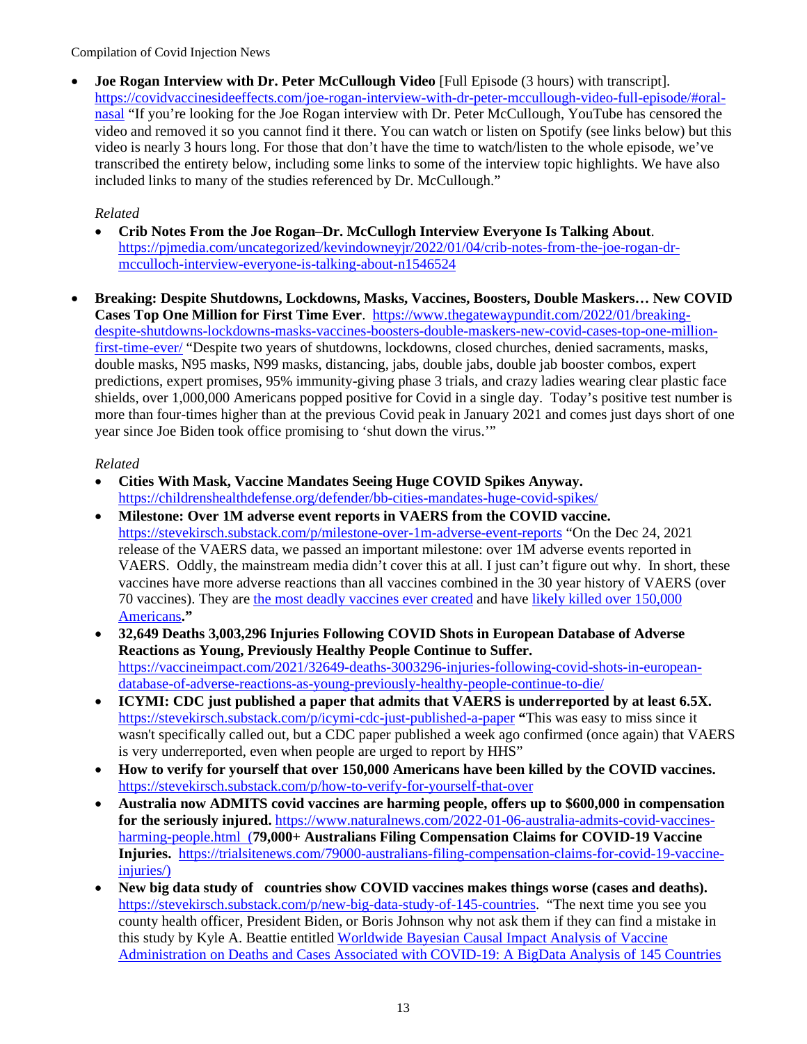- **Joe Rogan Interview with Dr. Peter McCullough Video** [Full Episode (3 hours) with transcript]. https://covidvaccinesideeffects.com/joe-rogan-interview-with-dr-peter-mccullough-video-full-episode/#oral-nasal "If you're looking for the Joe Rogan interview with Dr. Peter McCullough, YouTube has censored the video and removed it so you cannot find it there. You can watch or listen on Spotify (see links below) but this video is nearly 3 hours long. For those that don't have the time to watch/listen to the whole episode, we've transcribed the entirety below, including some links to some of the interview topic highlights. We have also included links to many of the studies referenced by Dr. McCullough."

  *Related*

  - **Crib Notes From the Joe Rogan–Dr. McCullogh Interview Everyone Is Talking About**. https://pjmedia.com/uncategorized/kevindowneyjr/2022/01/04/crib-notes-from-the-joe-rogan-dr-mcculloch-interview-everyone-is-talking-about-n1546524

- **Breaking: Despite Shutdowns, Lockdowns, Masks, Vaccines, Boosters, Double Maskers… New COVID Cases Top One Million for First Time Ever**. https://www.thegatewaypundit.com/2022/01/breaking-despite-shutdowns-lockdowns-masks-vaccines-boosters-double-maskers-new-covid-cases-top-one-million-first-time-ever/ "Despite two years of shutdowns, lockdowns, closed churches, denied sacraments, masks, double masks, N95 masks, N99 masks, distancing, jabs, double jabs, double jab booster combos, expert predictions, expert promises, 95% immunity-giving phase 3 trials, and crazy ladies wearing clear plastic face shields, over 1,000,000 Americans popped positive for Covid in a single day. Today's positive test number is more than four-times higher than at the previous Covid peak in January 2021 and comes just days short of one year since Joe Biden took office promising to 'shut down the virus.'"

  *Related*

  - **Cities With Mask, Vaccine Mandates Seeing Huge COVID Spikes Anyway.** https://childrenshealthdefense.org/defender/bb-cities-mandates-huge-covid-spikes/
  - **Milestone: Over 1M adverse event reports in VAERS from the COVID vaccine.** https://stevekirsch.substack.com/p/milestone-over-1m-adverse-event-reports "On the Dec 24, 2021 release of the VAERS data, we passed an important milestone: over 1M adverse events reported in VAERS. Oddly, the mainstream media didn't cover this at all. I just can't figure out why. In short, these vaccines have more adverse reactions than all vaccines combined in the 30 year history of VAERS (over 70 vaccines). They are the most deadly vaccines ever created and have likely killed over 150,000 Americans**."**
  - **32,649 Deaths 3,003,296 Injuries Following COVID Shots in European Database of Adverse Reactions as Young, Previously Healthy People Continue to Suffer.** https://vaccineimpact.com/2021/32649-deaths-3003296-injuries-following-covid-shots-in-european-database-of-adverse-reactions-as-young-previously-healthy-people-continue-to-die/
  - **ICYMI: CDC just published a paper that admits that VAERS is underreported by at least 6.5X.** https://stevekirsch.substack.com/p/icymi-cdc-just-published-a-paper **"**This was easy to miss since it wasn't specifically called out, but a CDC paper published a week ago confirmed (once again) that VAERS is very underreported, even when people are urged to report by HHS"
  - **How to verify for yourself that over 150,000 Americans have been killed by the COVID vaccines.** https://stevekirsch.substack.com/p/how-to-verify-for-yourself-that-over
  - **Australia now ADMITS covid vaccines are harming people, offers up to $600,000 in compensation for the seriously injured.** https://www.naturalnews.com/2022-01-06-australia-admits-covid-vaccines-harming-people.html (**79,000+ Australians Filing Compensation Claims for COVID-19 Vaccine Injuries.** https://trialsitenews.com/79000-australians-filing-compensation-claims-for-covid-19-vaccine-injuries/)
  - **New big data study of countries show COVID vaccines makes things worse (cases and deaths).** https://stevekirsch.substack.com/p/new-big-data-study-of-145-countries. "The next time you see you county health officer, President Biden, or Boris Johnson why not ask them if they can find a mistake in this study by Kyle A. Beattie entitled Worldwide Bayesian Causal Impact Analysis of Vaccine Administration on Deaths and Cases Associated with COVID-19: A BigData Analysis of 145 Countries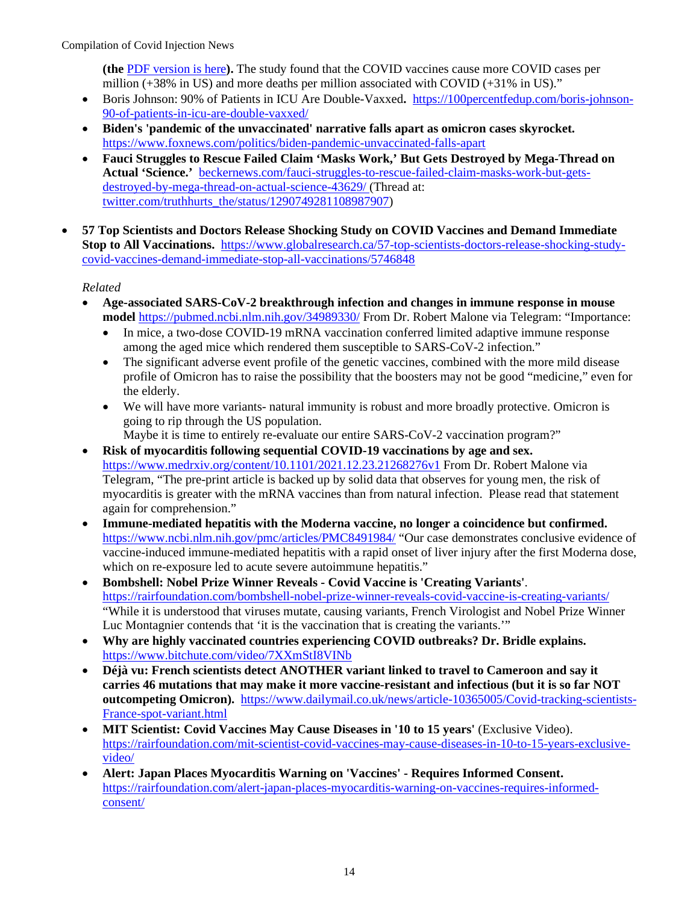**(the [PDF version is here](#)).** The study found that the COVID vaccines cause more COVID cases per million (+38% in US) and more deaths per million associated with COVID (+31% in US)."

- Boris Johnson: 90% of Patients in ICU Are Double-Vaxxed**.** https://100percentfedup.com/boris-johnson-90-of-patients-in-icu-are-double-vaxxed/
- **Biden's 'pandemic of the unvaccinated' narrative falls apart as omicron cases skyrocket.** https://www.foxnews.com/politics/biden-pandemic-unvaccinated-falls-apart
- **Fauci Struggles to Rescue Failed Claim 'Masks Work,' But Gets Destroyed by Mega-Thread on Actual 'Science.'** beckernews.com/fauci-struggles-to-rescue-failed-claim-masks-work-but-gets-destroyed-by-mega-thread-on-actual-science-43629/ (Thread at: twitter.com/truthhurts_the/status/1290749281108987907)

- **57 Top Scientists and Doctors Release Shocking Study on COVID Vaccines and Demand Immediate Stop to All Vaccinations.** https://www.globalresearch.ca/57-top-scientists-doctors-release-shocking-study-covid-vaccines-demand-immediate-stop-all-vaccinations/5746848

  *Related*

  - **Age-associated SARS-CoV-2 breakthrough infection and changes in immune response in mouse model** https://pubmed.ncbi.nlm.nih.gov/34989330/ From Dr. Robert Malone via Telegram: "Importance:
    - In mice, a two-dose COVID-19 mRNA vaccination conferred limited adaptive immune response among the aged mice which rendered them susceptible to SARS-CoV-2 infection."
    - The significant adverse event profile of the genetic vaccines, combined with the more mild disease profile of Omicron has to raise the possibility that the boosters may not be good "medicine," even for the elderly.
    - We will have more variants- natural immunity is robust and more broadly protective. Omicron is going to rip through the US population.
      Maybe it is time to entirely re-evaluate our entire SARS-CoV-2 vaccination program?"
  - **Risk of myocarditis following sequential COVID-19 vaccinations by age and sex.** https://www.medrxiv.org/content/10.1101/2021.12.23.21268276v1 From Dr. Robert Malone via Telegram, "The pre-print article is backed up by solid data that observes for young men, the risk of myocarditis is greater with the mRNA vaccines than from natural infection. Please read that statement again for comprehension."
  - **Immune-mediated hepatitis with the Moderna vaccine, no longer a coincidence but confirmed.** https://www.ncbi.nlm.nih.gov/pmc/articles/PMC8491984/ "Our case demonstrates conclusive evidence of vaccine-induced immune-mediated hepatitis with a rapid onset of liver injury after the first Moderna dose, which on re-exposure led to acute severe autoimmune hepatitis."
  - **Bombshell: Nobel Prize Winner Reveals - Covid Vaccine is 'Creating Variants'**. https://rairfoundation.com/bombshell-nobel-prize-winner-reveals-covid-vaccine-is-creating-variants/ "While it is understood that viruses mutate, causing variants, French Virologist and Nobel Prize Winner Luc Montagnier contends that 'it is the vaccination that is creating the variants.'"
  - **Why are highly vaccinated countries experiencing COVID outbreaks? Dr. Bridle explains.** https://www.bitchute.com/video/7XXmStI8VINb
  - **Déjà vu: French scientists detect ANOTHER variant linked to travel to Cameroon and say it carries 46 mutations that may make it more vaccine-resistant and infectious (but it is so far NOT outcompeting Omicron).** https://www.dailymail.co.uk/news/article-10365005/Covid-tracking-scientists-France-spot-variant.html
  - **MIT Scientist: Covid Vaccines May Cause Diseases in '10 to 15 years'** (Exclusive Video). https://rairfoundation.com/mit-scientist-covid-vaccines-may-cause-diseases-in-10-to-15-years-exclusive-video/
  - **Alert: Japan Places Myocarditis Warning on 'Vaccines' - Requires Informed Consent.** https://rairfoundation.com/alert-japan-places-myocarditis-warning-on-vaccines-requires-informed-consent/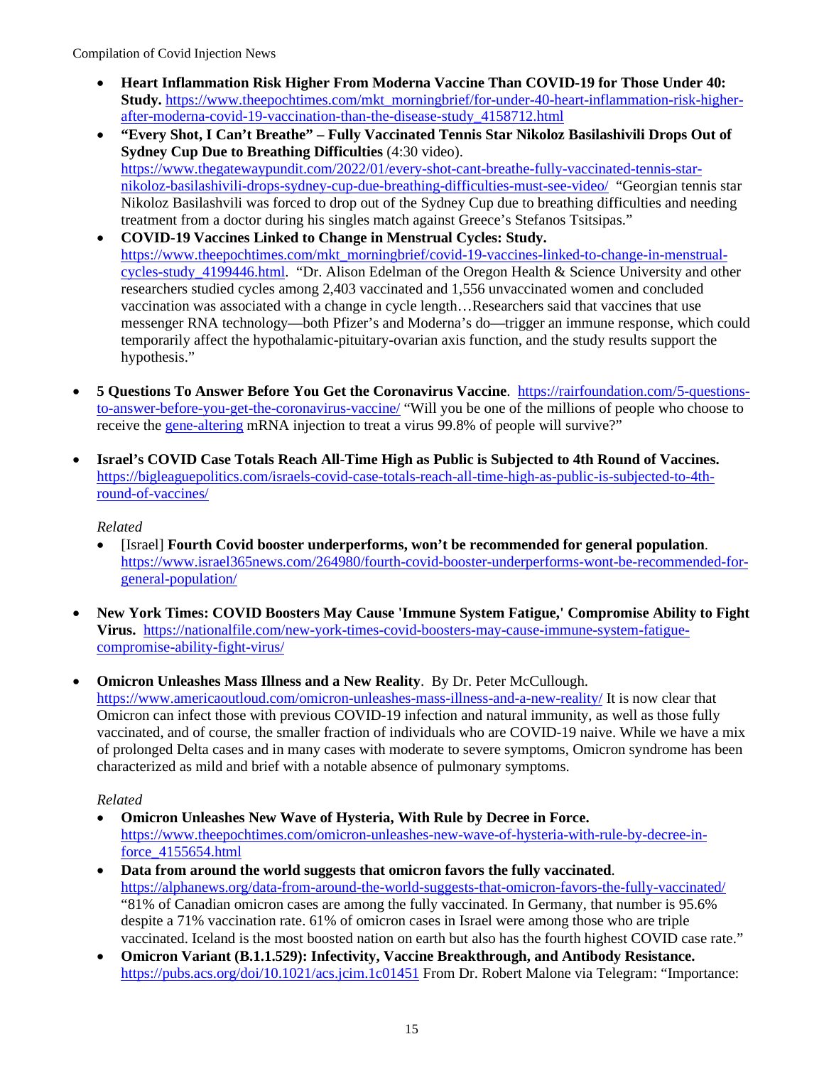- **Heart Inflammation Risk Higher From Moderna Vaccine Than COVID-19 for Those Under 40: Study.** https://www.theepochtimes.com/mkt_morningbrief/for-under-40-heart-inflammation-risk-higher-after-moderna-covid-19-vaccination-than-the-disease-study_4158712.html
- **"Every Shot, I Can't Breathe" – Fully Vaccinated Tennis Star Nikoloz Basilashivili Drops Out of Sydney Cup Due to Breathing Difficulties** (4:30 video). https://www.thegatewaypundit.com/2022/01/every-shot-cant-breathe-fully-vaccinated-tennis-star-nikoloz-basilashivili-drops-sydney-cup-due-breathing-difficulties-must-see-video/ "Georgian tennis star Nikoloz Basilashvili was forced to drop out of the Sydney Cup due to breathing difficulties and needing treatment from a doctor during his singles match against Greece's Stefanos Tsitsipas."
- **COVID-19 Vaccines Linked to Change in Menstrual Cycles: Study.** https://www.theepochtimes.com/mkt_morningbrief/covid-19-vaccines-linked-to-change-in-menstrual-cycles-study_4199446.html. "Dr. Alison Edelman of the Oregon Health & Science University and other researchers studied cycles among 2,403 vaccinated and 1,556 unvaccinated women and concluded vaccination was associated with a change in cycle length…Researchers said that vaccines that use messenger RNA technology—both Pfizer's and Moderna's do—trigger an immune response, which could temporarily affect the hypothalamic-pituitary-ovarian axis function, and the study results support the hypothesis."

- **5 Questions To Answer Before You Get the Coronavirus Vaccine**. https://rairfoundation.com/5-questions-to-answer-before-you-get-the-coronavirus-vaccine/ "Will you be one of the millions of people who choose to receive the gene-altering mRNA injection to treat a virus 99.8% of people will survive?"

- **Israel's COVID Case Totals Reach All-Time High as Public is Subjected to 4th Round of Vaccines.** https://bigleaguepolitics.com/israels-covid-case-totals-reach-all-time-high-as-public-is-subjected-to-4th-round-of-vaccines/

  *Related*
  - [Israel] **Fourth Covid booster underperforms, won't be recommended for general population**. https://www.israel365news.com/264980/fourth-covid-booster-underperforms-wont-be-recommended-for-general-population/

- **New York Times: COVID Boosters May Cause 'Immune System Fatigue,' Compromise Ability to Fight Virus.** https://nationalfile.com/new-york-times-covid-boosters-may-cause-immune-system-fatigue-compromise-ability-fight-virus/

- **Omicron Unleashes Mass Illness and a New Reality**. By Dr. Peter McCullough. https://www.americaoutloud.com/omicron-unleashes-mass-illness-and-a-new-reality/ It is now clear that Omicron can infect those with previous COVID-19 infection and natural immunity, as well as those fully vaccinated, and of course, the smaller fraction of individuals who are COVID-19 naive. While we have a mix of prolonged Delta cases and in many cases with moderate to severe symptoms, Omicron syndrome has been characterized as mild and brief with a notable absence of pulmonary symptoms.

  *Related*
  - **Omicron Unleashes New Wave of Hysteria, With Rule by Decree in Force.** https://www.theepochtimes.com/omicron-unleashes-new-wave-of-hysteria-with-rule-by-decree-in-force_4155654.html
  - **Data from around the world suggests that omicron favors the fully vaccinated**. https://alphanews.org/data-from-around-the-world-suggests-that-omicron-favors-the-fully-vaccinated/ "81% of Canadian omicron cases are among the fully vaccinated. In Germany, that number is 95.6% despite a 71% vaccination rate. 61% of omicron cases in Israel were among those who are triple vaccinated. Iceland is the most boosted nation on earth but also has the fourth highest COVID case rate."
  - **Omicron Variant (B.1.1.529): Infectivity, Vaccine Breakthrough, and Antibody Resistance.** https://pubs.acs.org/doi/10.1021/acs.jcim.1c01451 From Dr. Robert Malone via Telegram: "Importance: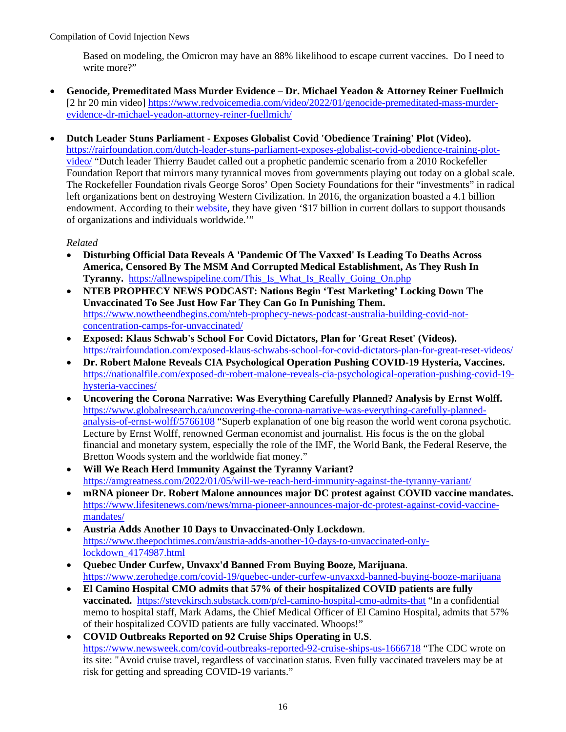Based on modeling, the Omicron may have an 88% likelihood to escape current vaccines. Do I need to write more?"

- **Genocide, Premeditated Mass Murder Evidence – Dr. Michael Yeadon & Attorney Reiner Fuellmich** [2 hr 20 min video] https://www.redvoicemedia.com/video/2022/01/genocide-premeditated-mass-murder-evidence-dr-michael-yeadon-attorney-reiner-fuellmich/

- **Dutch Leader Stuns Parliament - Exposes Globalist Covid 'Obedience Training' Plot (Video).** https://rairfoundation.com/dutch-leader-stuns-parliament-exposes-globalist-covid-obedience-training-plot-video/ "Dutch leader Thierry Baudet called out a prophetic pandemic scenario from a 2010 Rockefeller Foundation Report that mirrors many tyrannical moves from governments playing out today on a global scale. The Rockefeller Foundation rivals George Soros' Open Society Foundations for their "investments" in radical left organizations bent on destroying Western Civilization. In 2016, the organization boasted a 4.1 billion endowment. According to their website, they have given '$17 billion in current dollars to support thousands of organizations and individuals worldwide.'"

  *Related*
  - **Disturbing Official Data Reveals A 'Pandemic Of The Vaxxed' Is Leading To Deaths Across America, Censored By The MSM And Corrupted Medical Establishment, As They Rush In Tyranny.** https://allnewspipeline.com/This_Is_What_Is_Really_Going_On.php
  - **NTEB PROPHECY NEWS PODCAST: Nations Begin 'Test Marketing' Locking Down The Unvaccinated To See Just How Far They Can Go In Punishing Them.** https://www.nowtheendbegins.com/nteb-prophecy-news-podcast-australia-building-covid-not-concentration-camps-for-unvaccinated/
  - **Exposed: Klaus Schwab's School For Covid Dictators, Plan for 'Great Reset' (Videos).** https://rairfoundation.com/exposed-klaus-schwabs-school-for-covid-dictators-plan-for-great-reset-videos/
  - **Dr. Robert Malone Reveals CIA Psychological Operation Pushing COVID-19 Hysteria, Vaccines.** https://nationalfile.com/exposed-dr-robert-malone-reveals-cia-psychological-operation-pushing-covid-19-hysteria-vaccines/
  - **Uncovering the Corona Narrative: Was Everything Carefully Planned? Analysis by Ernst Wolff.** https://www.globalresearch.ca/uncovering-the-corona-narrative-was-everything-carefully-planned-analysis-of-ernst-wolff/5766108 "Superb explanation of one big reason the world went corona psychotic. Lecture by Ernst Wolff, renowned German economist and journalist. His focus is the on the global financial and monetary system, especially the role of the IMF, the World Bank, the Federal Reserve, the Bretton Woods system and the worldwide fiat money."
  - **Will We Reach Herd Immunity Against the Tyranny Variant?** https://amgreatness.com/2022/01/05/will-we-reach-herd-immunity-against-the-tyranny-variant/
  - **mRNA pioneer Dr. Robert Malone announces major DC protest against COVID vaccine mandates.** https://www.lifesitenews.com/news/mrna-pioneer-announces-major-dc-protest-against-covid-vaccine-mandates/
  - **Austria Adds Another 10 Days to Unvaccinated-Only Lockdown**. https://www.theepochtimes.com/austria-adds-another-10-days-to-unvaccinated-only-lockdown_4174987.html
  - **Quebec Under Curfew, Unvaxx'd Banned From Buying Booze, Marijuana**. https://www.zerohedge.com/covid-19/quebec-under-curfew-unvaxxd-banned-buying-booze-marijuana
  - **El Camino Hospital CMO admits that 57% of their hospitalized COVID patients are fully vaccinated.** https://stevekirsch.substack.com/p/el-camino-hospital-cmo-admits-that "In a confidential memo to hospital staff, Mark Adams, the Chief Medical Officer of El Camino Hospital, admits that 57% of their hospitalized COVID patients are fully vaccinated. Whoops!"
  - **COVID Outbreaks Reported on 92 Cruise Ships Operating in U.S**. https://www.newsweek.com/covid-outbreaks-reported-92-cruise-ships-us-1666718 "The CDC wrote on its site: "Avoid cruise travel, regardless of vaccination status. Even fully vaccinated travelers may be at risk for getting and spreading COVID-19 variants."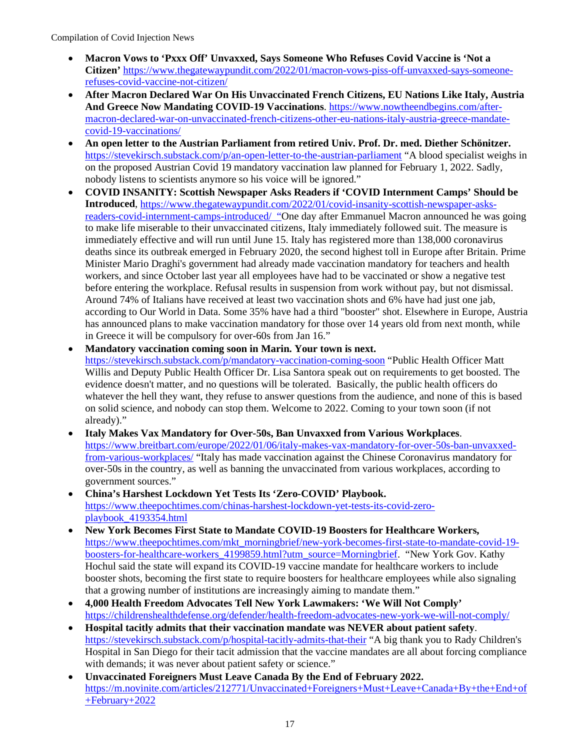- **Macron Vows to 'Pxxx Off' Unvaxxed, Says Someone Who Refuses Covid Vaccine is 'Not a Citizen'** https://www.thegatewaypundit.com/2022/01/macron-vows-piss-off-unvaxxed-says-someone-refuses-covid-vaccine-not-citizen/
- **After Macron Declared War On His Unvaccinated French Citizens, EU Nations Like Italy, Austria And Greece Now Mandating COVID-19 Vaccinations**. https://www.nowtheendbegins.com/after-macron-declared-war-on-unvaccinated-french-citizens-other-eu-nations-italy-austria-greece-mandate-covid-19-vaccinations/
- **An open letter to the Austrian Parliament from retired Univ. Prof. Dr. med. Diether Schönitzer.** https://stevekirsch.substack.com/p/an-open-letter-to-the-austrian-parliament "A blood specialist weighs in on the proposed Austrian Covid 19 mandatory vaccination law planned for February 1, 2022. Sadly, nobody listens to scientists anymore so his voice will be ignored."
- **COVID INSANITY: Scottish Newspaper Asks Readers if 'COVID Internment Camps' Should be Introduced**, https://www.thegatewaypundit.com/2022/01/covid-insanity-scottish-newspaper-asks-readers-covid-internment-camps-introduced/ "One day after Emmanuel Macron announced he was going to make life miserable to their unvaccinated citizens, Italy immediately followed suit. The measure is immediately effective and will run until June 15. Italy has registered more than 138,000 coronavirus deaths since its outbreak emerged in February 2020, the second highest toll in Europe after Britain. Prime Minister Mario Draghi's government had already made vaccination mandatory for teachers and health workers, and since October last year all employees have had to be vaccinated or show a negative test before entering the workplace. Refusal results in suspension from work without pay, but not dismissal. Around 74% of Italians have received at least two vaccination shots and 6% have had just one jab, according to Our World in Data. Some 35% have had a third "booster" shot. Elsewhere in Europe, Austria has announced plans to make vaccination mandatory for those over 14 years old from next month, while in Greece it will be compulsory for over-60s from Jan 16."
- **Mandatory vaccination coming soon in Marin. Your town is next.** https://stevekirsch.substack.com/p/mandatory-vaccination-coming-soon "Public Health Officer Matt Willis and Deputy Public Health Officer Dr. Lisa Santora speak out on requirements to get boosted. The evidence doesn't matter, and no questions will be tolerated. Basically, the public health officers do whatever the hell they want, they refuse to answer questions from the audience, and none of this is based on solid science, and nobody can stop them. Welcome to 2022. Coming to your town soon (if not already)."
- **Italy Makes Vax Mandatory for Over-50s, Ban Unvaxxed from Various Workplaces**. https://www.breitbart.com/europe/2022/01/06/italy-makes-vax-mandatory-for-over-50s-ban-unvaxxed-from-various-workplaces/ "Italy has made vaccination against the Chinese Coronavirus mandatory for over-50s in the country, as well as banning the unvaccinated from various workplaces, according to government sources."
- **China's Harshest Lockdown Yet Tests Its 'Zero-COVID' Playbook.** https://www.theepochtimes.com/chinas-harshest-lockdown-yet-tests-its-covid-zero-playbook_4193354.html
- **New York Becomes First State to Mandate COVID-19 Boosters for Healthcare Workers,** https://www.theepochtimes.com/mkt_morningbrief/new-york-becomes-first-state-to-mandate-covid-19-boosters-for-healthcare-workers_4199859.html?utm_source=Morningbrief. "New York Gov. Kathy Hochul said the state will expand its COVID-19 vaccine mandate for healthcare workers to include booster shots, becoming the first state to require boosters for healthcare employees while also signaling that a growing number of institutions are increasingly aiming to mandate them."
- **4,000 Health Freedom Advocates Tell New York Lawmakers: 'We Will Not Comply'** https://childrenshealthdefense.org/defender/health-freedom-advocates-new-york-we-will-not-comply/
- **Hospital tacitly admits that their vaccination mandate was NEVER about patient safety**. https://stevekirsch.substack.com/p/hospital-tacitly-admits-that-their "A big thank you to Rady Children's Hospital in San Diego for their tacit admission that the vaccine mandates are all about forcing compliance with demands; it was never about patient safety or science."
- **Unvaccinated Foreigners Must Leave Canada By the End of February 2022.** https://m.novinite.com/articles/212771/Unvaccinated+Foreigners+Must+Leave+Canada+By+the+End+of+February+2022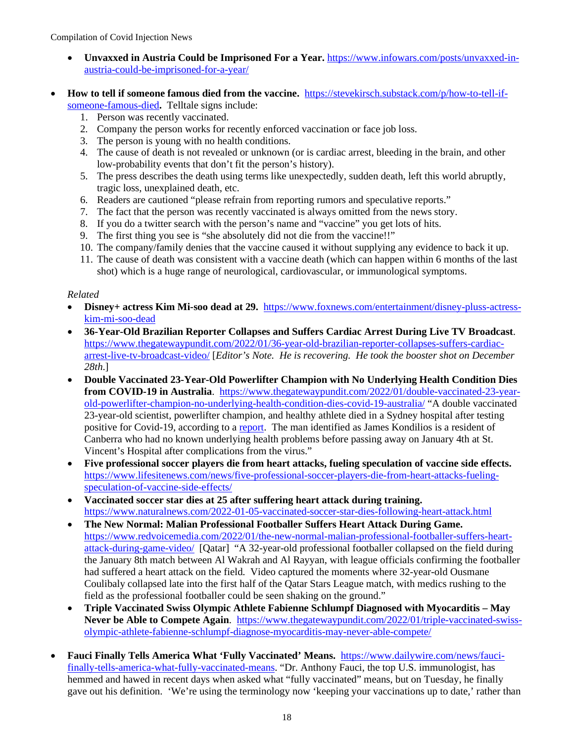- **Unvaxxed in Austria Could be Imprisoned For a Year.** https://www.infowars.com/posts/unvaxxed-in-austria-could-be-imprisoned-for-a-year/

- **How to tell if someone famous died from the vaccine.** https://stevekirsch.substack.com/p/how-to-tell-if-someone-famous-died**.** Telltale signs include:
  1. Person was recently vaccinated.
  2. Company the person works for recently enforced vaccination or face job loss.
  3. The person is young with no health conditions.
  4. The cause of death is not revealed or unknown (or is cardiac arrest, bleeding in the brain, and other low-probability events that don't fit the person's history).
  5. The press describes the death using terms like unexpectedly, sudden death, left this world abruptly, tragic loss, unexplained death, etc.
  6. Readers are cautioned "please refrain from reporting rumors and speculative reports."
  7. The fact that the person was recently vaccinated is always omitted from the news story.
  8. If you do a twitter search with the person's name and "vaccine" you get lots of hits.
  9. The first thing you see is "she absolutely did not die from the vaccine!!"
  10. The company/family denies that the vaccine caused it without supplying any evidence to back it up.
  11. The cause of death was consistent with a vaccine death (which can happen within 6 months of the last shot) which is a huge range of neurological, cardiovascular, or immunological symptoms.

  *Related*
  - **Disney+ actress Kim Mi-soo dead at 29.** https://www.foxnews.com/entertainment/disney-pluss-actress-kim-mi-soo-dead
  - **36-Year-Old Brazilian Reporter Collapses and Suffers Cardiac Arrest During Live TV Broadcast**. https://www.thegatewaypundit.com/2022/01/36-year-old-brazilian-reporter-collapses-suffers-cardiac-arrest-live-tv-broadcast-video/ [*Editor's Note. He is recovering. He took the booster shot on December 28th.*]
  - **Double Vaccinated 23-Year-Old Powerlifter Champion with No Underlying Health Condition Dies from COVID-19 in Australia**. https://www.thegatewaypundit.com/2022/01/double-vaccinated-23-year-old-powerlifter-champion-no-underlying-health-condition-dies-covid-19-australia/ "A double vaccinated 23-year-old scientist, powerlifter champion, and healthy athlete died in a Sydney hospital after testing positive for Covid-19, according to a report. The man identified as James Kondilios is a resident of Canberra who had no known underlying health problems before passing away on January 4th at St. Vincent's Hospital after complications from the virus."
  - **Five professional soccer players die from heart attacks, fueling speculation of vaccine side effects.** https://www.lifesitenews.com/news/five-professional-soccer-players-die-from-heart-attacks-fueling-speculation-of-vaccine-side-effects/
  - **Vaccinated soccer star dies at 25 after suffering heart attack during training.** https://www.naturalnews.com/2022-01-05-vaccinated-soccer-star-dies-following-heart-attack.html
  - **The New Normal: Malian Professional Footballer Suffers Heart Attack During Game.** https://www.redvoicemedia.com/2022/01/the-new-normal-malian-professional-footballer-suffers-heart-attack-during-game-video/ [Qatar] "A 32-year-old professional footballer collapsed on the field during the January 8th match between Al Wakrah and Al Rayyan, with league officials confirming the footballer had suffered a heart attack on the field. Video captured the moments where 32-year-old Ousmane Coulibaly collapsed late into the first half of the Qatar Stars League match, with medics rushing to the field as the professional footballer could be seen shaking on the ground."
  - **Triple Vaccinated Swiss Olympic Athlete Fabienne Schlumpf Diagnosed with Myocarditis – May Never be Able to Compete Again**. https://www.thegatewaypundit.com/2022/01/triple-vaccinated-swiss-olympic-athlete-fabienne-schlumpf-diagnose-myocarditis-may-never-able-compete/

- **Fauci Finally Tells America What 'Fully Vaccinated' Means.** https://www.dailywire.com/news/fauci-finally-tells-america-what-fully-vaccinated-means. "Dr. Anthony Fauci, the top U.S. immunologist, has hemmed and hawed in recent days when asked what "fully vaccinated" means, but on Tuesday, he finally gave out his definition. 'We're using the terminology now 'keeping your vaccinations up to date,' rather than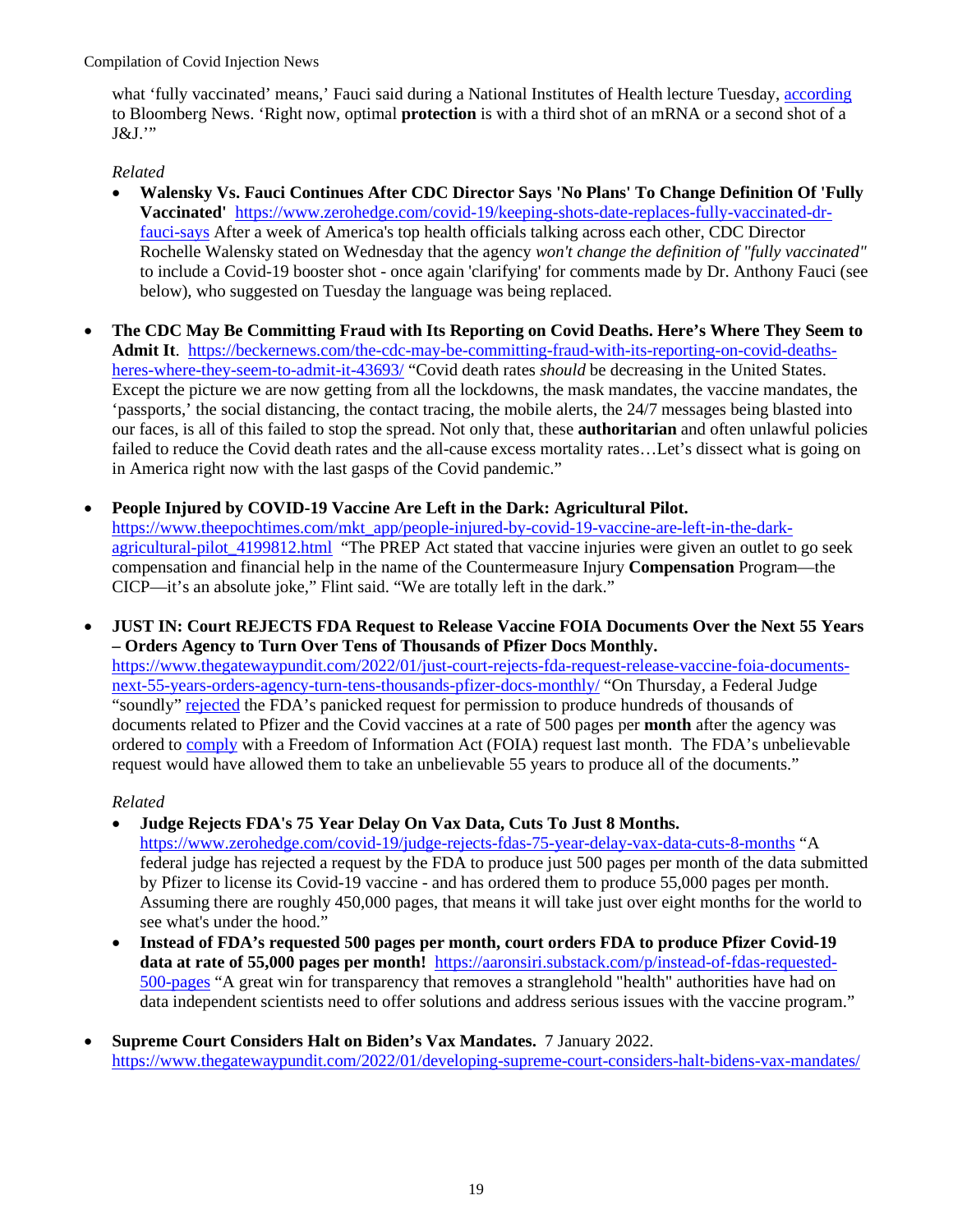what 'fully vaccinated' means,' Fauci said during a National Institutes of Health lecture Tuesday, [according](according) to Bloomberg News. 'Right now, optimal **protection** is with a third shot of an mRNA or a second shot of a J&J.'"

*Related*

- **Walensky Vs. Fauci Continues After CDC Director Says 'No Plans' To Change Definition Of 'Fully Vaccinated'** https://www.zerohedge.com/covid-19/keeping-shots-date-replaces-fully-vaccinated-dr-fauci-says After a week of America's top health officials talking across each other, CDC Director Rochelle Walensky stated on Wednesday that the agency *won't change the definition of "fully vaccinated"* to include a Covid-19 booster shot - once again 'clarifying' for comments made by Dr. Anthony Fauci (see below), who suggested on Tuesday the language was being replaced.

- **The CDC May Be Committing Fraud with Its Reporting on Covid Deaths. Here's Where They Seem to Admit It**. https://beckernews.com/the-cdc-may-be-committing-fraud-with-its-reporting-on-covid-deaths-heres-where-they-seem-to-admit-it-43693/ "Covid death rates *should* be decreasing in the United States. Except the picture we are now getting from all the lockdowns, the mask mandates, the vaccine mandates, the 'passports,' the social distancing, the contact tracing, the mobile alerts, the 24/7 messages being blasted into our faces, is all of this failed to stop the spread. Not only that, these **authoritarian** and often unlawful policies failed to reduce the Covid death rates and the all-cause excess mortality rates…Let's dissect what is going on in America right now with the last gasps of the Covid pandemic."

- **People Injured by COVID-19 Vaccine Are Left in the Dark: Agricultural Pilot.** https://www.theepochtimes.com/mkt_app/people-injured-by-covid-19-vaccine-are-left-in-the-dark-agricultural-pilot_4199812.html "The PREP Act stated that vaccine injuries were given an outlet to go seek compensation and financial help in the name of the Countermeasure Injury **Compensation** Program—the CICP—it's an absolute joke," Flint said. "We are totally left in the dark."

- **JUST IN: Court REJECTS FDA Request to Release Vaccine FOIA Documents Over the Next 55 Years – Orders Agency to Turn Over Tens of Thousands of Pfizer Docs Monthly.** https://www.thegatewaypundit.com/2022/01/just-court-rejects-fda-request-release-vaccine-foia-documents-next-55-years-orders-agency-turn-tens-thousands-pfizer-docs-monthly/ "On Thursday, a Federal Judge "soundly" [rejected](rejected) the FDA's panicked request for permission to produce hundreds of thousands of documents related to Pfizer and the Covid vaccines at a rate of 500 pages per **month** after the agency was ordered to [comply](comply) with a Freedom of Information Act (FOIA) request last month. The FDA's unbelievable request would have allowed them to take an unbelievable 55 years to produce all of the documents."

  *Related*

  - **Judge Rejects FDA's 75 Year Delay On Vax Data, Cuts To Just 8 Months.** https://www.zerohedge.com/covid-19/judge-rejects-fdas-75-year-delay-vax-data-cuts-8-months "A federal judge has rejected a request by the FDA to produce just 500 pages per month of the data submitted by Pfizer to license its Covid-19 vaccine - and has ordered them to produce 55,000 pages per month. Assuming there are roughly 450,000 pages, that means it will take just over eight months for the world to see what's under the hood."
  - **Instead of FDA's requested 500 pages per month, court orders FDA to produce Pfizer Covid-19 data at rate of 55,000 pages per month!** https://aaronsiri.substack.com/p/instead-of-fdas-requested-500-pages "A great win for transparency that removes a stranglehold "health" authorities have had on data independent scientists need to offer solutions and address serious issues with the vaccine program."

- **Supreme Court Considers Halt on Biden's Vax Mandates.** 7 January 2022. https://www.thegatewaypundit.com/2022/01/developing-supreme-court-considers-halt-bidens-vax-mandates/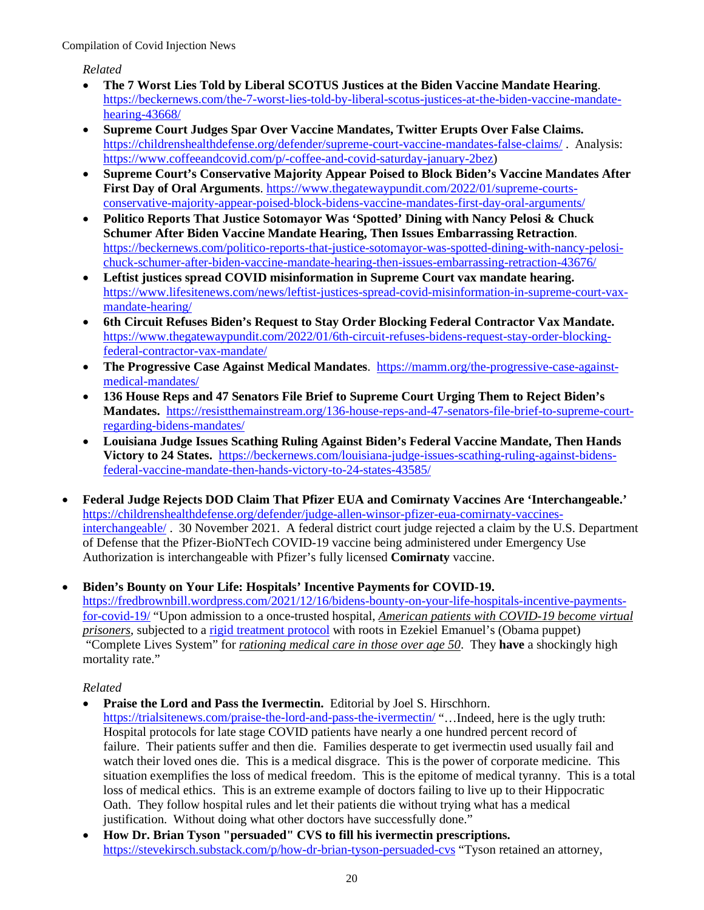*Related*

- **The 7 Worst Lies Told by Liberal SCOTUS Justices at the Biden Vaccine Mandate Hearing**. https://beckernews.com/the-7-worst-lies-told-by-liberal-scotus-justices-at-the-biden-vaccine-mandate-hearing-43668/
- **Supreme Court Judges Spar Over Vaccine Mandates, Twitter Erupts Over False Claims.** https://childrenshealthdefense.org/defender/supreme-court-vaccine-mandates-false-claims/ . Analysis: https://www.coffeeandcovid.com/p/-coffee-and-covid-saturday-january-2bez)
- **Supreme Court's Conservative Majority Appear Poised to Block Biden's Vaccine Mandates After First Day of Oral Arguments**. https://www.thegatewaypundit.com/2022/01/supreme-courts-conservative-majority-appear-poised-block-bidens-vaccine-mandates-first-day-oral-arguments/
- **Politico Reports That Justice Sotomayor Was 'Spotted' Dining with Nancy Pelosi & Chuck Schumer After Biden Vaccine Mandate Hearing, Then Issues Embarrassing Retraction**. https://beckernews.com/politico-reports-that-justice-sotomayor-was-spotted-dining-with-nancy-pelosi-chuck-schumer-after-biden-vaccine-mandate-hearing-then-issues-embarrassing-retraction-43676/
- **Leftist justices spread COVID misinformation in Supreme Court vax mandate hearing.** https://www.lifesitenews.com/news/leftist-justices-spread-covid-misinformation-in-supreme-court-vax-mandate-hearing/
- **6th Circuit Refuses Biden's Request to Stay Order Blocking Federal Contractor Vax Mandate.** https://www.thegatewaypundit.com/2022/01/6th-circuit-refuses-bidens-request-stay-order-blocking-federal-contractor-vax-mandate/
- **The Progressive Case Against Medical Mandates**. https://mamm.org/the-progressive-case-against-medical-mandates/
- **136 House Reps and 47 Senators File Brief to Supreme Court Urging Them to Reject Biden's Mandates.** https://resistthemainstream.org/136-house-reps-and-47-senators-file-brief-to-supreme-court-regarding-bidens-mandates/
- **Louisiana Judge Issues Scathing Ruling Against Biden's Federal Vaccine Mandate, Then Hands Victory to 24 States.** https://beckernews.com/louisiana-judge-issues-scathing-ruling-against-bidens-federal-vaccine-mandate-then-hands-victory-to-24-states-43585/

- **Federal Judge Rejects DOD Claim That Pfizer EUA and Comirnaty Vaccines Are 'Interchangeable.'** https://childrenshealthdefense.org/defender/judge-allen-winsor-pfizer-eua-comirnaty-vaccines-interchangeable/ . 30 November 2021. A federal district court judge rejected a claim by the U.S. Department of Defense that the Pfizer-BioNTech COVID-19 vaccine being administered under Emergency Use Authorization is interchangeable with Pfizer's fully licensed **Comirnaty** vaccine.

- **Biden's Bounty on Your Life: Hospitals' Incentive Payments for COVID-19.** https://fredbrownbill.wordpress.com/2021/12/16/bidens-bounty-on-your-life-hospitals-incentive-payments-for-covid-19/ "Upon admission to a once-trusted hospital, *American patients with COVID-19 become virtual prisoners*, subjected to a rigid treatment protocol with roots in Ezekiel Emanuel's (Obama puppet) "Complete Lives System" for *rationing medical care in those over age 50*. They **have** a shockingly high mortality rate."

  *Related*

  - **Praise the Lord and Pass the Ivermectin.** Editorial by Joel S. Hirschhorn. https://trialsitenews.com/praise-the-lord-and-pass-the-ivermectin/ "…Indeed, here is the ugly truth: Hospital protocols for late stage COVID patients have nearly a one hundred percent record of failure. Their patients suffer and then die. Families desperate to get ivermectin used usually fail and watch their loved ones die. This is a medical disgrace. This is the power of corporate medicine. This situation exemplifies the loss of medical freedom. This is the epitome of medical tyranny. This is a total loss of medical ethics. This is an extreme example of doctors failing to live up to their Hippocratic Oath. They follow hospital rules and let their patients die without trying what has a medical justification. Without doing what other doctors have successfully done."
  - **How Dr. Brian Tyson "persuaded" CVS to fill his ivermectin prescriptions.** https://stevekirsch.substack.com/p/how-dr-brian-tyson-persuaded-cvs "Tyson retained an attorney,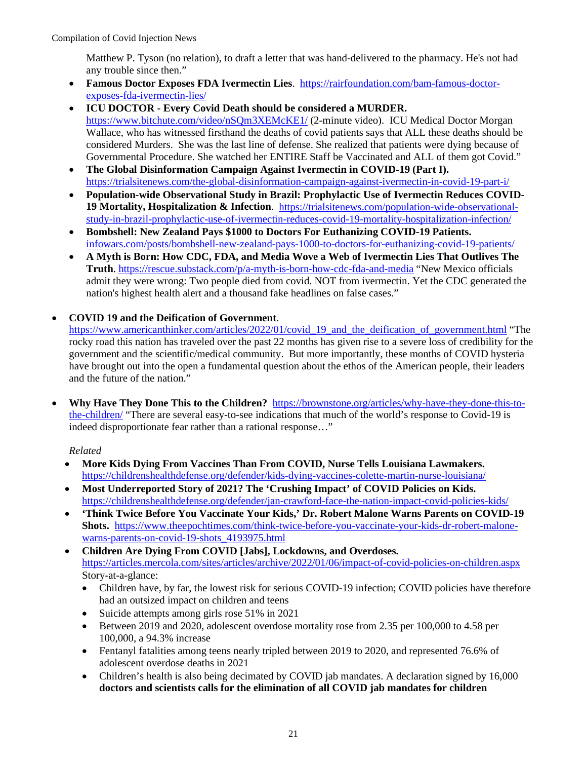Matthew P. Tyson (no relation), to draft a letter that was hand-delivered to the pharmacy. He's not had any trouble since then."

- **Famous Doctor Exposes FDA Ivermectin Lies**. https://rairfoundation.com/bam-famous-doctor-exposes-fda-ivermectin-lies/
- **ICU DOCTOR - Every Covid Death should be considered a MURDER.** https://www.bitchute.com/video/nSQm3XEMcKE1/ (2-minute video). ICU Medical Doctor Morgan Wallace, who has witnessed firsthand the deaths of covid patients says that ALL these deaths should be considered Murders. She was the last line of defense. She realized that patients were dying because of Governmental Procedure. She watched her ENTIRE Staff be Vaccinated and ALL of them got Covid."
- **The Global Disinformation Campaign Against Ivermectin in COVID-19 (Part I).** https://trialsitenews.com/the-global-disinformation-campaign-against-ivermectin-in-covid-19-part-i/
- **Population-wide Observational Study in Brazil: Prophylactic Use of Ivermectin Reduces COVID-19 Mortality, Hospitalization & Infection**. https://trialsitenews.com/population-wide-observational-study-in-brazil-prophylactic-use-of-ivermectin-reduces-covid-19-mortality-hospitalization-infection/
- **Bombshell: New Zealand Pays $1000 to Doctors For Euthanizing COVID-19 Patients.** infowars.com/posts/bombshell-new-zealand-pays-1000-to-doctors-for-euthanizing-covid-19-patients/
- **A Myth is Born: How CDC, FDA, and Media Wove a Web of Ivermectin Lies That Outlives The Truth**. https://rescue.substack.com/p/a-myth-is-born-how-cdc-fda-and-media "New Mexico officials admit they were wrong: Two people died from covid. NOT from ivermectin. Yet the CDC generated the nation's highest health alert and a thousand fake headlines on false cases."

- **COVID 19 and the Deification of Government**. https://www.americanthinker.com/articles/2022/01/covid_19_and_the_deification_of_government.html "The rocky road this nation has traveled over the past 22 months has given rise to a severe loss of credibility for the government and the scientific/medical community. But more importantly, these months of COVID hysteria have brought out into the open a fundamental question about the ethos of the American people, their leaders and the future of the nation."

- **Why Have They Done This to the Children?** https://brownstone.org/articles/why-have-they-done-this-to-the-children/ "There are several easy-to-see indications that much of the world's response to Covid-19 is indeed disproportionate fear rather than a rational response…"

  *Related*

  - **More Kids Dying From Vaccines Than From COVID, Nurse Tells Louisiana Lawmakers.** https://childrenshealthdefense.org/defender/kids-dying-vaccines-colette-martin-nurse-louisiana/
  - **Most Underreported Story of 2021? The 'Crushing Impact' of COVID Policies on Kids.** https://childrenshealthdefense.org/defender/jan-crawford-face-the-nation-impact-covid-policies-kids/
  - **'Think Twice Before You Vaccinate Your Kids,' Dr. Robert Malone Warns Parents on COVID-19 Shots.** https://www.theepochtimes.com/think-twice-before-you-vaccinate-your-kids-dr-robert-malone-warns-parents-on-covid-19-shots_4193975.html
  - **Children Are Dying From COVID [Jabs], Lockdowns, and Overdoses.** https://articles.mercola.com/sites/articles/archive/2022/01/06/impact-of-covid-policies-on-children.aspx Story-at-a-glance:
    - Children have, by far, the lowest risk for serious COVID-19 infection; COVID policies have therefore had an outsized impact on children and teens
    - Suicide attempts among girls rose 51% in 2021
    - Between 2019 and 2020, adolescent overdose mortality rose from 2.35 per 100,000 to 4.58 per 100,000, a 94.3% increase
    - Fentanyl fatalities among teens nearly tripled between 2019 to 2020, and represented 76.6% of adolescent overdose deaths in 2021
    - Children's health is also being decimated by COVID jab mandates. A declaration signed by 16,000 **doctors and scientists calls for the elimination of all COVID jab mandates for children**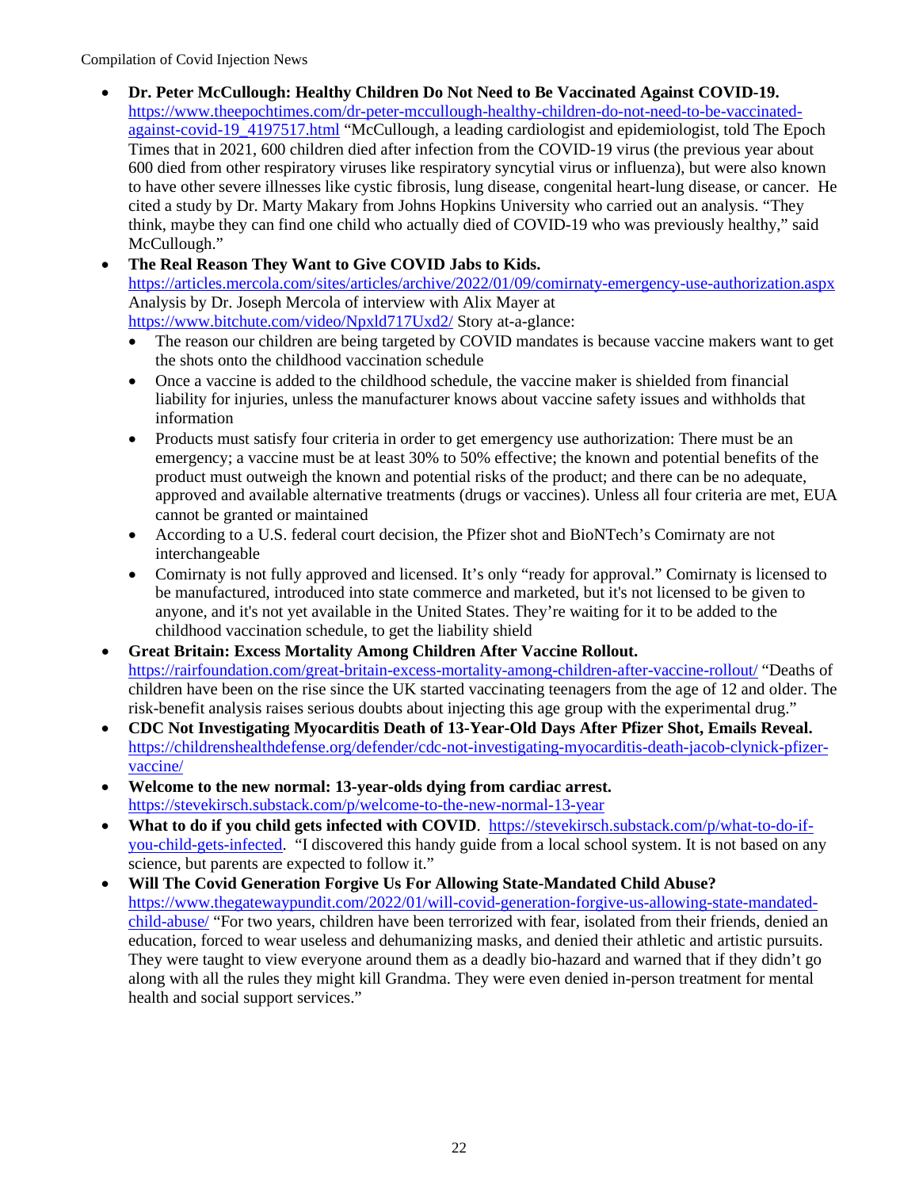- **Dr. Peter McCullough: Healthy Children Do Not Need to Be Vaccinated Against COVID-19.** https://www.theepochtimes.com/dr-peter-mccullough-healthy-children-do-not-need-to-be-vaccinated-against-covid-19_4197517.html "McCullough, a leading cardiologist and epidemiologist, told The Epoch Times that in 2021, 600 children died after infection from the COVID-19 virus (the previous year about 600 died from other respiratory viruses like respiratory syncytial virus or influenza), but were also known to have other severe illnesses like cystic fibrosis, lung disease, congenital heart-lung disease, or cancer. He cited a study by Dr. Marty Makary from Johns Hopkins University who carried out an analysis. "They think, maybe they can find one child who actually died of COVID-19 who was previously healthy," said McCullough."
- **The Real Reason They Want to Give COVID Jabs to Kids.** https://articles.mercola.com/sites/articles/archive/2022/01/09/comirnaty-emergency-use-authorization.aspx Analysis by Dr. Joseph Mercola of interview with Alix Mayer at https://www.bitchute.com/video/Npxld717Uxd2/ Story at-a-glance:
  - The reason our children are being targeted by COVID mandates is because vaccine makers want to get the shots onto the childhood vaccination schedule
  - Once a vaccine is added to the childhood schedule, the vaccine maker is shielded from financial liability for injuries, unless the manufacturer knows about vaccine safety issues and withholds that information
  - Products must satisfy four criteria in order to get emergency use authorization: There must be an emergency; a vaccine must be at least 30% to 50% effective; the known and potential benefits of the product must outweigh the known and potential risks of the product; and there can be no adequate, approved and available alternative treatments (drugs or vaccines). Unless all four criteria are met, EUA cannot be granted or maintained
  - According to a U.S. federal court decision, the Pfizer shot and BioNTech's Comirnaty are not interchangeable
  - Comirnaty is not fully approved and licensed. It's only "ready for approval." Comirnaty is licensed to be manufactured, introduced into state commerce and marketed, but it's not licensed to be given to anyone, and it's not yet available in the United States. They're waiting for it to be added to the childhood vaccination schedule, to get the liability shield
- **Great Britain: Excess Mortality Among Children After Vaccine Rollout.** https://rairfoundation.com/great-britain-excess-mortality-among-children-after-vaccine-rollout/ "Deaths of children have been on the rise since the UK started vaccinating teenagers from the age of 12 and older. The risk-benefit analysis raises serious doubts about injecting this age group with the experimental drug."
- **CDC Not Investigating Myocarditis Death of 13-Year-Old Days After Pfizer Shot, Emails Reveal.** https://childrenshealthdefense.org/defender/cdc-not-investigating-myocarditis-death-jacob-clynick-pfizer-vaccine/
- **Welcome to the new normal: 13-year-olds dying from cardiac arrest.** https://stevekirsch.substack.com/p/welcome-to-the-new-normal-13-year
- **What to do if you child gets infected with COVID**. https://stevekirsch.substack.com/p/what-to-do-if-you-child-gets-infected. "I discovered this handy guide from a local school system. It is not based on any science, but parents are expected to follow it."
- **Will The Covid Generation Forgive Us For Allowing State-Mandated Child Abuse?** https://www.thegatewaypundit.com/2022/01/will-covid-generation-forgive-us-allowing-state-mandated-child-abuse/ "For two years, children have been terrorized with fear, isolated from their friends, denied an education, forced to wear useless and dehumanizing masks, and denied their athletic and artistic pursuits. They were taught to view everyone around them as a deadly bio-hazard and warned that if they didn't go along with all the rules they might kill Grandma. They were even denied in-person treatment for mental health and social support services."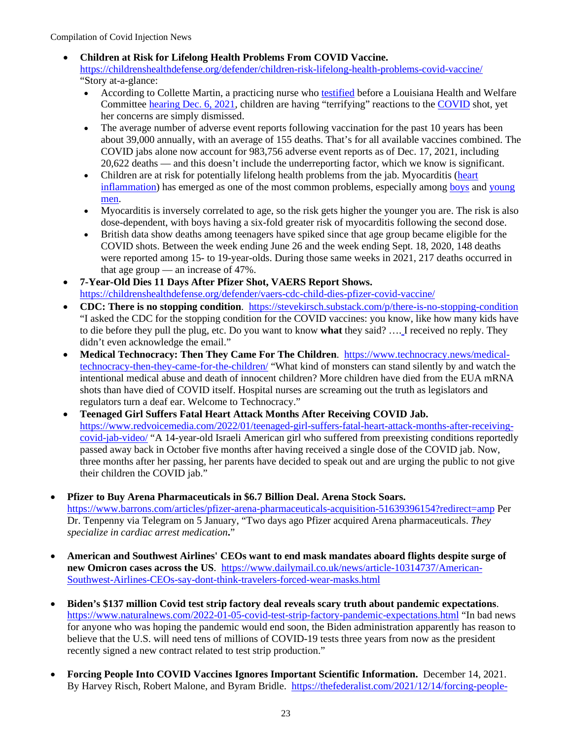- **Children at Risk for Lifelong Health Problems From COVID Vaccine.** https://childrenshealthdefense.org/defender/children-risk-lifelong-health-problems-covid-vaccine/ "Story at-a-glance:
  - According to Collette Martin, a practicing nurse who testified before a Louisiana Health and Welfare Committee hearing Dec. 6, 2021, children are having "terrifying" reactions to the COVID shot, yet her concerns are simply dismissed.
  - The average number of adverse event reports following vaccination for the past 10 years has been about 39,000 annually, with an average of 155 deaths. That's for all available vaccines combined. The COVID jabs alone now account for 983,756 adverse event reports as of Dec. 17, 2021, including 20,622 deaths — and this doesn't include the underreporting factor, which we know is significant.
  - Children are at risk for potentially lifelong health problems from the jab. Myocarditis (heart inflammation) has emerged as one of the most common problems, especially among boys and young men.
  - Myocarditis is inversely correlated to age, so the risk gets higher the younger you are. The risk is also dose-dependent, with boys having a six-fold greater risk of myocarditis following the second dose.
  - British data show deaths among teenagers have spiked since that age group became eligible for the COVID shots. Between the week ending June 26 and the week ending Sept. 18, 2020, 148 deaths were reported among 15- to 19-year-olds. During those same weeks in 2021, 217 deaths occurred in that age group — an increase of 47%.
- **7-Year-Old Dies 11 Days After Pfizer Shot, VAERS Report Shows.** https://childrenshealthdefense.org/defender/vaers-cdc-child-dies-pfizer-covid-vaccine/
- **CDC: There is no stopping condition**. https://stevekirsch.substack.com/p/there-is-no-stopping-condition "I asked the CDC for the stopping condition for the COVID vaccines: you know, like how many kids have to die before they pull the plug, etc. Do you want to know **what** they said? …. I received no reply. They didn't even acknowledge the email."
- **Medical Technocracy: Then They Came For The Children**. https://www.technocracy.news/medical-technocracy-then-they-came-for-the-children/ "What kind of monsters can stand silently by and watch the intentional medical abuse and death of innocent children? More children have died from the EUA mRNA shots than have died of COVID itself. Hospital nurses are screaming out the truth as legislators and regulators turn a deaf ear. Welcome to Technocracy."
- **Teenaged Girl Suffers Fatal Heart Attack Months After Receiving COVID Jab.** https://www.redvoicemedia.com/2022/01/teenaged-girl-suffers-fatal-heart-attack-months-after-receiving-covid-jab-video/ "A 14-year-old Israeli American girl who suffered from preexisting conditions reportedly passed away back in October five months after having received a single dose of the COVID jab. Now, three months after her passing, her parents have decided to speak out and are urging the public to not give their children the COVID jab."

- **Pfizer to Buy Arena Pharmaceuticals in $6.7 Billion Deal. Arena Stock Soars.** https://www.barrons.com/articles/pfizer-arena-pharmaceuticals-acquisition-51639396154?redirect=amp Per Dr. Tenpenny via Telegram on 5 January, "Two days ago Pfizer acquired Arena pharmaceuticals. *They specialize in cardiac arrest medication***.**"

- **American and Southwest Airlines' CEOs want to end mask mandates aboard flights despite surge of new Omicron cases across the US**. https://www.dailymail.co.uk/news/article-10314737/American-Southwest-Airlines-CEOs-say-dont-think-travelers-forced-wear-masks.html

- **Biden's $137 million Covid test strip factory deal reveals scary truth about pandemic expectations**. https://www.naturalnews.com/2022-01-05-covid-test-strip-factory-pandemic-expectations.html "In bad news for anyone who was hoping the pandemic would end soon, the Biden administration apparently has reason to believe that the U.S. will need tens of millions of COVID-19 tests three years from now as the president recently signed a new contract related to test strip production."

- **Forcing People Into COVID Vaccines Ignores Important Scientific Information.** December 14, 2021. By Harvey Risch, Robert Malone, and Byram Bridle. https://thefederalist.com/2021/12/14/forcing-people-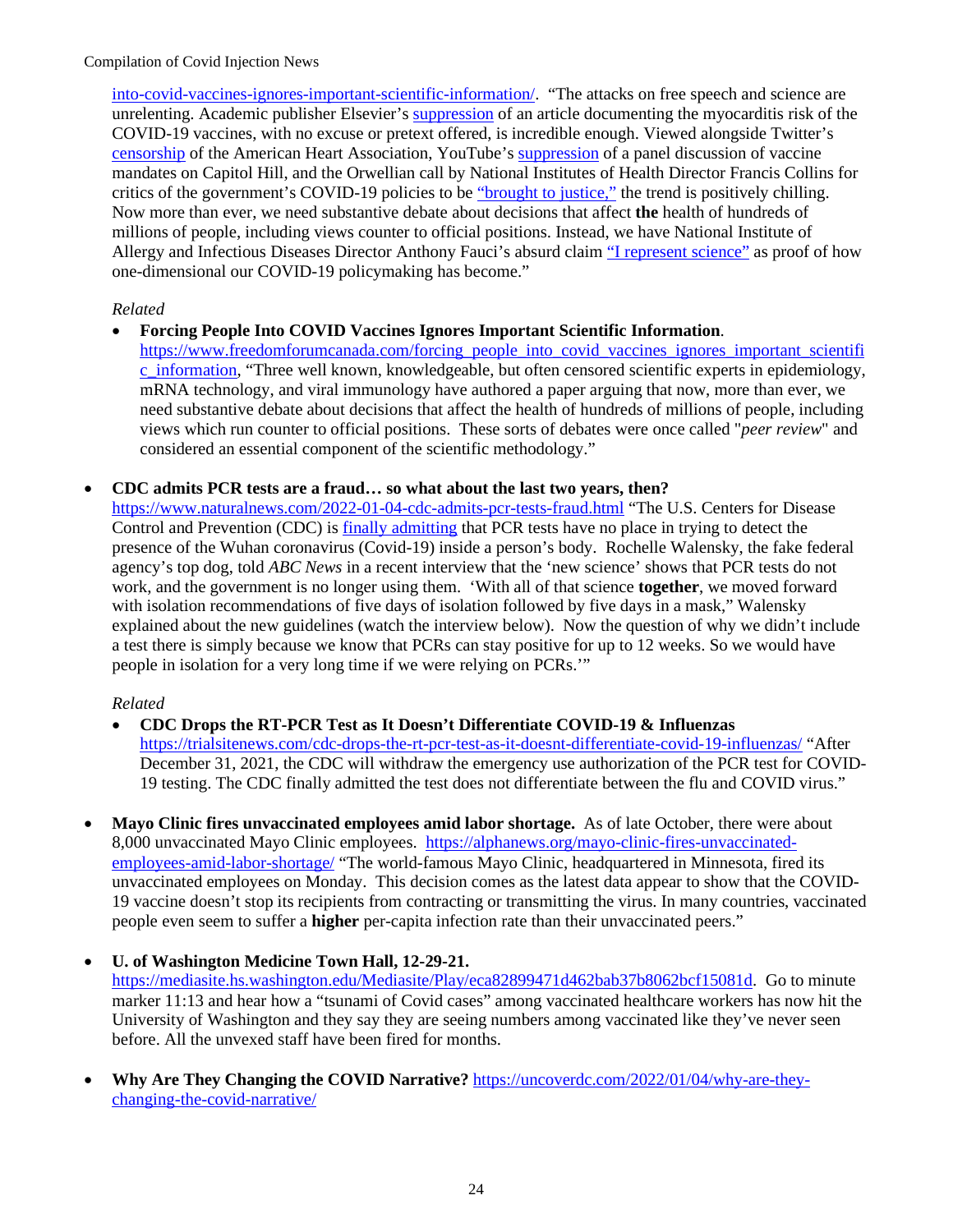into-covid-vaccines-ignores-important-scientific-information/. "The attacks on free speech and science are unrelenting. Academic publisher Elsevier's suppression of an article documenting the myocarditis risk of the COVID-19 vaccines, with no excuse or pretext offered, is incredible enough. Viewed alongside Twitter's censorship of the American Heart Association, YouTube's suppression of a panel discussion of vaccine mandates on Capitol Hill, and the Orwellian call by National Institutes of Health Director Francis Collins for critics of the government's COVID-19 policies to be "brought to justice," the trend is positively chilling. Now more than ever, we need substantive debate about decisions that affect **the** health of hundreds of millions of people, including views counter to official positions. Instead, we have National Institute of Allergy and Infectious Diseases Director Anthony Fauci's absurd claim "I represent science" as proof of how one-dimensional our COVID-19 policymaking has become."

*Related*

- **Forcing People Into COVID Vaccines Ignores Important Scientific Information**. https://www.freedomforumcanada.com/forcing_people_into_covid_vaccines_ignores_important_scientific_information, "Three well known, knowledgeable, but often censored scientific experts in epidemiology, mRNA technology, and viral immunology have authored a paper arguing that now, more than ever, we need substantive debate about decisions that affect the health of hundreds of millions of people, including views which run counter to official positions. These sorts of debates were once called "*peer review*" and considered an essential component of the scientific methodology."

- **CDC admits PCR tests are a fraud… so what about the last two years, then?** https://www.naturalnews.com/2022-01-04-cdc-admits-pcr-tests-fraud.html "The U.S. Centers for Disease Control and Prevention (CDC) is finally admitting that PCR tests have no place in trying to detect the presence of the Wuhan coronavirus (Covid-19) inside a person's body. Rochelle Walensky, the fake federal agency's top dog, told *ABC News* in a recent interview that the 'new science' shows that PCR tests do not work, and the government is no longer using them. 'With all of that science **together**, we moved forward with isolation recommendations of five days of isolation followed by five days in a mask," Walensky explained about the new guidelines (watch the interview below). Now the question of why we didn't include a test there is simply because we know that PCRs can stay positive for up to 12 weeks. So we would have people in isolation for a very long time if we were relying on PCRs.'"

  *Related*

  - **CDC Drops the RT-PCR Test as It Doesn't Differentiate COVID-19 & Influenzas** https://trialsitenews.com/cdc-drops-the-rt-pcr-test-as-it-doesnt-differentiate-covid-19-influenzas/ "After December 31, 2021, the CDC will withdraw the emergency use authorization of the PCR test for COVID-19 testing. The CDC finally admitted the test does not differentiate between the flu and COVID virus."

- **Mayo Clinic fires unvaccinated employees amid labor shortage.** As of late October, there were about 8,000 unvaccinated Mayo Clinic employees. https://alphanews.org/mayo-clinic-fires-unvaccinated-employees-amid-labor-shortage/ "The world-famous Mayo Clinic, headquartered in Minnesota, fired its unvaccinated employees on Monday. This decision comes as the latest data appear to show that the COVID-19 vaccine doesn't stop its recipients from contracting or transmitting the virus. In many countries, vaccinated people even seem to suffer a **higher** per-capita infection rate than their unvaccinated peers."

- **U. of Washington Medicine Town Hall, 12-29-21.** https://mediasite.hs.washington.edu/Mediasite/Play/eca82899471d462bab37b8062bcf15081d. Go to minute marker 11:13 and hear how a "tsunami of Covid cases" among vaccinated healthcare workers has now hit the University of Washington and they say they are seeing numbers among vaccinated like they've never seen before. All the unvexed staff have been fired for months.

- **Why Are They Changing the COVID Narrative?** https://uncoverdc.com/2022/01/04/why-are-they-changing-the-covid-narrative/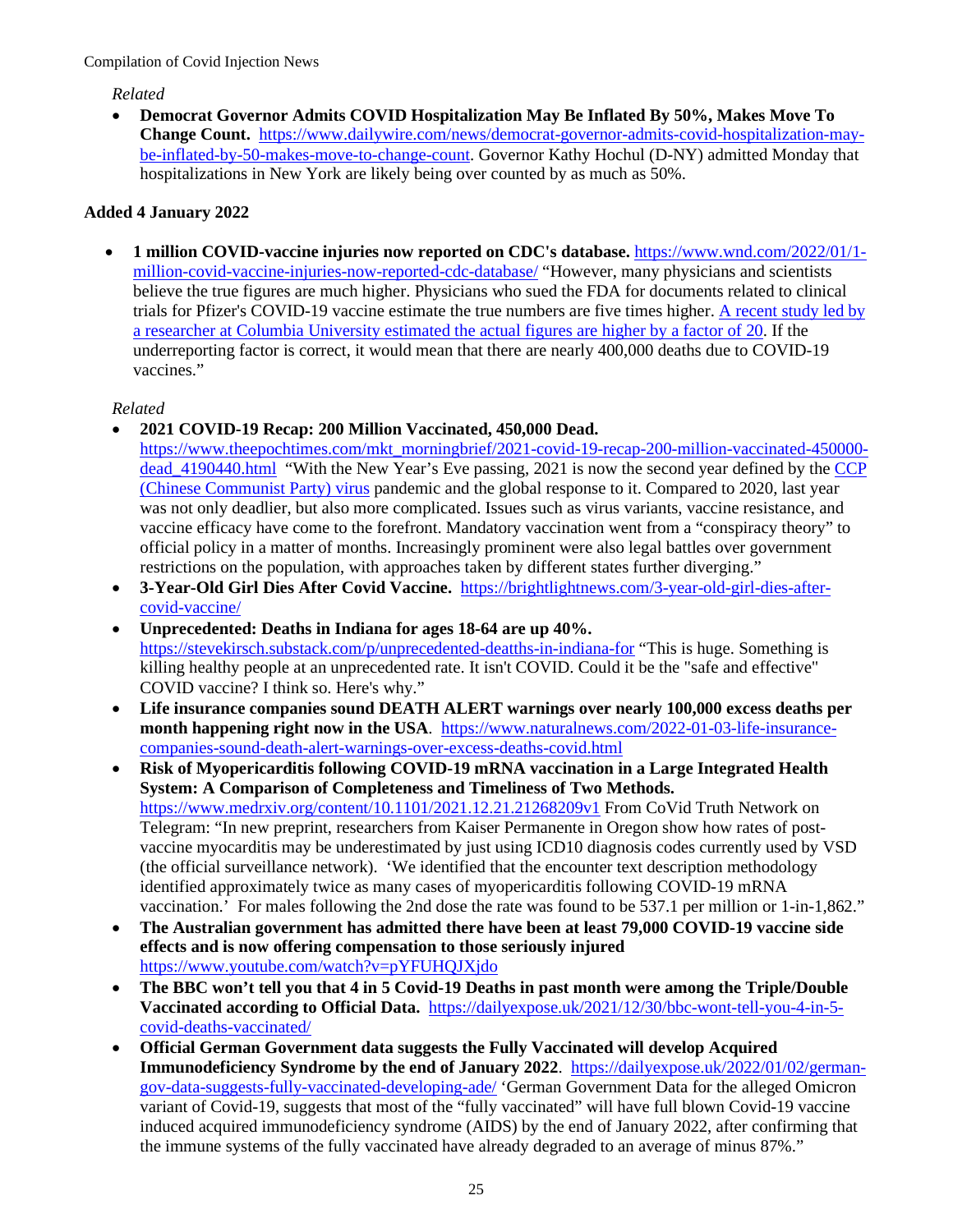*Related*

- **Democrat Governor Admits COVID Hospitalization May Be Inflated By 50%, Makes Move To Change Count.** https://www.dailywire.com/news/democrat-governor-admits-covid-hospitalization-may-be-inflated-by-50-makes-move-to-change-count. Governor Kathy Hochul (D-NY) admitted Monday that hospitalizations in New York are likely being over counted by as much as 50%.

**Added 4 January 2022**

- **1 million COVID-vaccine injuries now reported on CDC's database.** https://www.wnd.com/2022/01/1-million-covid-vaccine-injuries-now-reported-cdc-database/ "However, many physicians and scientists believe the true figures are much higher. Physicians who sued the FDA for documents related to clinical trials for Pfizer's COVID-19 vaccine estimate the true numbers are five times higher. A recent study led by a researcher at Columbia University estimated the actual figures are higher by a factor of 20. If the underreporting factor is correct, it would mean that there are nearly 400,000 deaths due to COVID-19 vaccines."

*Related*

- **2021 COVID-19 Recap: 200 Million Vaccinated, 450,000 Dead.** https://www.theepochtimes.com/mkt_morningbrief/2021-covid-19-recap-200-million-vaccinated-450000-dead_4190440.html "With the New Year's Eve passing, 2021 is now the second year defined by the CCP (Chinese Communist Party) virus pandemic and the global response to it. Compared to 2020, last year was not only deadlier, but also more complicated. Issues such as virus variants, vaccine resistance, and vaccine efficacy have come to the forefront. Mandatory vaccination went from a "conspiracy theory" to official policy in a matter of months. Increasingly prominent were also legal battles over government restrictions on the population, with approaches taken by different states further diverging."
- **3-Year-Old Girl Dies After Covid Vaccine.** https://brightlightnews.com/3-year-old-girl-dies-after-covid-vaccine/
- **Unprecedented: Deaths in Indiana for ages 18-64 are up 40%.** https://stevekirsch.substack.com/p/unprecedented-deatths-in-indiana-for "This is huge. Something is killing healthy people at an unprecedented rate. It isn't COVID. Could it be the "safe and effective" COVID vaccine? I think so. Here's why."
- **Life insurance companies sound DEATH ALERT warnings over nearly 100,000 excess deaths per month happening right now in the USA**. https://www.naturalnews.com/2022-01-03-life-insurance-companies-sound-death-alert-warnings-over-excess-deaths-covid.html
- **Risk of Myopericarditis following COVID-19 mRNA vaccination in a Large Integrated Health System: A Comparison of Completeness and Timeliness of Two Methods.** https://www.medrxiv.org/content/10.1101/2021.12.21.21268209v1 From CoVid Truth Network on Telegram: "In new preprint, researchers from Kaiser Permanente in Oregon show how rates of post-vaccine myocarditis may be underestimated by just using ICD10 diagnosis codes currently used by VSD (the official surveillance network). 'We identified that the encounter text description methodology identified approximately twice as many cases of myopericarditis following COVID-19 mRNA vaccination.' For males following the 2nd dose the rate was found to be 537.1 per million or 1-in-1,862."
- **The Australian government has admitted there have been at least 79,000 COVID-19 vaccine side effects and is now offering compensation to those seriously injured** https://www.youtube.com/watch?v=pYFUHQJXjdo
- **The BBC won't tell you that 4 in 5 Covid-19 Deaths in past month were among the Triple/Double Vaccinated according to Official Data.** https://dailyexpose.uk/2021/12/30/bbc-wont-tell-you-4-in-5-covid-deaths-vaccinated/
- **Official German Government data suggests the Fully Vaccinated will develop Acquired Immunodeficiency Syndrome by the end of January 2022**. https://dailyexpose.uk/2022/01/02/german-gov-data-suggests-fully-vaccinated-developing-ade/ 'German Government Data for the alleged Omicron variant of Covid-19, suggests that most of the "fully vaccinated" will have full blown Covid-19 vaccine induced acquired immunodeficiency syndrome (AIDS) by the end of January 2022, after confirming that the immune systems of the fully vaccinated have already degraded to an average of minus 87%."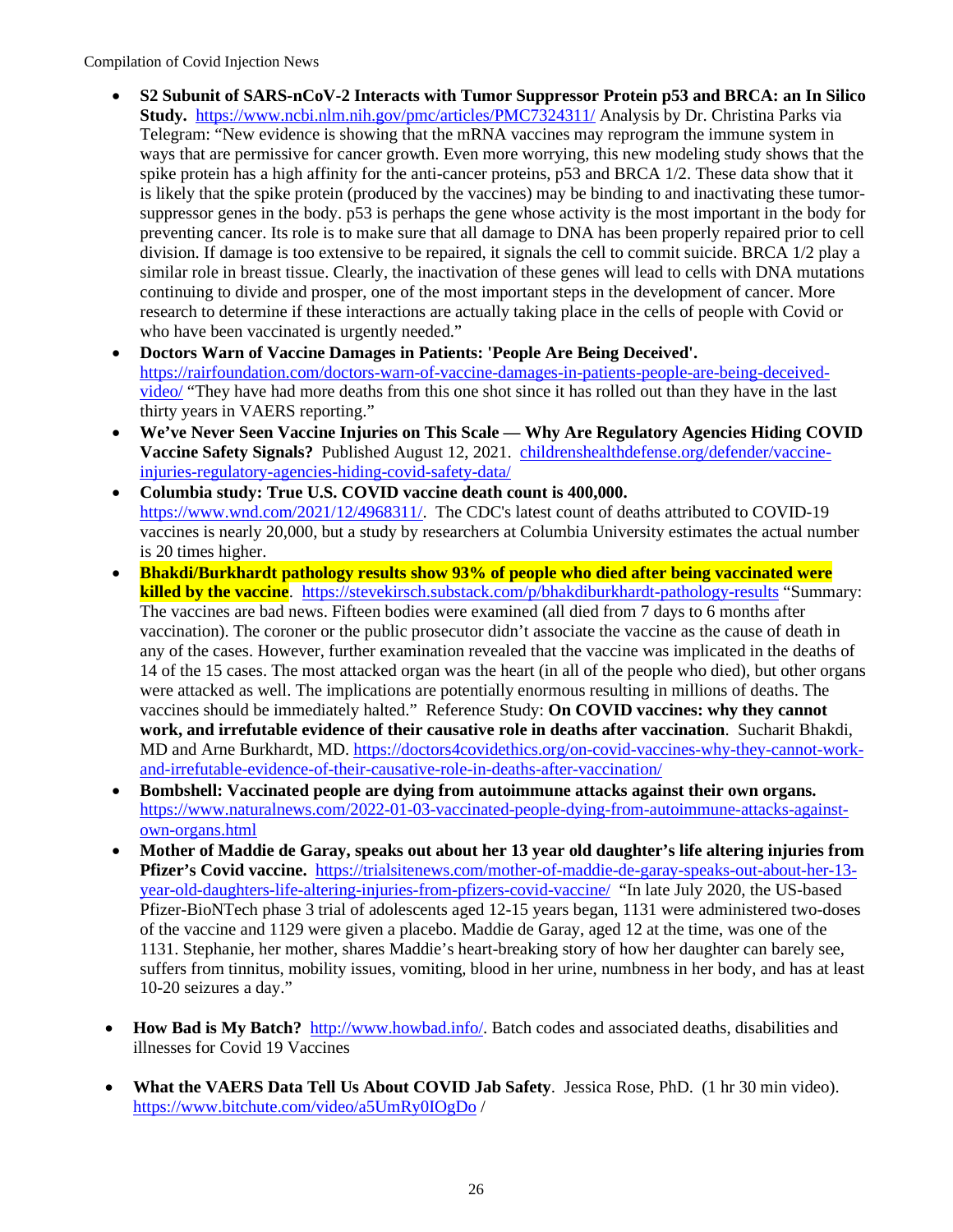- **S2 Subunit of SARS-nCoV-2 Interacts with Tumor Suppressor Protein p53 and BRCA: an In Silico Study.** https://www.ncbi.nlm.nih.gov/pmc/articles/PMC7324311/ Analysis by Dr. Christina Parks via Telegram: "New evidence is showing that the mRNA vaccines may reprogram the immune system in ways that are permissive for cancer growth. Even more worrying, this new modeling study shows that the spike protein has a high affinity for the anti-cancer proteins, p53 and BRCA 1/2. These data show that it is likely that the spike protein (produced by the vaccines) may be binding to and inactivating these tumor-suppressor genes in the body. p53 is perhaps the gene whose activity is the most important in the body for preventing cancer. Its role is to make sure that all damage to DNA has been properly repaired prior to cell division. If damage is too extensive to be repaired, it signals the cell to commit suicide. BRCA 1/2 play a similar role in breast tissue. Clearly, the inactivation of these genes will lead to cells with DNA mutations continuing to divide and prosper, one of the most important steps in the development of cancer. More research to determine if these interactions are actually taking place in the cells of people with Covid or who have been vaccinated is urgently needed."
- **Doctors Warn of Vaccine Damages in Patients: 'People Are Being Deceived'.** https://rairfoundation.com/doctors-warn-of-vaccine-damages-in-patients-people-are-being-deceived-video/ "They have had more deaths from this one shot since it has rolled out than they have in the last thirty years in VAERS reporting."
- **We've Never Seen Vaccine Injuries on This Scale — Why Are Regulatory Agencies Hiding COVID Vaccine Safety Signals?** Published August 12, 2021. childrenshealthdefense.org/defender/vaccine-injuries-regulatory-agencies-hiding-covid-safety-data/
- **Columbia study: True U.S. COVID vaccine death count is 400,000.** https://www.wnd.com/2021/12/4968311/. The CDC's latest count of deaths attributed to COVID-19 vaccines is nearly 20,000, but a study by researchers at Columbia University estimates the actual number is 20 times higher.
- **Bhakdi/Burkhardt pathology results show 93% of people who died after being vaccinated were killed by the vaccine**. https://stevekirsch.substack.com/p/bhakdiburkhardt-pathology-results "Summary: The vaccines are bad news. Fifteen bodies were examined (all died from 7 days to 6 months after vaccination). The coroner or the public prosecutor didn't associate the vaccine as the cause of death in any of the cases. However, further examination revealed that the vaccine was implicated in the deaths of 14 of the 15 cases. The most attacked organ was the heart (in all of the people who died), but other organs were attacked as well. The implications are potentially enormous resulting in millions of deaths. The vaccines should be immediately halted." Reference Study: **On COVID vaccines: why they cannot work, and irrefutable evidence of their causative role in deaths after vaccination**. Sucharit Bhakdi, MD and Arne Burkhardt, MD. https://doctors4covidethics.org/on-covid-vaccines-why-they-cannot-work-and-irrefutable-evidence-of-their-causative-role-in-deaths-after-vaccination/
- **Bombshell: Vaccinated people are dying from autoimmune attacks against their own organs.** https://www.naturalnews.com/2022-01-03-vaccinated-people-dying-from-autoimmune-attacks-against-own-organs.html
- **Mother of Maddie de Garay, speaks out about her 13 year old daughter's life altering injuries from Pfizer's Covid vaccine.** https://trialsitenews.com/mother-of-maddie-de-garay-speaks-out-about-her-13-year-old-daughters-life-altering-injuries-from-pfizers-covid-vaccine/ "In late July 2020, the US-based Pfizer-BioNTech phase 3 trial of adolescents aged 12-15 years began, 1131 were administered two-doses of the vaccine and 1129 were given a placebo. Maddie de Garay, aged 12 at the time, was one of the 1131. Stephanie, her mother, shares Maddie's heart-breaking story of how her daughter can barely see, suffers from tinnitus, mobility issues, vomiting, blood in her urine, numbness in her body, and has at least 10-20 seizures a day."

- **How Bad is My Batch?** http://www.howbad.info/. Batch codes and associated deaths, disabilities and illnesses for Covid 19 Vaccines

- **What the VAERS Data Tell Us About COVID Jab Safety**. Jessica Rose, PhD. (1 hr 30 min video). https://www.bitchute.com/video/a5UmRy0IOgDo /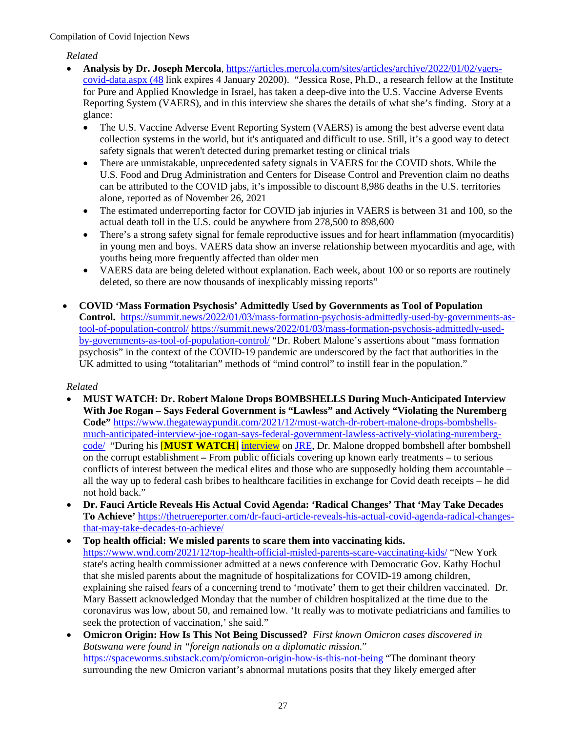*Related*

- **Analysis by Dr. Joseph Mercola**, https://articles.mercola.com/sites/articles/archive/2022/01/02/vaers-covid-data.aspx (48 link expires 4 January 20200). "Jessica Rose, Ph.D., a research fellow at the Institute for Pure and Applied Knowledge in Israel, has taken a deep-dive into the U.S. Vaccine Adverse Events Reporting System (VAERS), and in this interview she shares the details of what she's finding. Story at a glance:
  - The U.S. Vaccine Adverse Event Reporting System (VAERS) is among the best adverse event data collection systems in the world, but it's antiquated and difficult to use. Still, it's a good way to detect safety signals that weren't detected during premarket testing or clinical trials
  - There are unmistakable, unprecedented safety signals in VAERS for the COVID shots. While the U.S. Food and Drug Administration and Centers for Disease Control and Prevention claim no deaths can be attributed to the COVID jabs, it's impossible to discount 8,986 deaths in the U.S. territories alone, reported as of November 26, 2021
  - The estimated underreporting factor for COVID jab injuries in VAERS is between 31 and 100, so the actual death toll in the U.S. could be anywhere from 278,500 to 898,600
  - There's a strong safety signal for female reproductive issues and for heart inflammation (myocarditis) in young men and boys. VAERS data show an inverse relationship between myocarditis and age, with youths being more frequently affected than older men
  - VAERS data are being deleted without explanation. Each week, about 100 or so reports are routinely deleted, so there are now thousands of inexplicably missing reports"

- **COVID 'Mass Formation Psychosis' Admittedly Used by Governments as Tool of Population Control.** https://summit.news/2022/01/03/mass-formation-psychosis-admittedly-used-by-governments-as-tool-of-population-control/ https://summit.news/2022/01/03/mass-formation-psychosis-admittedly-used-by-governments-as-tool-of-population-control/ "Dr. Robert Malone's assertions about "mass formation psychosis" in the context of the COVID-19 pandemic are underscored by the fact that authorities in the UK admitted to using "totalitarian" methods of "mind control" to instill fear in the population."

*Related*

- **MUST WATCH: Dr. Robert Malone Drops BOMBSHELLS During Much-Anticipated Interview With Joe Rogan – Says Federal Government is "Lawless" and Actively "Violating the Nuremberg Code"** https://www.thegatewaypundit.com/2021/12/must-watch-dr-robert-malone-drops-bombshells-much-anticipated-interview-joe-rogan-says-federal-government-lawless-actively-violating-nuremberg-code/ "During his **[MUST WATCH]** interview on JRE, Dr. Malone dropped bombshell after bombshell on the corrupt establishment **–** From public officials covering up known early treatments – to serious conflicts of interest between the medical elites and those who are supposedly holding them accountable – all the way up to federal cash bribes to healthcare facilities in exchange for Covid death receipts – he did not hold back."
- **Dr. Fauci Article Reveals His Actual Covid Agenda: 'Radical Changes' That 'May Take Decades To Achieve'** https://thetruereporter.com/dr-fauci-article-reveals-his-actual-covid-agenda-radical-changes-that-may-take-decades-to-achieve/
- **Top health official: We misled parents to scare them into vaccinating kids.** https://www.wnd.com/2021/12/top-health-official-misled-parents-scare-vaccinating-kids/ "New York state's acting health commissioner admitted at a news conference with Democratic Gov. Kathy Hochul that she misled parents about the magnitude of hospitalizations for COVID-19 among children, explaining she raised fears of a concerning trend to 'motivate' them to get their children vaccinated. Dr. Mary Bassett acknowledged Monday that the number of children hospitalized at the time due to the coronavirus was low, about 50, and remained low. 'It really was to motivate pediatricians and families to seek the protection of vaccination,' she said."
- **Omicron Origin: How Is This Not Being Discussed?** *First known Omicron cases discovered in Botswana were found in "foreign nationals on a diplomatic mission."* https://spaceworms.substack.com/p/omicron-origin-how-is-this-not-being "The dominant theory surrounding the new Omicron variant's abnormal mutations posits that they likely emerged after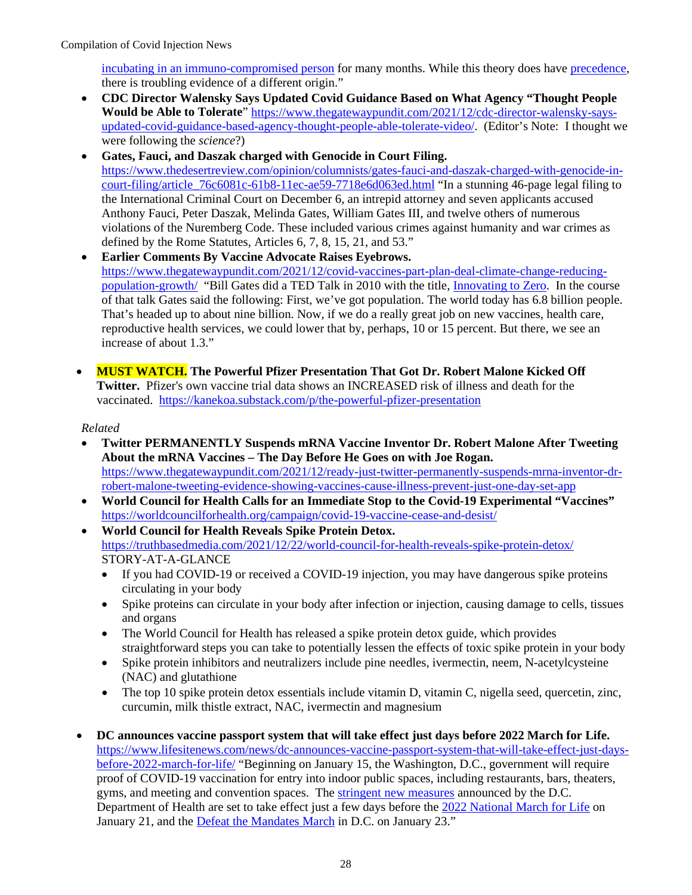incubating in an immuno-compromised person for many months. While this theory does have precedence, there is troubling evidence of a different origin."

- **CDC Director Walensky Says Updated Covid Guidance Based on What Agency "Thought People Would be Able to Tolerate"** https://www.thegatewaypundit.com/2021/12/cdc-director-walensky-says-updated-covid-guidance-based-agency-thought-people-able-tolerate-video/. (Editor's Note: I thought we were following the *science*?)
- **Gates, Fauci, and Daszak charged with Genocide in Court Filing.** https://www.thedesertreview.com/opinion/columnists/gates-fauci-and-daszak-charged-with-genocide-in-court-filing/article_76c6081c-61b8-11ec-ae59-7718e6d063ed.html "In a stunning 46-page legal filing to the International Criminal Court on December 6, an intrepid attorney and seven applicants accused Anthony Fauci, Peter Daszak, Melinda Gates, William Gates III, and twelve others of numerous violations of the Nuremberg Code. These included various crimes against humanity and war crimes as defined by the Rome Statutes, Articles 6, 7, 8, 15, 21, and 53."
- **Earlier Comments By Vaccine Advocate Raises Eyebrows.** https://www.thegatewaypundit.com/2021/12/covid-vaccines-part-plan-deal-climate-change-reducing-population-growth/ "Bill Gates did a TED Talk in 2010 with the title, Innovating to Zero. In the course of that talk Gates said the following: First, we've got population. The world today has 6.8 billion people. That's headed up to about nine billion. Now, if we do a really great job on new vaccines, health care, reproductive health services, we could lower that by, perhaps, 10 or 15 percent. But there, we see an increase of about 1.3."

- **MUST WATCH. The Powerful Pfizer Presentation That Got Dr. Robert Malone Kicked Off Twitter.** Pfizer's own vaccine trial data shows an INCREASED risk of illness and death for the vaccinated. https://kanekoa.substack.com/p/the-powerful-pfizer-presentation

*Related*

- **Twitter PERMANENTLY Suspends mRNA Vaccine Inventor Dr. Robert Malone After Tweeting About the mRNA Vaccines – The Day Before He Goes on with Joe Rogan.** https://www.thegatewaypundit.com/2021/12/ready-just-twitter-permanently-suspends-mrna-inventor-dr-robert-malone-tweeting-evidence-showing-vaccines-cause-illness-prevent-just-one-day-set-app
- **World Council for Health Calls for an Immediate Stop to the Covid-19 Experimental "Vaccines"** https://worldcouncilforhealth.org/campaign/covid-19-vaccine-cease-and-desist/
- **World Council for Health Reveals Spike Protein Detox.** https://truthbasedmedia.com/2021/12/22/world-council-for-health-reveals-spike-protein-detox/
  STORY-AT-A-GLANCE
  - If you had COVID-19 or received a COVID-19 injection, you may have dangerous spike proteins circulating in your body
  - Spike proteins can circulate in your body after infection or injection, causing damage to cells, tissues and organs
  - The World Council for Health has released a spike protein detox guide, which provides straightforward steps you can take to potentially lessen the effects of toxic spike protein in your body
  - Spike protein inhibitors and neutralizers include pine needles, ivermectin, neem, N-acetylcysteine (NAC) and glutathione
  - The top 10 spike protein detox essentials include vitamin D, vitamin C, nigella seed, quercetin, zinc, curcumin, milk thistle extract, NAC, ivermectin and magnesium

- **DC announces vaccine passport system that will take effect just days before 2022 March for Life.** https://www.lifesitenews.com/news/dc-announces-vaccine-passport-system-that-will-take-effect-just-days-before-2022-march-for-life/ "Beginning on January 15, the Washington, D.C., government will require proof of COVID-19 vaccination for entry into indoor public spaces, including restaurants, bars, theaters, gyms, and meeting and convention spaces. The stringent new measures announced by the D.C. Department of Health are set to take effect just a few days before the 2022 National March for Life on January 21, and the Defeat the Mandates March in D.C. on January 23."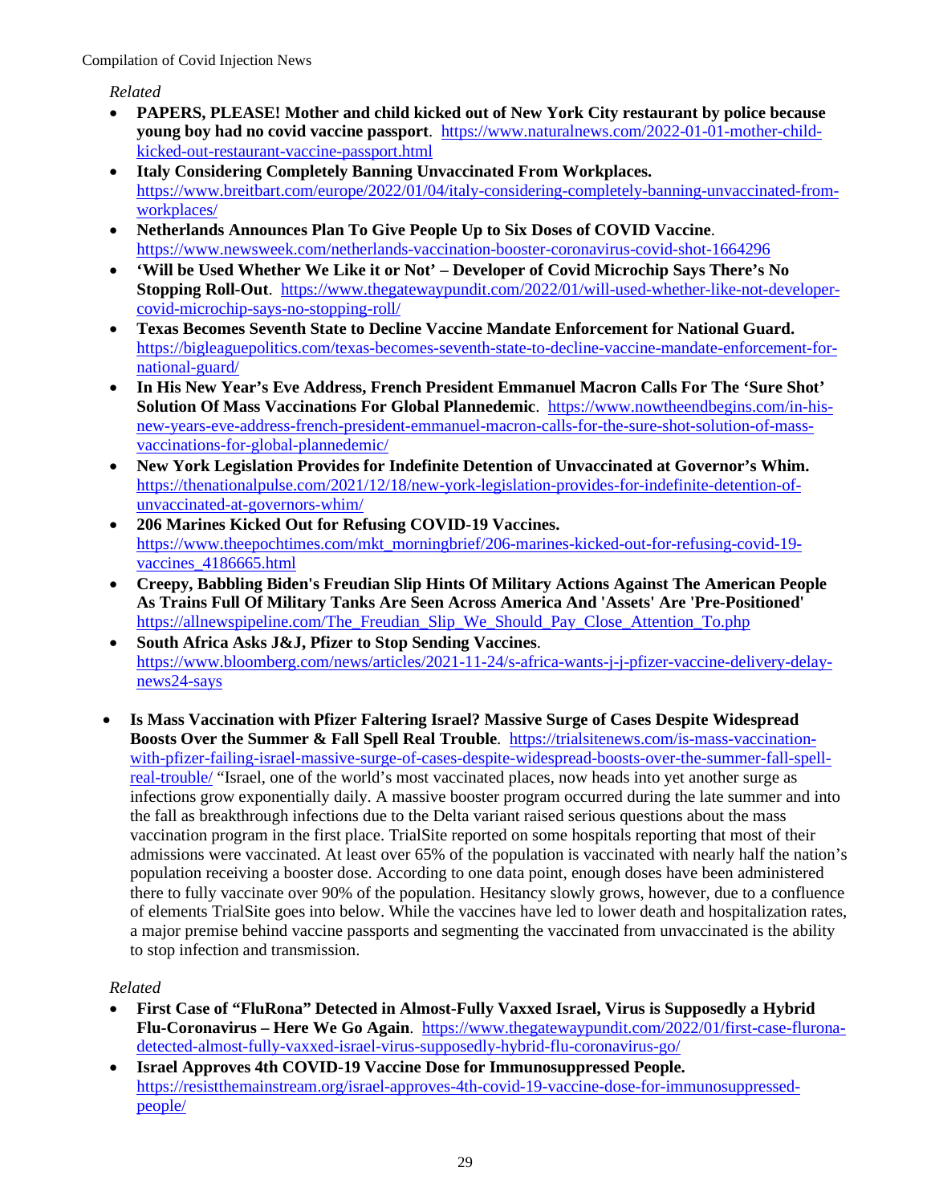*Related*

- **PAPERS, PLEASE! Mother and child kicked out of New York City restaurant by police because young boy had no covid vaccine passport**. https://www.naturalnews.com/2022-01-01-mother-child-kicked-out-restaurant-vaccine-passport.html
- **Italy Considering Completely Banning Unvaccinated From Workplaces.** https://www.breitbart.com/europe/2022/01/04/italy-considering-completely-banning-unvaccinated-from-workplaces/
- **Netherlands Announces Plan To Give People Up to Six Doses of COVID Vaccine**. https://www.newsweek.com/netherlands-vaccination-booster-coronavirus-covid-shot-1664296
- **'Will be Used Whether We Like it or Not' – Developer of Covid Microchip Says There's No Stopping Roll-Out**. https://www.thegatewaypundit.com/2022/01/will-used-whether-like-not-developer-covid-microchip-says-no-stopping-roll/
- **Texas Becomes Seventh State to Decline Vaccine Mandate Enforcement for National Guard.** https://bigleaguepolitics.com/texas-becomes-seventh-state-to-decline-vaccine-mandate-enforcement-for-national-guard/
- **In His New Year's Eve Address, French President Emmanuel Macron Calls For The 'Sure Shot' Solution Of Mass Vaccinations For Global Plannedemic**. https://www.nowtheendbegins.com/in-his-new-years-eve-address-french-president-emmanuel-macron-calls-for-the-sure-shot-solution-of-mass-vaccinations-for-global-plannedemic/
- **New York Legislation Provides for Indefinite Detention of Unvaccinated at Governor's Whim.** https://thenationalpulse.com/2021/12/18/new-york-legislation-provides-for-indefinite-detention-of-unvaccinated-at-governors-whim/
- **206 Marines Kicked Out for Refusing COVID-19 Vaccines.** https://www.theepochtimes.com/mkt_morningbrief/206-marines-kicked-out-for-refusing-covid-19-vaccines_4186665.html
- **Creepy, Babbling Biden's Freudian Slip Hints Of Military Actions Against The American People As Trains Full Of Military Tanks Are Seen Across America And 'Assets' Are 'Pre-Positioned'** https://allnewspipeline.com/The_Freudian_Slip_We_Should_Pay_Close_Attention_To.php
- **South Africa Asks J&J, Pfizer to Stop Sending Vaccines**. https://www.bloomberg.com/news/articles/2021-11-24/s-africa-wants-j-j-pfizer-vaccine-delivery-delay-news24-says

- **Is Mass Vaccination with Pfizer Faltering Israel? Massive Surge of Cases Despite Widespread Boosts Over the Summer & Fall Spell Real Trouble**. https://trialsitenews.com/is-mass-vaccination-with-pfizer-failing-israel-massive-surge-of-cases-despite-widespread-boosts-over-the-summer-fall-spell-real-trouble/ "Israel, one of the world's most vaccinated places, now heads into yet another surge as infections grow exponentially daily. A massive booster program occurred during the late summer and into the fall as breakthrough infections due to the Delta variant raised serious questions about the mass vaccination program in the first place. TrialSite reported on some hospitals reporting that most of their admissions were vaccinated. At least over 65% of the population is vaccinated with nearly half the nation's population receiving a booster dose. According to one data point, enough doses have been administered there to fully vaccinate over 90% of the population. Hesitancy slowly grows, however, due to a confluence of elements TrialSite goes into below. While the vaccines have led to lower death and hospitalization rates, a major premise behind vaccine passports and segmenting the vaccinated from unvaccinated is the ability to stop infection and transmission.

*Related*

- **First Case of "FluRona" Detected in Almost-Fully Vaxxed Israel, Virus is Supposedly a Hybrid Flu-Coronavirus – Here We Go Again**. https://www.thegatewaypundit.com/2022/01/first-case-flurona-detected-almost-fully-vaxxed-israel-virus-supposedly-hybrid-flu-coronavirus-go/
- **Israel Approves 4th COVID-19 Vaccine Dose for Immunosuppressed People.** https://resistthemainstream.org/israel-approves-4th-covid-19-vaccine-dose-for-immunosuppressed-people/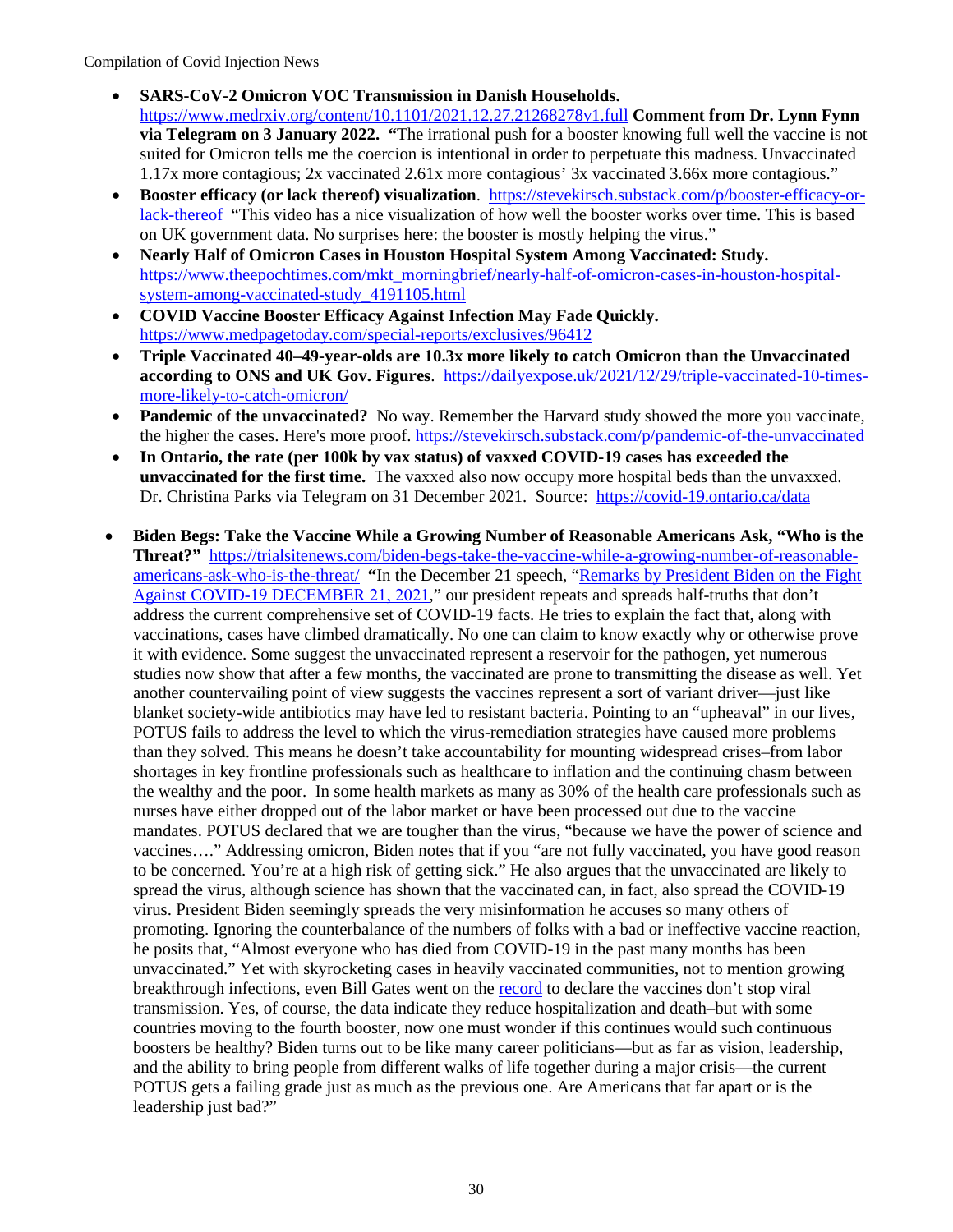- **SARS-CoV-2 Omicron VOC Transmission in Danish Households.** https://www.medrxiv.org/content/10.1101/2021.12.27.21268278v1.full **Comment from Dr. Lynn Fynn via Telegram on 3 January 2022. "**The irrational push for a booster knowing full well the vaccine is not suited for Omicron tells me the coercion is intentional in order to perpetuate this madness. Unvaccinated 1.17x more contagious; 2x vaccinated 2.61x more contagious' 3x vaccinated 3.66x more contagious."
- **Booster efficacy (or lack thereof) visualization**. https://stevekirsch.substack.com/p/booster-efficacy-or-lack-thereof "This video has a nice visualization of how well the booster works over time. This is based on UK government data. No surprises here: the booster is mostly helping the virus."
- **Nearly Half of Omicron Cases in Houston Hospital System Among Vaccinated: Study.** https://www.theepochtimes.com/mkt_morningbrief/nearly-half-of-omicron-cases-in-houston-hospital-system-among-vaccinated-study_4191105.html
- **COVID Vaccine Booster Efficacy Against Infection May Fade Quickly.** https://www.medpagetoday.com/special-reports/exclusives/96412
- **Triple Vaccinated 40–49-year-olds are 10.3x more likely to catch Omicron than the Unvaccinated according to ONS and UK Gov. Figures**. https://dailyexpose.uk/2021/12/29/triple-vaccinated-10-times-more-likely-to-catch-omicron/
- **Pandemic of the unvaccinated?** No way. Remember the Harvard study showed the more you vaccinate, the higher the cases. Here's more proof. https://stevekirsch.substack.com/p/pandemic-of-the-unvaccinated
- **In Ontario, the rate (per 100k by vax status) of vaxxed COVID-19 cases has exceeded the unvaccinated for the first time.** The vaxxed also now occupy more hospital beds than the unvaxxed. Dr. Christina Parks via Telegram on 31 December 2021. Source: https://covid-19.ontario.ca/data
- **Biden Begs: Take the Vaccine While a Growing Number of Reasonable Americans Ask, "Who is the Threat?"** https://trialsitenews.com/biden-begs-take-the-vaccine-while-a-growing-number-of-reasonable-americans-ask-who-is-the-threat/ **"**In the December 21 speech, "Remarks by President Biden on the Fight Against COVID-19 DECEMBER 21, 2021," our president repeats and spreads half-truths that don't address the current comprehensive set of COVID-19 facts. He tries to explain the fact that, along with vaccinations, cases have climbed dramatically. No one can claim to know exactly why or otherwise prove it with evidence. Some suggest the unvaccinated represent a reservoir for the pathogen, yet numerous studies now show that after a few months, the vaccinated are prone to transmitting the disease as well. Yet another countervailing point of view suggests the vaccines represent a sort of variant driver—just like blanket society-wide antibiotics may have led to resistant bacteria. Pointing to an "upheaval" in our lives, POTUS fails to address the level to which the virus-remediation strategies have caused more problems than they solved. This means he doesn't take accountability for mounting widespread crises–from labor shortages in key frontline professionals such as healthcare to inflation and the continuing chasm between the wealthy and the poor. In some health markets as many as 30% of the health care professionals such as nurses have either dropped out of the labor market or have been processed out due to the vaccine mandates. POTUS declared that we are tougher than the virus, "because we have the power of science and vaccines…." Addressing omicron, Biden notes that if you "are not fully vaccinated, you have good reason to be concerned. You're at a high risk of getting sick." He also argues that the unvaccinated are likely to spread the virus, although science has shown that the vaccinated can, in fact, also spread the COVID-19 virus. President Biden seemingly spreads the very misinformation he accuses so many others of promoting. Ignoring the counterbalance of the numbers of folks with a bad or ineffective vaccine reaction, he posits that, "Almost everyone who has died from COVID-19 in the past many months has been unvaccinated." Yet with skyrocketing cases in heavily vaccinated communities, not to mention growing breakthrough infections, even Bill Gates went on the record to declare the vaccines don't stop viral transmission. Yes, of course, the data indicate they reduce hospitalization and death–but with some countries moving to the fourth booster, now one must wonder if this continues would such continuous boosters be healthy? Biden turns out to be like many career politicians—but as far as vision, leadership, and the ability to bring people from different walks of life together during a major crisis—the current POTUS gets a failing grade just as much as the previous one. Are Americans that far apart or is the leadership just bad?"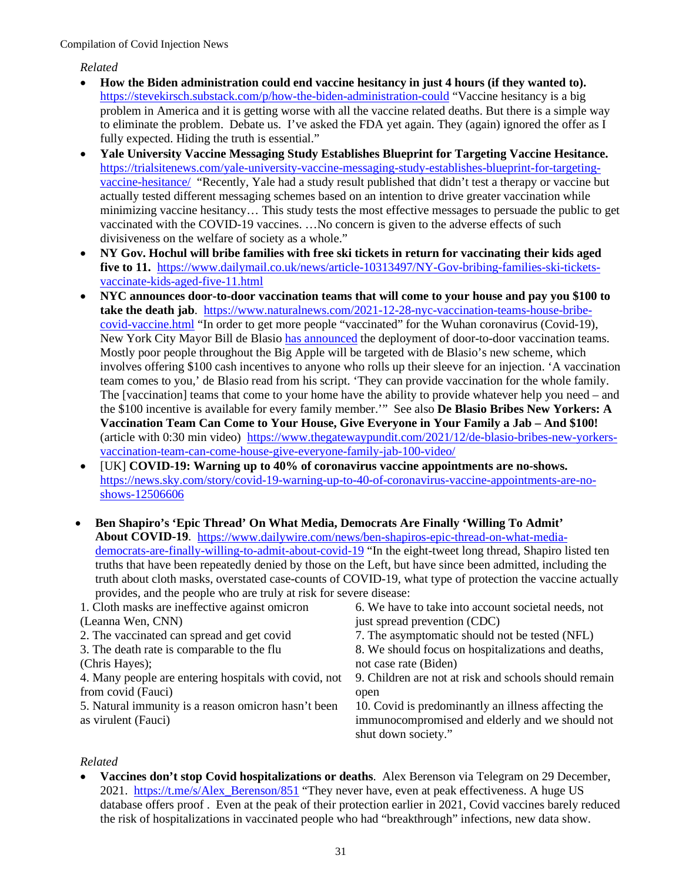*Related*

- **How the Biden administration could end vaccine hesitancy in just 4 hours (if they wanted to).** https://stevekirsch.substack.com/p/how-the-biden-administration-could "Vaccine hesitancy is a big problem in America and it is getting worse with all the vaccine related deaths. But there is a simple way to eliminate the problem. Debate us. I've asked the FDA yet again. They (again) ignored the offer as I fully expected. Hiding the truth is essential."
- **Yale University Vaccine Messaging Study Establishes Blueprint for Targeting Vaccine Hesitance.** https://trialsitenews.com/yale-university-vaccine-messaging-study-establishes-blueprint-for-targeting-vaccine-hesitance/ "Recently, Yale had a study result published that didn't test a therapy or vaccine but actually tested different messaging schemes based on an intention to drive greater vaccination while minimizing vaccine hesitancy… This study tests the most effective messages to persuade the public to get vaccinated with the COVID-19 vaccines. …No concern is given to the adverse effects of such divisiveness on the welfare of society as a whole."
- **NY Gov. Hochul will bribe families with free ski tickets in return for vaccinating their kids aged five to 11.** https://www.dailymail.co.uk/news/article-10313497/NY-Gov-bribing-families-ski-tickets-vaccinate-kids-aged-five-11.html
- **NYC announces door-to-door vaccination teams that will come to your house and pay you $100 to take the death jab**. https://www.naturalnews.com/2021-12-28-nyc-vaccination-teams-house-bribe-covid-vaccine.html "In order to get more people "vaccinated" for the Wuhan coronavirus (Covid-19), New York City Mayor Bill de Blasio has announced the deployment of door-to-door vaccination teams. Mostly poor people throughout the Big Apple will be targeted with de Blasio's new scheme, which involves offering $100 cash incentives to anyone who rolls up their sleeve for an injection. 'A vaccination team comes to you,' de Blasio read from his script. 'They can provide vaccination for the whole family. The [vaccination] teams that come to your home have the ability to provide whatever help you need – and the $100 incentive is available for every family member.'" See also **De Blasio Bribes New Yorkers: A Vaccination Team Can Come to Your House, Give Everyone in Your Family a Jab – And $100!** (article with 0:30 min video) https://www.thegatewaypundit.com/2021/12/de-blasio-bribes-new-yorkers-vaccination-team-can-come-house-give-everyone-family-jab-100-video/
- [UK] **COVID-19: Warning up to 40% of coronavirus vaccine appointments are no-shows.** https://news.sky.com/story/covid-19-warning-up-to-40-of-coronavirus-vaccine-appointments-are-no-shows-12506606

- **Ben Shapiro's 'Epic Thread' On What Media, Democrats Are Finally 'Willing To Admit' About COVID-19**. https://www.dailywire.com/news/ben-shapiros-epic-thread-on-what-media-democrats-are-finally-willing-to-admit-about-covid-19 "In the eight-tweet long thread, Shapiro listed ten truths that have been repeatedly denied by those on the Left, but have since been admitted, including the truth about cloth masks, overstated case-counts of COVID-19, what type of protection the vaccine actually provides, and the people who are truly at risk for severe disease:

1. Cloth masks are ineffective against omicron (Leanna Wen, CNN)
2. The vaccinated can spread and get covid
3. The death rate is comparable to the flu (Chris Hayes);
4. Many people are entering hospitals with covid, not from covid (Fauci)
5. Natural immunity is a reason omicron hasn't been as virulent (Fauci)
6. We have to take into account societal needs, not just spread prevention (CDC)
7. The asymptomatic should not be tested (NFL)
8. We should focus on hospitalizations and deaths, not case rate (Biden)
9. Children are not at risk and schools should remain open
10. Covid is predominantly an illness affecting the immunocompromised and elderly and we should not shut down society."

*Related*

- **Vaccines don't stop Covid hospitalizations or deaths**. Alex Berenson via Telegram on 29 December, 2021. https://t.me/s/Alex_Berenson/851 "They never have, even at peak effectiveness. A huge US database offers proof . Even at the peak of their protection earlier in 2021, Covid vaccines barely reduced the risk of hospitalizations in vaccinated people who had "breakthrough" infections, new data show.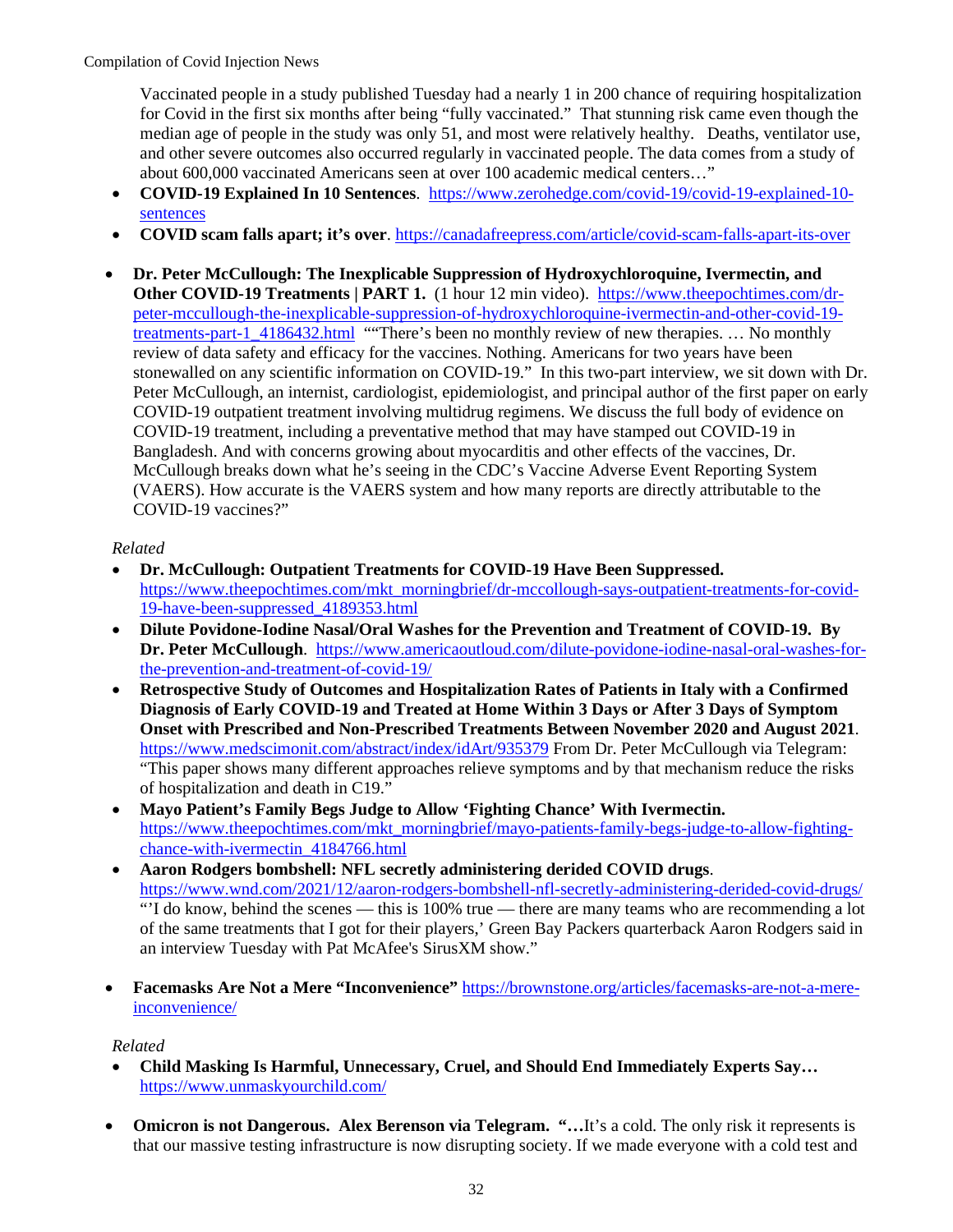Vaccinated people in a study published Tuesday had a nearly 1 in 200 chance of requiring hospitalization for Covid in the first six months after being "fully vaccinated." That stunning risk came even though the median age of people in the study was only 51, and most were relatively healthy. Deaths, ventilator use, and other severe outcomes also occurred regularly in vaccinated people. The data comes from a study of about 600,000 vaccinated Americans seen at over 100 academic medical centers…"

- **COVID-19 Explained In 10 Sentences**. https://www.zerohedge.com/covid-19/covid-19-explained-10-sentences
- **COVID scam falls apart; it's over**. https://canadafreepress.com/article/covid-scam-falls-apart-its-over

- **Dr. Peter McCullough: The Inexplicable Suppression of Hydroxychloroquine, Ivermectin, and Other COVID-19 Treatments | PART 1.** (1 hour 12 min video). https://www.theepochtimes.com/dr-peter-mccullough-the-inexplicable-suppression-of-hydroxychloroquine-ivermectin-and-other-covid-19-treatments-part-1_4186432.html ""There's been no monthly review of new therapies. … No monthly review of data safety and efficacy for the vaccines. Nothing. Americans for two years have been stonewalled on any scientific information on COVID-19." In this two-part interview, we sit down with Dr. Peter McCullough, an internist, cardiologist, epidemiologist, and principal author of the first paper on early COVID-19 outpatient treatment involving multidrug regimens. We discuss the full body of evidence on COVID-19 treatment, including a preventative method that may have stamped out COVID-19 in Bangladesh. And with concerns growing about myocarditis and other effects of the vaccines, Dr. McCullough breaks down what he's seeing in the CDC's Vaccine Adverse Event Reporting System (VAERS). How accurate is the VAERS system and how many reports are directly attributable to the COVID-19 vaccines?"

*Related*

- **Dr. McCullough: Outpatient Treatments for COVID-19 Have Been Suppressed.** https://www.theepochtimes.com/mkt_morningbrief/dr-mccollough-says-outpatient-treatments-for-covid-19-have-been-suppressed_4189353.html
- **Dilute Povidone-Iodine Nasal/Oral Washes for the Prevention and Treatment of COVID-19. By Dr. Peter McCullough**. https://www.americaoutloud.com/dilute-povidone-iodine-nasal-oral-washes-for-the-prevention-and-treatment-of-covid-19/
- **Retrospective Study of Outcomes and Hospitalization Rates of Patients in Italy with a Confirmed Diagnosis of Early COVID-19 and Treated at Home Within 3 Days or After 3 Days of Symptom Onset with Prescribed and Non-Prescribed Treatments Between November 2020 and August 2021**. https://www.medscimonit.com/abstract/index/idArt/935379 From Dr. Peter McCullough via Telegram: "This paper shows many different approaches relieve symptoms and by that mechanism reduce the risks of hospitalization and death in C19."
- **Mayo Patient's Family Begs Judge to Allow 'Fighting Chance' With Ivermectin.** https://www.theepochtimes.com/mkt_morningbrief/mayo-patients-family-begs-judge-to-allow-fighting-chance-with-ivermectin_4184766.html
- **Aaron Rodgers bombshell: NFL secretly administering derided COVID drugs**. https://www.wnd.com/2021/12/aaron-rodgers-bombshell-nfl-secretly-administering-derided-covid-drugs/ "'I do know, behind the scenes — this is 100% true — there are many teams who are recommending a lot of the same treatments that I got for their players,' Green Bay Packers quarterback Aaron Rodgers said in an interview Tuesday with Pat McAfee's SirusXM show."

- **Facemasks Are Not a Mere "Inconvenience"** https://brownstone.org/articles/facemasks-are-not-a-mere-inconvenience/

*Related*

- **Child Masking Is Harmful, Unnecessary, Cruel, and Should End Immediately Experts Say…** https://www.unmaskyourchild.com/

- **Omicron is not Dangerous. Alex Berenson via Telegram. "…**It's a cold. The only risk it represents is that our massive testing infrastructure is now disrupting society. If we made everyone with a cold test and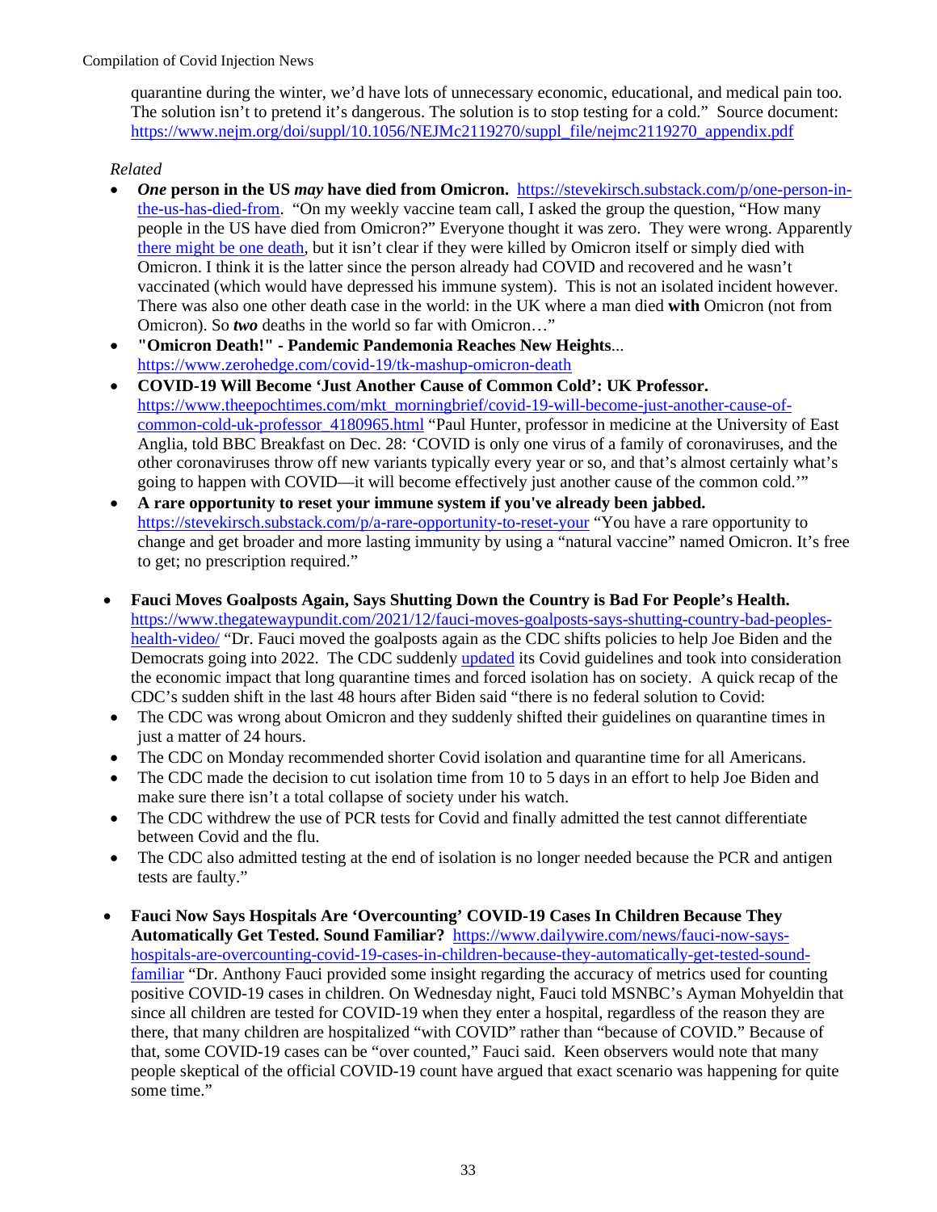quarantine during the winter, we'd have lots of unnecessary economic, educational, and medical pain too. The solution isn't to pretend it's dangerous. The solution is to stop testing for a cold." Source document: https://www.nejm.org/doi/suppl/10.1056/NEJMc2119270/suppl_file/nejmc2119270_appendix.pdf

*Related*

- ***One* person in the US *may* have died from Omicron.** https://stevekirsch.substack.com/p/one-person-in-the-us-has-died-from. "On my weekly vaccine team call, I asked the group the question, "How many people in the US have died from Omicron?" Everyone thought it was zero. They were wrong. Apparently there might be one death, but it isn't clear if they were killed by Omicron itself or simply died with Omicron. I think it is the latter since the person already had COVID and recovered and he wasn't vaccinated (which would have depressed his immune system). This is not an isolated incident however. There was also one other death case in the world: in the UK where a man died **with** Omicron (not from Omicron). So ***two*** deaths in the world so far with Omicron…"
- **"Omicron Death!" - Pandemic Pandemonia Reaches New Heights**... https://www.zerohedge.com/covid-19/tk-mashup-omicron-death
- **COVID-19 Will Become 'Just Another Cause of Common Cold': UK Professor.** https://www.theepochtimes.com/mkt_morningbrief/covid-19-will-become-just-another-cause-of-common-cold-uk-professor_4180965.html "Paul Hunter, professor in medicine at the University of East Anglia, told BBC Breakfast on Dec. 28: 'COVID is only one virus of a family of coronaviruses, and the other coronaviruses throw off new variants typically every year or so, and that's almost certainly what's going to happen with COVID—it will become effectively just another cause of the common cold.'"
- **A rare opportunity to reset your immune system if you've already been jabbed.** https://stevekirsch.substack.com/p/a-rare-opportunity-to-reset-your "You have a rare opportunity to change and get broader and more lasting immunity by using a "natural vaccine" named Omicron. It's free to get; no prescription required."

- **Fauci Moves Goalposts Again, Says Shutting Down the Country is Bad For People's Health.** https://www.thegatewaypundit.com/2021/12/fauci-moves-goalposts-says-shutting-country-bad-peoples-health-video/ "Dr. Fauci moved the goalposts again as the CDC shifts policies to help Joe Biden and the Democrats going into 2022. The CDC suddenly updated its Covid guidelines and took into consideration the economic impact that long quarantine times and forced isolation has on society. A quick recap of the CDC's sudden shift in the last 48 hours after Biden said "there is no federal solution to Covid:
- The CDC was wrong about Omicron and they suddenly shifted their guidelines on quarantine times in just a matter of 24 hours.
- The CDC on Monday recommended shorter Covid isolation and quarantine time for all Americans.
- The CDC made the decision to cut isolation time from 10 to 5 days in an effort to help Joe Biden and make sure there isn't a total collapse of society under his watch.
- The CDC withdrew the use of PCR tests for Covid and finally admitted the test cannot differentiate between Covid and the flu.
- The CDC also admitted testing at the end of isolation is no longer needed because the PCR and antigen tests are faulty."

- **Fauci Now Says Hospitals Are 'Overcounting' COVID-19 Cases In Children Because They Automatically Get Tested. Sound Familiar?** https://www.dailywire.com/news/fauci-now-says-hospitals-are-overcounting-covid-19-cases-in-children-because-they-automatically-get-tested-sound-familiar "Dr. Anthony Fauci provided some insight regarding the accuracy of metrics used for counting positive COVID-19 cases in children. On Wednesday night, Fauci told MSNBC's Ayman Mohyeldin that since all children are tested for COVID-19 when they enter a hospital, regardless of the reason they are there, that many children are hospitalized "with COVID" rather than "because of COVID." Because of that, some COVID-19 cases can be "over counted," Fauci said. Keen observers would note that many people skeptical of the official COVID-19 count have argued that exact scenario was happening for quite some time."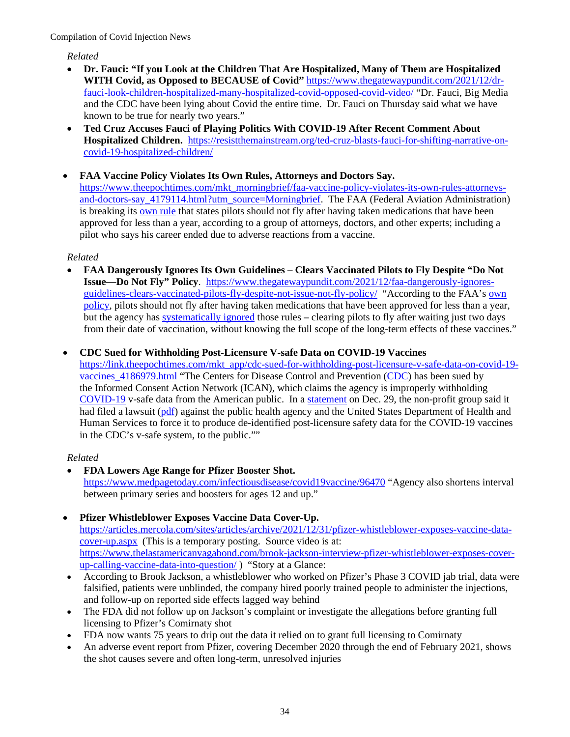*Related*

- **Dr. Fauci: "If you Look at the Children That Are Hospitalized, Many of Them are Hospitalized WITH Covid, as Opposed to BECAUSE of Covid"** https://www.thegatewaypundit.com/2021/12/dr-fauci-look-children-hospitalized-many-hospitalized-covid-opposed-covid-video/ "Dr. Fauci, Big Media and the CDC have been lying about Covid the entire time. Dr. Fauci on Thursday said what we have known to be true for nearly two years."
- **Ted Cruz Accuses Fauci of Playing Politics With COVID-19 After Recent Comment About Hospitalized Children.** https://resistthemainstream.org/ted-cruz-blasts-fauci-for-shifting-narrative-on-covid-19-hospitalized-children/

- **FAA Vaccine Policy Violates Its Own Rules, Attorneys and Doctors Say.** https://www.theepochtimes.com/mkt_morningbrief/faa-vaccine-policy-violates-its-own-rules-attorneys-and-doctors-say_4179114.html?utm_source=Morningbrief. The FAA (Federal Aviation Administration) is breaking its own rule that states pilots should not fly after having taken medications that have been approved for less than a year, according to a group of attorneys, doctors, and other experts; including a pilot who says his career ended due to adverse reactions from a vaccine.

*Related*

- **FAA Dangerously Ignores Its Own Guidelines – Clears Vaccinated Pilots to Fly Despite "Do Not Issue—Do Not Fly" Policy**. https://www.thegatewaypundit.com/2021/12/faa-dangerously-ignores-guidelines-clears-vaccinated-pilots-fly-despite-not-issue-not-fly-policy/ "According to the FAA's own policy, pilots should not fly after having taken medications that have been approved for less than a year, but the agency has systematically ignored those rules – clearing pilots to fly after waiting just two days from their date of vaccination, without knowing the full scope of the long-term effects of these vaccines."

- **CDC Sued for Withholding Post-Licensure V-safe Data on COVID-19 Vaccines** https://link.theepochtimes.com/mkt_app/cdc-sued-for-withholding-post-licensure-v-safe-data-on-covid-19-vaccines_4186979.html "The Centers for Disease Control and Prevention (CDC) has been sued by the Informed Consent Action Network (ICAN), which claims the agency is improperly withholding COVID-19 v-safe data from the American public. In a statement on Dec. 29, the non-profit group said it had filed a lawsuit (pdf) against the public health agency and the United States Department of Health and Human Services to force it to produce de-identified post-licensure safety data for the COVID-19 vaccines in the CDC's v-safe system, to the public.""

*Related*

- **FDA Lowers Age Range for Pfizer Booster Shot.** https://www.medpagetoday.com/infectiousdisease/covid19vaccine/96470 "Agency also shortens interval between primary series and boosters for ages 12 and up."

- **Pfizer Whistleblower Exposes Vaccine Data Cover-Up.** https://articles.mercola.com/sites/articles/archive/2021/12/31/pfizer-whistleblower-exposes-vaccine-data-cover-up.aspx (This is a temporary posting. Source video is at: https://www.thelastamericanvagabond.com/brook-jackson-interview-pfizer-whistleblower-exposes-cover-up-calling-vaccine-data-into-question/ ) "Story at a Glance:
- According to Brook Jackson, a whistleblower who worked on Pfizer's Phase 3 COVID jab trial, data were falsified, patients were unblinded, the company hired poorly trained people to administer the injections, and follow-up on reported side effects lagged way behind
- The FDA did not follow up on Jackson's complaint or investigate the allegations before granting full licensing to Pfizer's Comirnaty shot
- FDA now wants 75 years to drip out the data it relied on to grant full licensing to Comirnaty
- An adverse event report from Pfizer, covering December 2020 through the end of February 2021, shows the shot causes severe and often long-term, unresolved injuries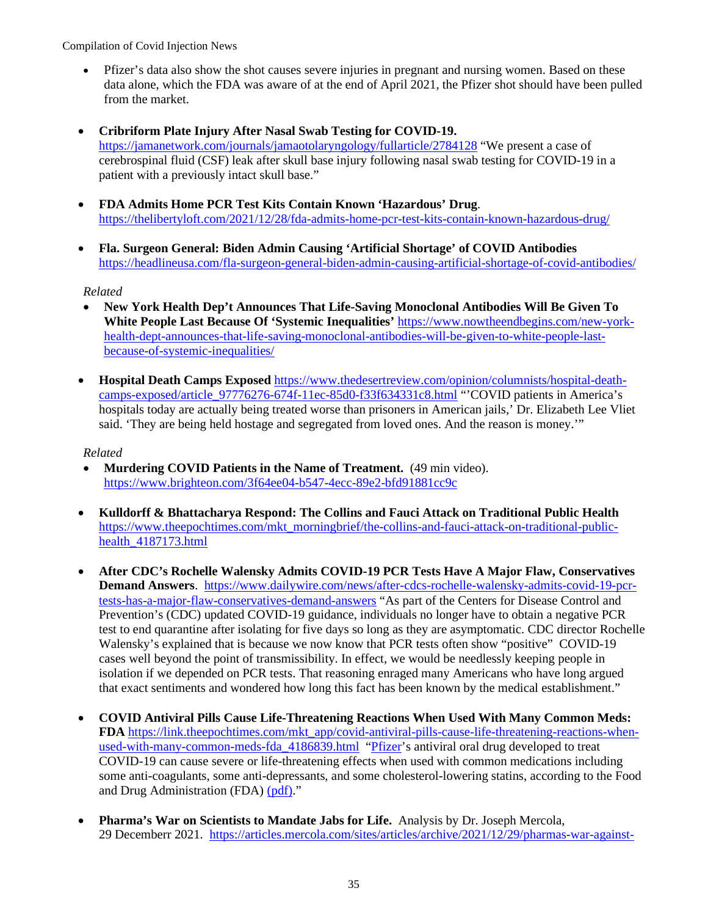- Pfizer's data also show the shot causes severe injuries in pregnant and nursing women. Based on these data alone, which the FDA was aware of at the end of April 2021, the Pfizer shot should have been pulled from the market.

- **Cribriform Plate Injury After Nasal Swab Testing for COVID-19.** https://jamanetwork.com/journals/jamaotolaryngology/fullarticle/2784128 "We present a case of cerebrospinal fluid (CSF) leak after skull base injury following nasal swab testing for COVID-19 in a patient with a previously intact skull base."

- **FDA Admits Home PCR Test Kits Contain Known 'Hazardous' Drug**. https://thelibertyloft.com/2021/12/28/fda-admits-home-pcr-test-kits-contain-known-hazardous-drug/

- **Fla. Surgeon General: Biden Admin Causing 'Artificial Shortage' of COVID Antibodies** https://headlineusa.com/fla-surgeon-general-biden-admin-causing-artificial-shortage-of-covid-antibodies/

*Related*

- **New York Health Dep't Announces That Life-Saving Monoclonal Antibodies Will Be Given To White People Last Because Of 'Systemic Inequalities'** https://www.nowtheendbegins.com/new-york-health-dept-announces-that-life-saving-monoclonal-antibodies-will-be-given-to-white-people-last-because-of-systemic-inequalities/

- **Hospital Death Camps Exposed** https://www.thedesertreview.com/opinion/columnists/hospital-death-camps-exposed/article_97776276-674f-11ec-85d0-f33f634331c8.html "'COVID patients in America's hospitals today are actually being treated worse than prisoners in American jails,' Dr. Elizabeth Lee Vliet said. 'They are being held hostage and segregated from loved ones. And the reason is money.'"

*Related*

- **Murdering COVID Patients in the Name of Treatment.** (49 min video). https://www.brighteon.com/3f64ee04-b547-4ecc-89e2-bfd91881cc9c

- **Kulldorff & Bhattacharya Respond: The Collins and Fauci Attack on Traditional Public Health** https://www.theepochtimes.com/mkt_morningbrief/the-collins-and-fauci-attack-on-traditional-public-health_4187173.html

- **After CDC's Rochelle Walensky Admits COVID-19 PCR Tests Have A Major Flaw, Conservatives Demand Answers**. https://www.dailywire.com/news/after-cdcs-rochelle-walensky-admits-covid-19-pcr-tests-has-a-major-flaw-conservatives-demand-answers "As part of the Centers for Disease Control and Prevention's (CDC) updated COVID-19 guidance, individuals no longer have to obtain a negative PCR test to end quarantine after isolating for five days so long as they are asymptomatic. CDC director Rochelle Walensky's explained that is because we now know that PCR tests often show "positive" COVID-19 cases well beyond the point of transmissibility. In effect, we would be needlessly keeping people in isolation if we depended on PCR tests. That reasoning enraged many Americans who have long argued that exact sentiments and wondered how long this fact has been known by the medical establishment."

- **COVID Antiviral Pills Cause Life-Threatening Reactions When Used With Many Common Meds: FDA** https://link.theepochtimes.com/mkt_app/covid-antiviral-pills-cause-life-threatening-reactions-when-used-with-many-common-meds-fda_4186839.html "Pfizer's antiviral oral drug developed to treat COVID-19 can cause severe or life-threatening effects when used with common medications including some anti-coagulants, some anti-depressants, and some cholesterol-lowering statins, according to the Food and Drug Administration (FDA) (pdf)."

- **Pharma's War on Scientists to Mandate Jabs for Life.** Analysis by Dr. Joseph Mercola, 29 Decemberr 2021. https://articles.mercola.com/sites/articles/archive/2021/12/29/pharmas-war-against-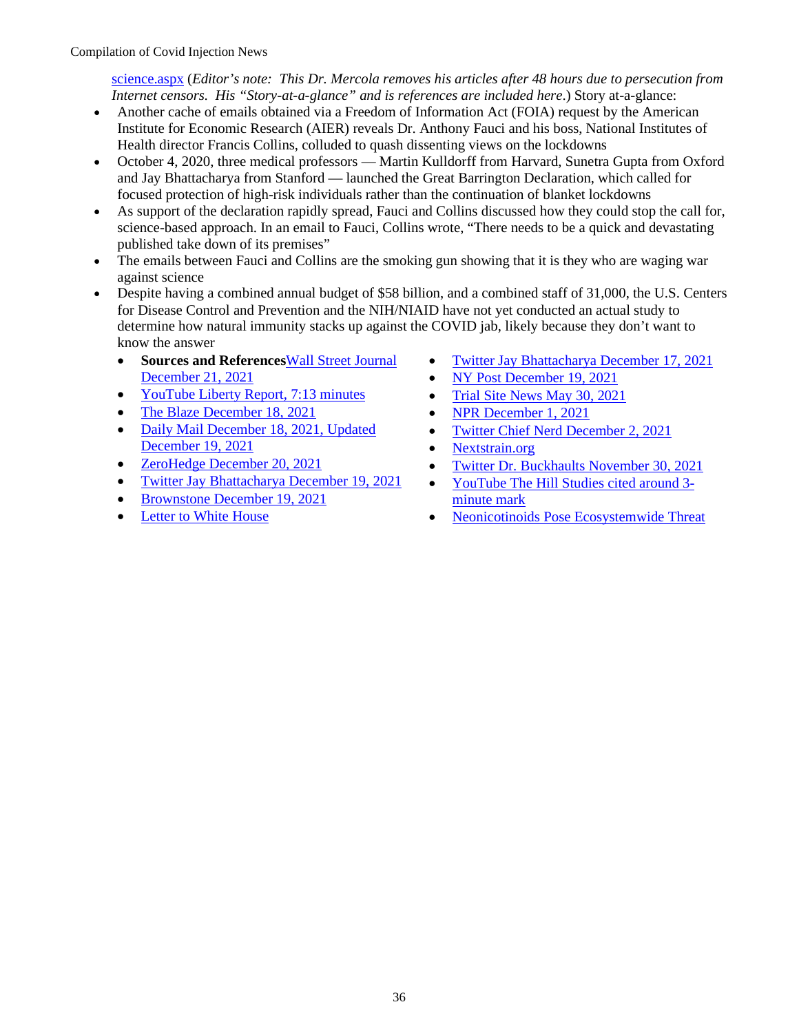science.aspx (*Editor's note: This Dr. Mercola removes his articles after 48 hours due to persecution from Internet censors. His "Story-at-a-glance" and is references are included here*.) Story at-a-glance:

- Another cache of emails obtained via a Freedom of Information Act (FOIA) request by the American Institute for Economic Research (AIER) reveals Dr. Anthony Fauci and his boss, National Institutes of Health director Francis Collins, colluded to quash dissenting views on the lockdowns
- October 4, 2020, three medical professors — Martin Kulldorff from Harvard, Sunetra Gupta from Oxford and Jay Bhattacharya from Stanford — launched the Great Barrington Declaration, which called for focused protection of high-risk individuals rather than the continuation of blanket lockdowns
- As support of the declaration rapidly spread, Fauci and Collins discussed how they could stop the call for, science-based approach. In an email to Fauci, Collins wrote, "There needs to be a quick and devastating published take down of its premises"
- The emails between Fauci and Collins are the smoking gun showing that it is they who are waging war against science
- Despite having a combined annual budget of $58 billion, and a combined staff of 31,000, the U.S. Centers for Disease Control and Prevention and the NIH/NIAID have not yet conducted an actual study to determine how natural immunity stacks up against the COVID jab, likely because they don't want to know the answer
  - **Sources and References**Wall Street Journal December 21, 2021
  - YouTube Liberty Report, 7:13 minutes
  - The Blaze December 18, 2021
  - Daily Mail December 18, 2021, Updated December 19, 2021
  - ZeroHedge December 20, 2021
  - Twitter Jay Bhattacharya December 19, 2021
  - Brownstone December 19, 2021
  - Letter to White House
  - Twitter Jay Bhattacharya December 17, 2021
  - NY Post December 19, 2021
  - Trial Site News May 30, 2021
  - NPR December 1, 2021
  - Twitter Chief Nerd December 2, 2021
  - Nextstrain.org
  - Twitter Dr. Buckhaults November 30, 2021
  - YouTube The Hill Studies cited around 3-minute mark
  - Neonicotinoids Pose Ecosystemwide Threat